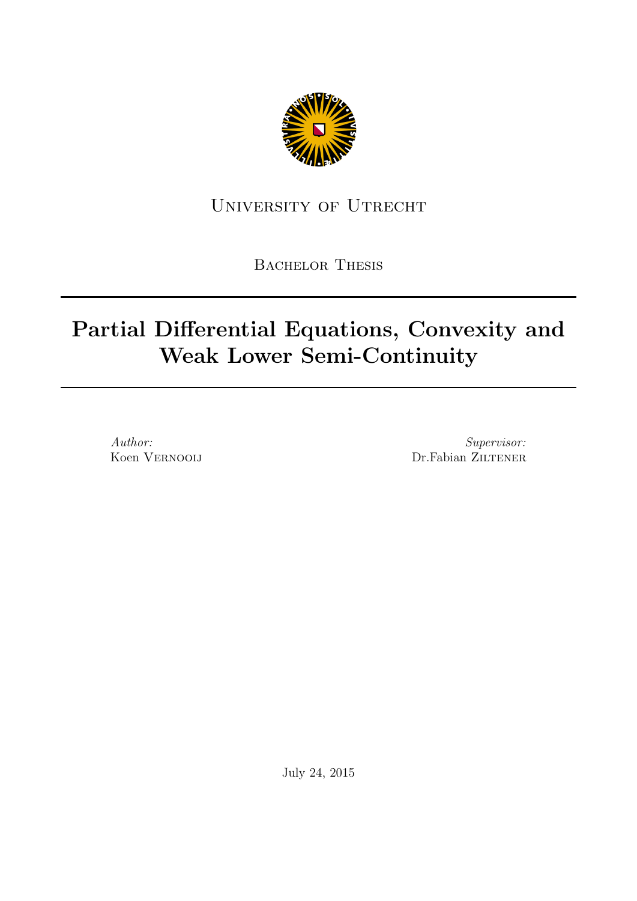University of Utrecht

Bachelor Thesis

# Partial Differential Equations, Convexity and Weak Lower Semi-Continuity

*Author:*
Koen Vernooij

*Supervisor:*
Dr.Fabian Ziltener

July 24, 2015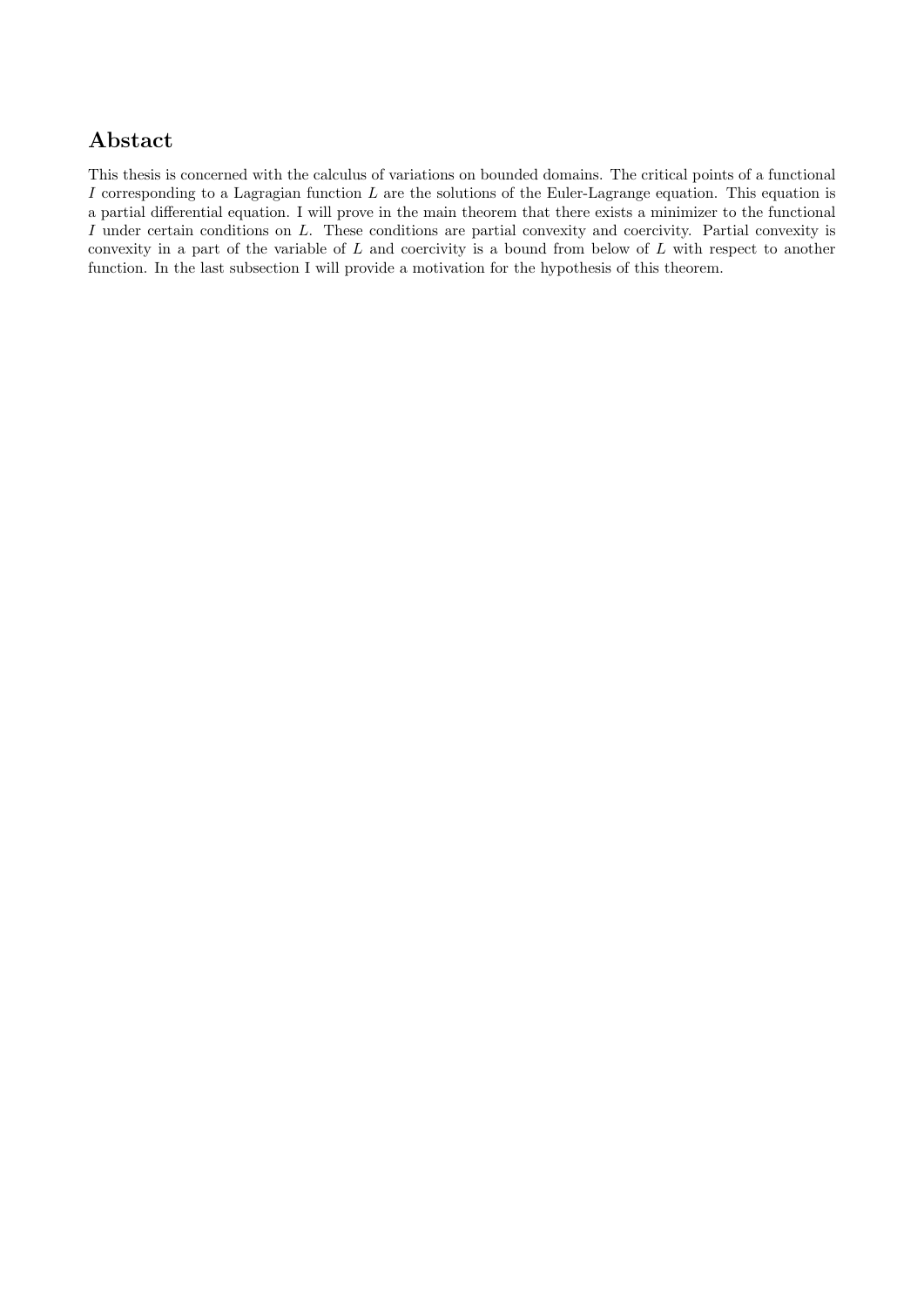## Abstact

This thesis is concerned with the calculus of variations on bounded domains. The critical points of a functional $I$ corresponding to a Lagragian function $L$ are the solutions of the Euler-Lagrange equation. This equation is a partial differential equation. I will prove in the main theorem that there exists a minimizer to the functional $I$ under certain conditions on $L$. These conditions are partial convexity and coercivity. Partial convexity is convexity in a part of the variable of $L$ and coercivity is a bound from below of $L$ with respect to another function. In the last subsection I will provide a motivation for the hypothesis of this theorem.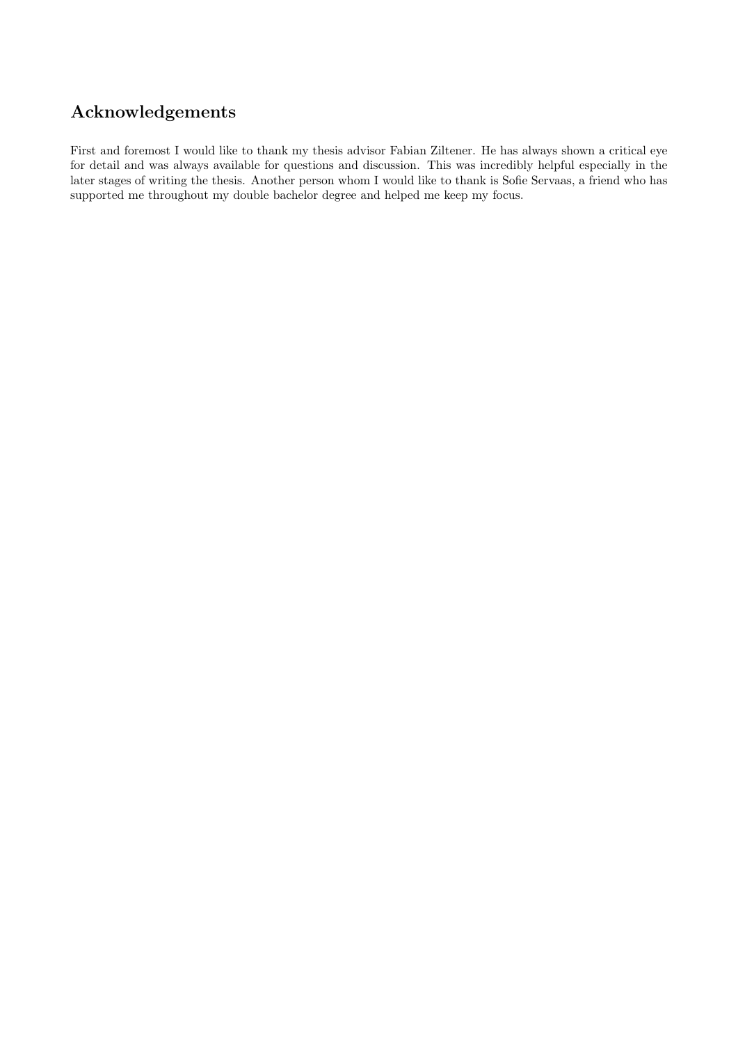## Acknowledgements

First and foremost I would like to thank my thesis advisor Fabian Ziltener. He has always shown a critical eye for detail and was always available for questions and discussion. This was incredibly helpful especially in the later stages of writing the thesis. Another person whom I would like to thank is Sofie Servaas, a friend who has supported me throughout my double bachelor degree and helped me keep my focus.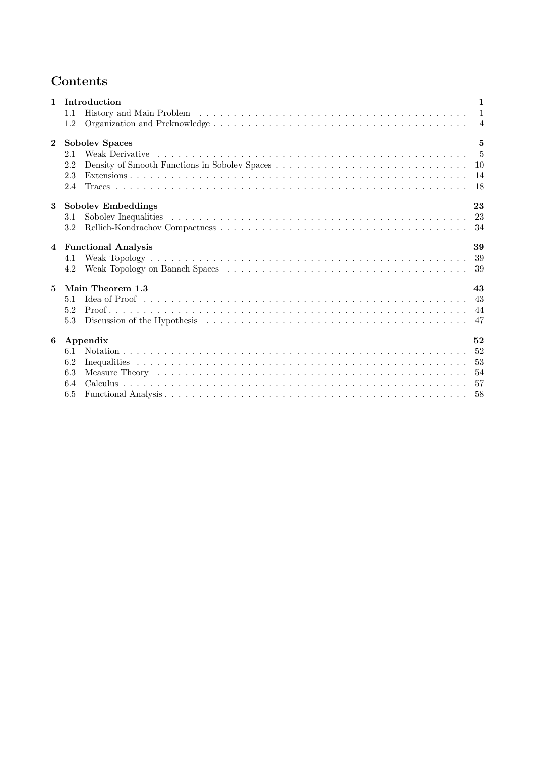# Contents

**1 Introduction** — **1**
- 1.1 History and Main Problem — 1
- 1.2 Organization and Preknowledge — 4

**2 Sobolev Spaces** — **5**
- 2.1 Weak Derivative — 5
- 2.2 Density of Smooth Functions in Sobolev Spaces — 10
- 2.3 Extensions — 14
- 2.4 Traces — 18

**3 Sobolev Embeddings** — **23**
- 3.1 Sobolev Inequalities — 23
- 3.2 Rellich-Kondrachov Compactness — 34

**4 Functional Analysis** — **39**
- 4.1 Weak Topology — 39
- 4.2 Weak Topology on Banach Spaces — 39

**5 Main Theorem 1.3** — **43**
- 5.1 Idea of Proof — 43
- 5.2 Proof — 44
- 5.3 Discussion of the Hypothesis — 47

**6 Appendix** — **52**
- 6.1 Notation — 52
- 6.2 Inequalities — 53
- 6.3 Measure Theory — 54
- 6.4 Calculus — 57
- 6.5 Functional Analysis — 58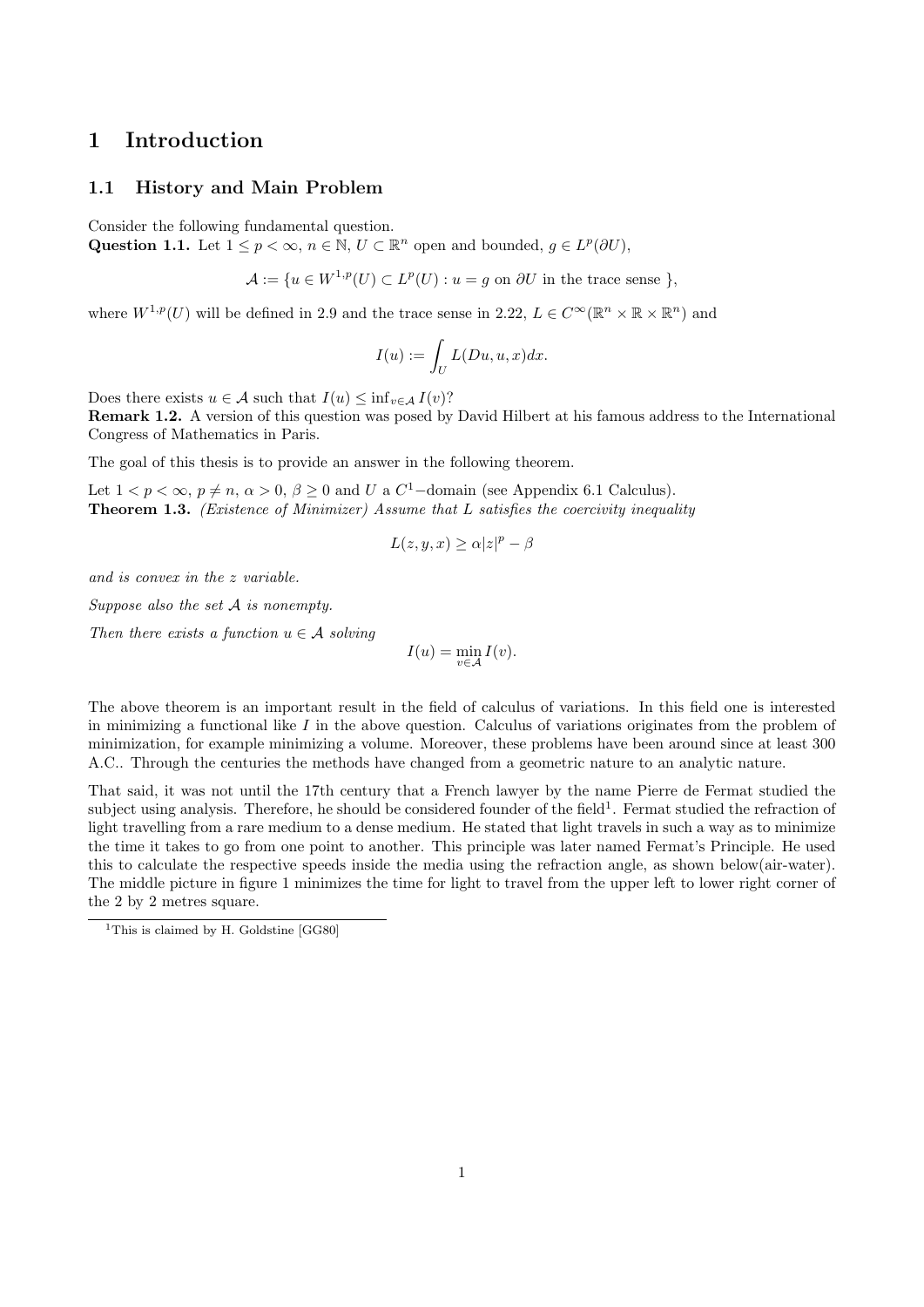# 1 Introduction

## 1.1 History and Main Problem

Consider the following fundamental question.

**Question 1.1.** Let $1 \leq p < \infty$, $n \in \mathbb{N}$, $U \subset \mathbb{R}^n$ open and bounded, $g \in L^p(\partial U)$,

$$\mathcal{A} := \{u \in W^{1,p}(U) \subset L^p(U) : u = g \text{ on } \partial U \text{ in the trace sense }\},$$

where $W^{1,p}(U)$ will be defined in 2.9 and the trace sense in 2.22, $L \in C^\infty(\mathbb{R}^n \times \mathbb{R} \times \mathbb{R}^n)$ and

$$I(u) := \int_U L(Du, u, x)dx.$$

Does there exists $u \in \mathcal{A}$ such that $I(u) \leq \inf_{v \in \mathcal{A}} I(v)$?

**Remark 1.2.** A version of this question was posed by David Hilbert at his famous address to the International Congress of Mathematics in Paris.

The goal of this thesis is to provide an answer in the following theorem.

Let $1 < p < \infty$, $p \neq n$, $\alpha > 0$, $\beta \geq 0$ and $U$ a $C^1-$domain (see Appendix 6.1 Calculus).

**Theorem 1.3.** *(Existence of Minimizer) Assume that $L$ satisfies the coercivity inequality*

$$L(z, y, x) \geq \alpha |z|^p - \beta$$

*and is convex in the $z$ variable.*

*Suppose also the set $\mathcal{A}$ is nonempty.*

*Then there exists a function $u \in \mathcal{A}$ solving*

$$I(u) = \min_{v \in \mathcal{A}} I(v).$$

The above theorem is an important result in the field of calculus of variations. In this field one is interested in minimizing a functional like $I$ in the above question. Calculus of variations originates from the problem of minimization, for example minimizing a volume. Moreover, these problems have been around since at least 300 A.C.. Through the centuries the methods have changed from a geometric nature to an analytic nature.

That said, it was not until the 17th century that a French lawyer by the name Pierre de Fermat studied the subject using analysis. Therefore, he should be considered founder of the field[1]. Fermat studied the refraction of light travelling from a rare medium to a dense medium. He stated that light travels in such a way as to minimize the time it takes to go from one point to another. This principle was later named Fermat's Principle. He used this to calculate the respective speeds inside the media using the refraction angle, as shown below(air-water). The middle picture in figure 1 minimizes the time for light to travel from the upper left to lower right corner of the 2 by 2 metres square.

[1] This is claimed by H. Goldstine [GG80]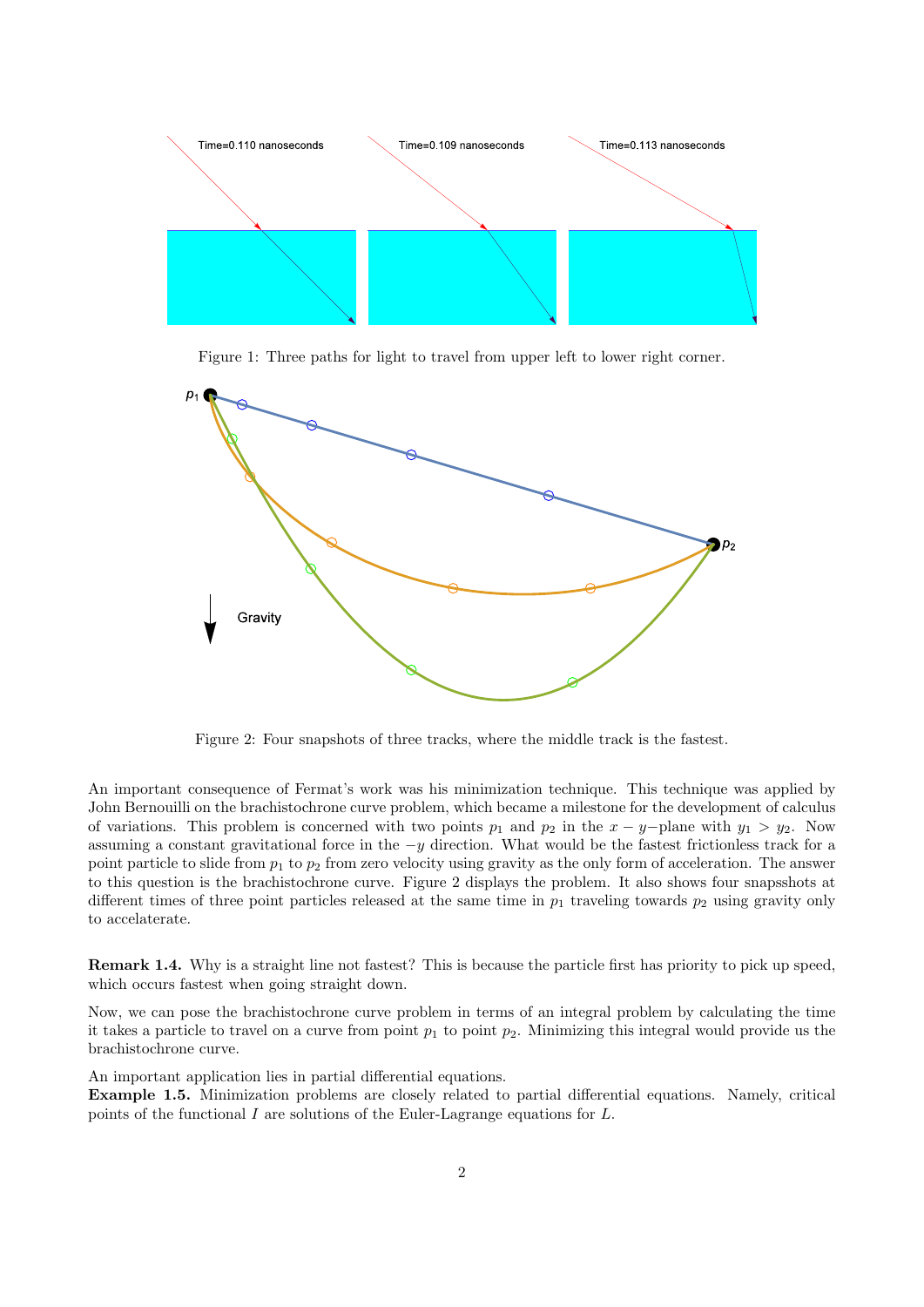Figure 1: Three paths for light to travel from upper left to lower right corner.

Figure 2: Four snapshots of three tracks, where the middle track is the fastest.

An important consequence of Fermat's work was his minimization technique. This technique was applied by John Bernouilli on the brachistochrone curve problem, which became a milestone for the development of calculus of variations. This problem is concerned with two points $p_1$ and $p_2$ in the $x-y-$plane with $y_1 > y_2$. Now assuming a constant gravitational force in the $-y$ direction. What would be the fastest frictionless track for a point particle to slide from $p_1$ to $p_2$ from zero velocity using gravity as the only form of acceleration. The answer to this question is the brachistochrone curve. Figure 2 displays the problem. It also shows four snapsshots at different times of three point particles released at the same time in $p_1$ traveling towards $p_2$ using gravity only to accelaterate.

**Remark 1.4.** Why is a straight line not fastest? This is because the particle first has priority to pick up speed, which occurs fastest when going straight down.

Now, we can pose the brachistochrone curve problem in terms of an integral problem by calculating the time it takes a particle to travel on a curve from point $p_1$ to point $p_2$. Minimizing this integral would provide us the brachistochrone curve.

An important application lies in partial differential equations.

**Example 1.5.** Minimization problems are closely related to partial differential equations. Namely, critical points of the functional $I$ are solutions of the Euler-Lagrange equations for $L$.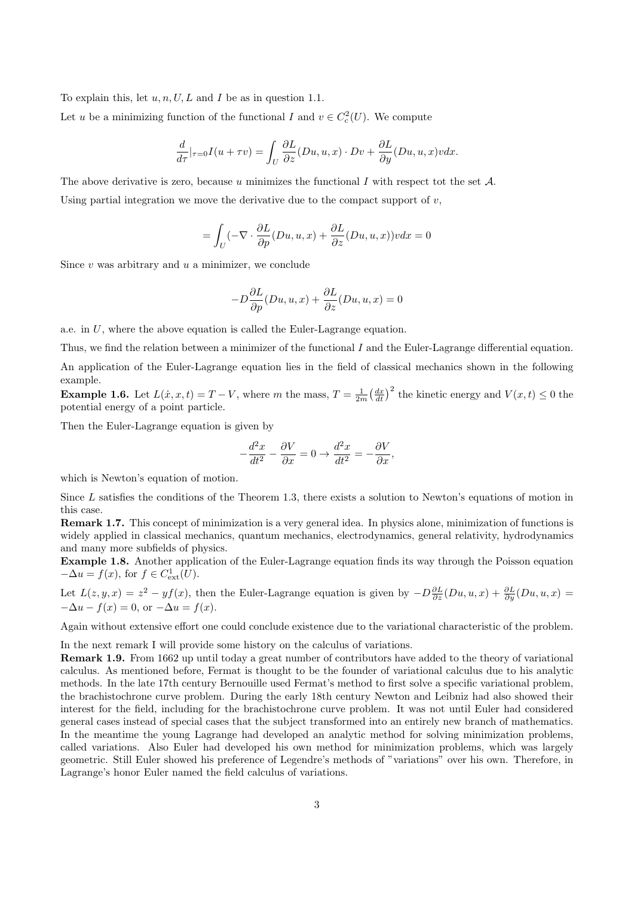To explain this, let $u, n, U, L$ and $I$ be as in question 1.1.

Let $u$ be a minimizing function of the functional $I$ and $v \in C_c^2(U)$. We compute

$$\frac{d}{d\tau}|_{\tau=0} I(u + \tau v) = \int_U \frac{\partial L}{\partial z}(Du, u, x) \cdot Dv + \frac{\partial L}{\partial y}(Du, u, x) v dx.$$

The above derivative is zero, because $u$ minimizes the functional $I$ with respect tot the set $\mathcal{A}$.

Using partial integration we move the derivative due to the compact support of $v$,

$$= \int_U (-\nabla \cdot \frac{\partial L}{\partial p}(Du, u, x) + \frac{\partial L}{\partial z}(Du, u, x)) v dx = 0$$

Since $v$ was arbitrary and $u$ a minimizer, we conclude

$$-D\frac{\partial L}{\partial p}(Du, u, x) + \frac{\partial L}{\partial z}(Du, u, x) = 0$$

a.e. in $U$, where the above equation is called the Euler-Lagrange equation.

Thus, we find the relation between a minimizer of the functional $I$ and the Euler-Lagrange differential equation.

An application of the Euler-Lagrange equation lies in the field of classical mechanics shown in the following example.

**Example 1.6.** Let $L(\dot{x}, x, t) = T - V$, where $m$ the mass, $T = \frac{1}{2m}\left(\frac{dx}{dt}\right)^2$ the kinetic energy and $V(x, t) \leq 0$ the potential energy of a point particle.

Then the Euler-Lagrange equation is given by

$$-\frac{d^2x}{dt^2} - \frac{\partial V}{\partial x} = 0 \to \frac{d^2x}{dt^2} = -\frac{\partial V}{\partial x},$$

which is Newton's equation of motion.

Since $L$ satisfies the conditions of the Theorem 1.3, there exists a solution to Newton's equations of motion in this case.

**Remark 1.7.** This concept of minimization is a very general idea. In physics alone, minimization of functions is widely applied in classical mechanics, quantum mechanics, electrodynamics, general relativity, hydrodynamics and many more subfields of physics.

**Example 1.8.** Another application of the Euler-Lagrange equation finds its way through the Poisson equation $-\Delta u = f(x)$, for $f \in C^1_{\text{ext}}(U)$.

Let $L(z, y, x) = z^2 - yf(x)$, then the Euler-Lagrange equation is given by $-D\frac{\partial L}{\partial z}(Du, u, x) + \frac{\partial L}{\partial y}(Du, u, x) = -\Delta u - f(x) = 0$, or $-\Delta u = f(x)$.

Again without extensive effort one could conclude existence due to the variational characteristic of the problem.

In the next remark I will provide some history on the calculus of variations.

**Remark 1.9.** From 1662 up until today a great number of contributors have added to the theory of variational calculus. As mentioned before, Fermat is thought to be the founder of variational calculus due to his analytic methods. In the late 17th century Bernouille used Fermat's method to first solve a specific variational problem, the brachistochrone curve problem. During the early 18th century Newton and Leibniz had also showed their interest for the field, including for the brachistochrone curve problem. It was not until Euler had considered general cases instead of special cases that the subject transformed into an entirely new branch of mathematics. In the meantime the young Lagrange had developed an analytic method for solving minimization problems, called variations. Also Euler had developed his own method for minimization problems, which was largely geometric. Still Euler showed his preference of Legendre's methods of "variations" over his own. Therefore, in Lagrange's honor Euler named the field calculus of variations.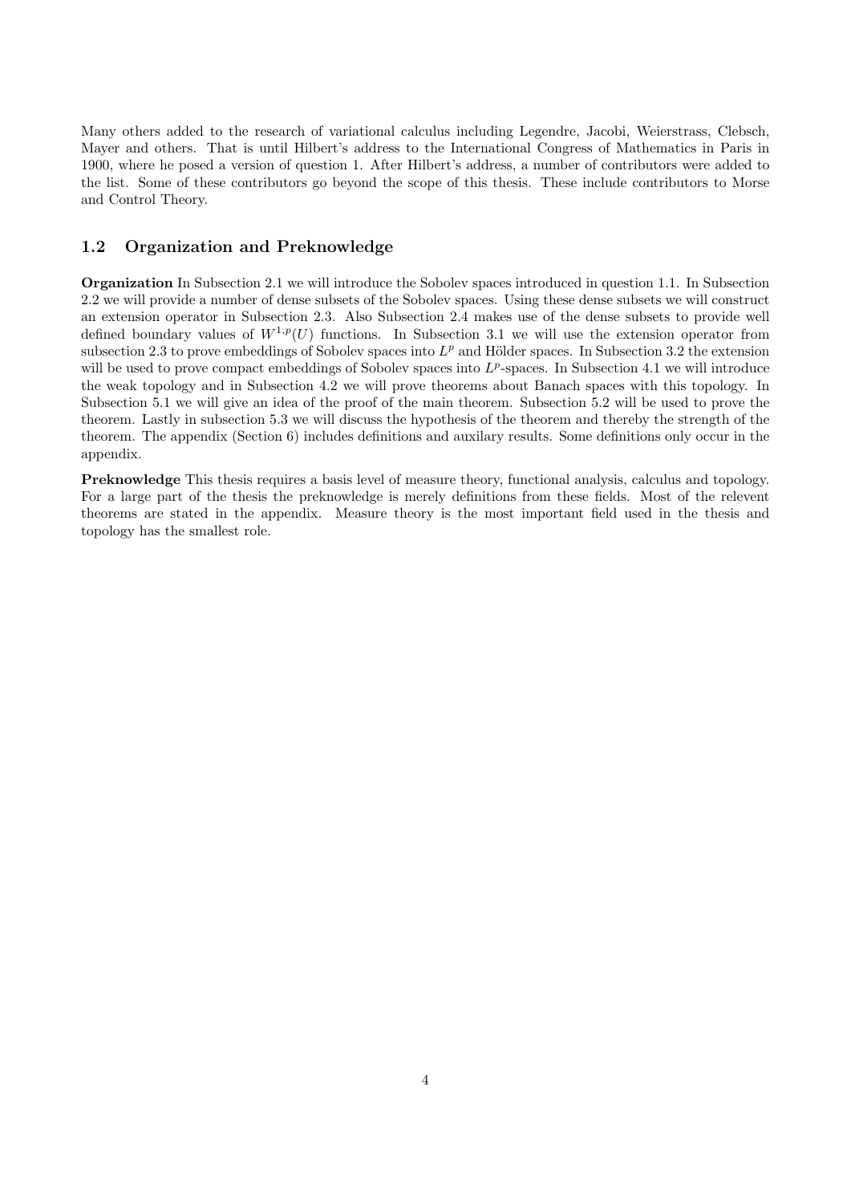Many others added to the research of variational calculus including Legendre, Jacobi, Weierstrass, Clebsch, Mayer and others. That is until Hilbert's address to the International Congress of Mathematics in Paris in 1900, where he posed a version of question 1. After Hilbert's address, a number of contributors were added to the list. Some of these contributors go beyond the scope of this thesis. These include contributors to Morse and Control Theory.

## 1.2 Organization and Preknowledge

**Organization** In Subsection 2.1 we will introduce the Sobolev spaces introduced in question 1.1. In Subsection 2.2 we will provide a number of dense subsets of the Sobolev spaces. Using these dense subsets we will construct an extension operator in Subsection 2.3. Also Subsection 2.4 makes use of the dense subsets to provide well defined boundary values of $W^{1,p}(U)$ functions. In Subsection 3.1 we will use the extension operator from subsection 2.3 to prove embeddings of Sobolev spaces into $L^p$ and Hölder spaces. In Subsection 3.2 the extension will be used to prove compact embeddings of Sobolev spaces into $L^p$-spaces. In Subsection 4.1 we will introduce the weak topology and in Subsection 4.2 we will prove theorems about Banach spaces with this topology. In Subsection 5.1 we will give an idea of the proof of the main theorem. Subsection 5.2 will be used to prove the theorem. Lastly in subsection 5.3 we will discuss the hypothesis of the theorem and thereby the strength of the theorem. The appendix (Section 6) includes definitions and auxilary results. Some definitions only occur in the appendix.

**Preknowledge** This thesis requires a basis level of measure theory, functional analysis, calculus and topology. For a large part of the thesis the preknowledge is merely definitions from these fields. Most of the relevent theorems are stated in the appendix. Measure theory is the most important field used in the thesis and topology has the smallest role.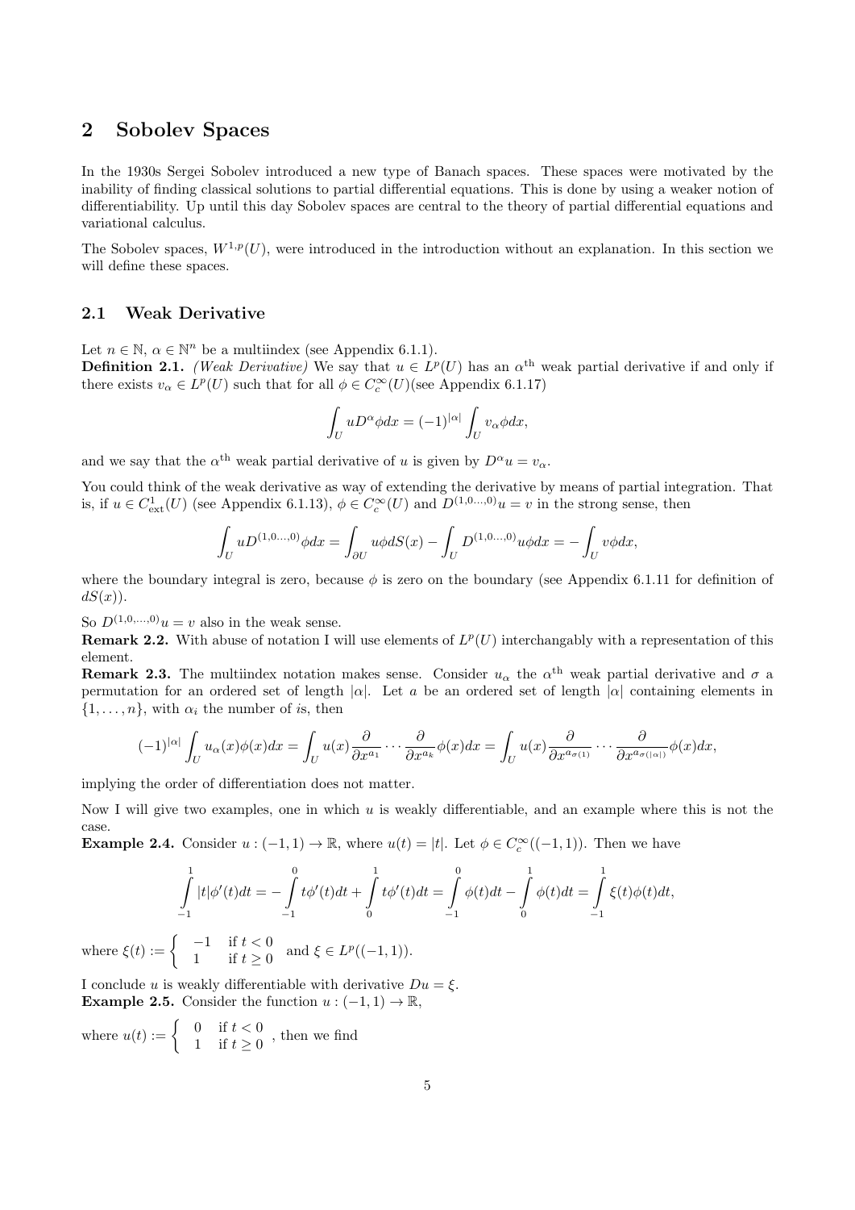## 2 Sobolev Spaces

In the 1930s Sergei Sobolev introduced a new type of Banach spaces. These spaces were motivated by the inability of finding classical solutions to partial differential equations. This is done by using a weaker notion of differentiability. Up until this day Sobolev spaces are central to the theory of partial differential equations and variational calculus.

The Sobolev spaces, $W^{1,p}(U)$, were introduced in the introduction without an explanation. In this section we will define these spaces.

### 2.1 Weak Derivative

Let $n \in \mathbb{N}$, $\alpha \in \mathbb{N}^n$ be a multiindex (see Appendix 6.1.1).

**Definition 2.1.** *(Weak Derivative)* We say that $u \in L^p(U)$ has an $\alpha^{\text{th}}$ weak partial derivative if and only if there exists $v_\alpha \in L^p(U)$ such that for all $\phi \in C_c^\infty(U)$(see Appendix 6.1.17)

$$\int_U u D^\alpha \phi dx = (-1)^{|\alpha|} \int_U v_\alpha \phi dx,$$

and we say that the $\alpha^{\text{th}}$ weak partial derivative of $u$ is given by $D^\alpha u = v_\alpha$.

You could think of the weak derivative as way of extending the derivative by means of partial integration. That is, if $u \in C^1_{\text{ext}}(U)$ (see Appendix 6.1.13), $\phi \in C_c^\infty(U)$ and $D^{(1,0\ldots,0)}u = v$ in the strong sense, then

$$\int_U u D^{(1,0\ldots,0)} \phi dx = \int_{\partial U} u\phi dS(x) - \int_U D^{(1,0\ldots,0)} u\phi dx = -\int_U v\phi dx,$$

where the boundary integral is zero, because $\phi$ is zero on the boundary (see Appendix 6.1.11 for definition of $dS(x)$).

So $D^{(1,0,\ldots,0)}u = v$ also in the weak sense.

**Remark 2.2.** With abuse of notation I will use elements of $L^p(U)$ interchangably with a representation of this element.

**Remark 2.3.** The multiindex notation makes sense. Consider $u_\alpha$ the $\alpha^{\text{th}}$ weak partial derivative and $\sigma$ a permutation for an ordered set of length $|\alpha|$. Let $a$ be an ordered set of length $|\alpha|$ containing elements in $\{1, \ldots, n\}$, with $\alpha_i$ the number of $i$s, then

$$(-1)^{|\alpha|} \int_U u_\alpha(x)\phi(x)dx = \int_U u(x) \frac{\partial}{\partial x^{a_1}} \cdots \frac{\partial}{\partial x^{a_k}} \phi(x) dx = \int_U u(x) \frac{\partial}{\partial x^{a_{\sigma(1)}}} \cdots \frac{\partial}{\partial x^{a_{\sigma(|\alpha|)}}} \phi(x) dx,$$

implying the order of differentiation does not matter.

Now I will give two examples, one in which $u$ is weakly differentiable, and an example where this is not the case.

**Example 2.4.** Consider $u : (-1, 1) \to \mathbb{R}$, where $u(t) = |t|$. Let $\phi \in C_c^\infty((-1, 1))$. Then we have

$$\int_{-1}^{1} |t|\phi'(t)dt = -\int_{-1}^{0} t\phi'(t)dt + \int_{0}^{1} t\phi'(t)dt = \int_{-1}^{0} \phi(t)dt - \int_{0}^{1} \phi(t)dt = \int_{-1}^{1} \xi(t)\phi(t)dt,$$

where $\xi(t) := \begin{cases} -1 & \text{if } t < 0 \\ 1 & \text{if } t \geq 0 \end{cases}$ and $\xi \in L^p((-1, 1))$.

I conclude $u$ is weakly differentiable with derivative $Du = \xi$.

**Example 2.5.** Consider the function $u : (-1, 1) \to \mathbb{R}$,

where $u(t) := \begin{cases} 0 & \text{if } t < 0 \\ 1 & \text{if } t \geq 0 \end{cases}$, then we find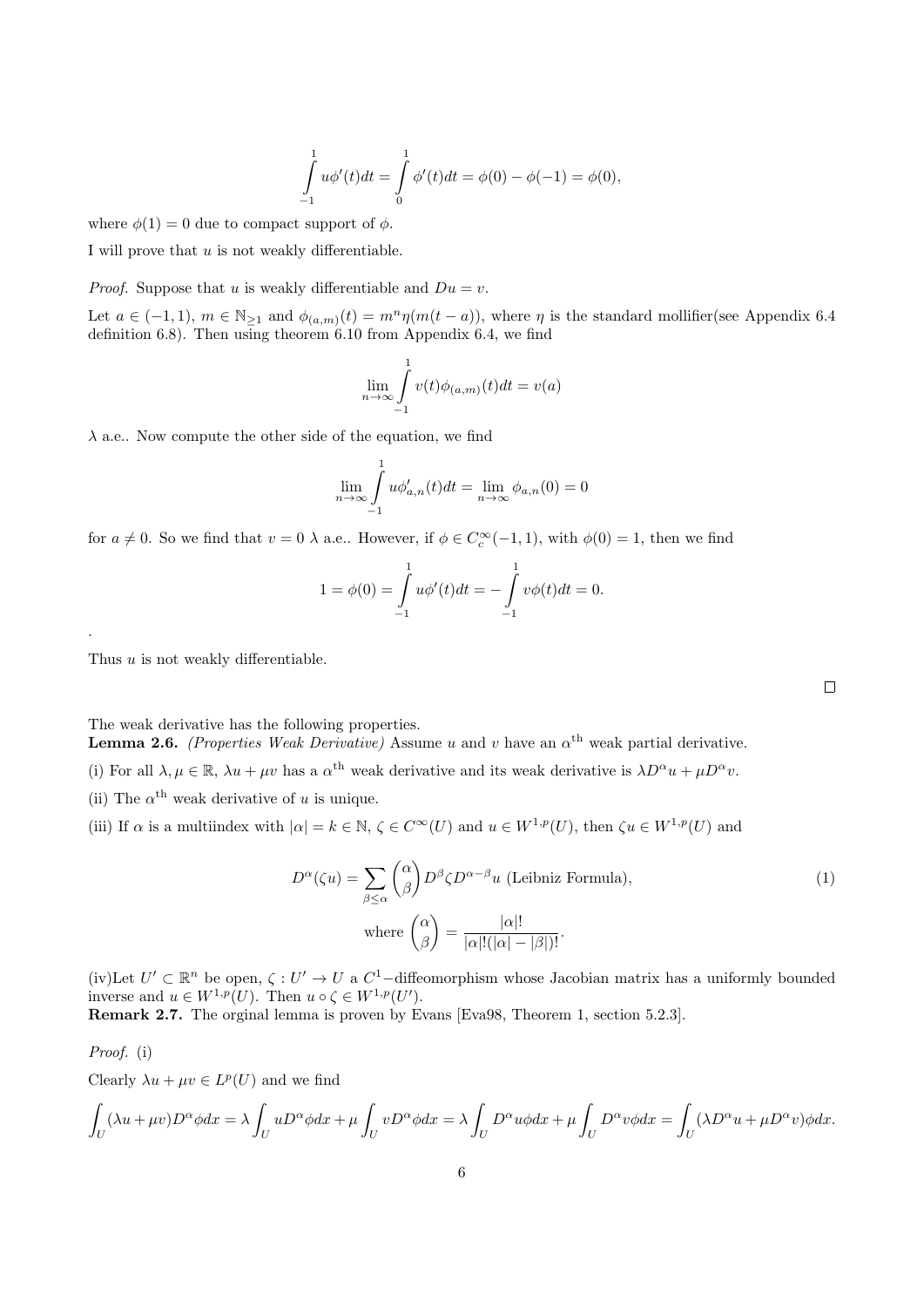$$\int_{-1}^{1} u\phi'(t)dt = \int_{0}^{1} \phi'(t)dt = \phi(0) - \phi(-1) = \phi(0),$$

where $\phi(1) = 0$ due to compact support of $\phi$.

I will prove that $u$ is not weakly differentiable.

*Proof.* Suppose that $u$ is weakly differentiable and $Du = v$.

Let $a \in (-1,1)$, $m \in \mathbb{N}_{\geq 1}$ and $\phi_{(a,m)}(t) = m^n\eta(m(t-a))$, where $\eta$ is the standard mollifier(see Appendix 6.4 definition 6.8). Then using theorem 6.10 from Appendix 6.4, we find

$$\lim_{n\to\infty} \int_{-1}^{1} v(t)\phi_{(a,m)}(t)dt = v(a)$$

$\lambda$ a.e.. Now compute the other side of the equation, we find

$$\lim_{n\to\infty} \int_{-1}^{1} u\phi'_{a,n}(t)dt = \lim_{n\to\infty} \phi_{a,n}(0) = 0$$

for $a \neq 0$. So we find that $v = 0$ $\lambda$ a.e.. However, if $\phi \in C_c^{\infty}(-1,1)$, with $\phi(0) = 1$, then we find

$$1 = \phi(0) = \int_{-1}^{1} u\phi'(t)dt = -\int_{-1}^{1} v\phi(t)dt = 0.$$

.

Thus $u$ is not weakly differentiable.

∎

The weak derivative has the following properties.

**Lemma 2.6.** *(Properties Weak Derivative) Assume $u$ and $v$ have an $\alpha^{\text{th}}$ weak partial derivative.*

*(i) For all $\lambda, \mu \in \mathbb{R}$, $\lambda u + \mu v$ has a $\alpha^{\text{th}}$ weak derivative and its weak derivative is $\lambda D^\alpha u + \mu D^\alpha v$.*

*(ii) The $\alpha^{\text{th}}$ weak derivative of $u$ is unique.*

*(iii) If $\alpha$ is a multiindex with $|\alpha| = k \in \mathbb{N}$, $\zeta \in C^\infty(U)$ and $u \in W^{1,p}(U)$, then $\zeta u \in W^{1,p}(U)$ and*

$$D^\alpha(\zeta u) = \sum_{\beta \leq \alpha} \binom{\alpha}{\beta} D^\beta \zeta D^{\alpha-\beta} u \text{ (Leibniz Formula)}, \tag{1}$$

$$\text{where } \binom{\alpha}{\beta} = \frac{|\alpha|!}{|\alpha|!(|\alpha| - |\beta|)!}.$$

*(iv)Let $U' \subset \mathbb{R}^n$ be open, $\zeta : U' \to U$ a $C^1-$diffeomorphism whose Jacobian matrix has a uniformly bounded inverse and $u \in W^{1,p}(U)$. Then $u \circ \zeta \in W^{1,p}(U')$.*

**Remark 2.7.** The orginal lemma is proven by Evans [Eva98, Theorem 1, section 5.2.3].

*Proof.* (i)

Clearly $\lambda u + \mu v \in L^p(U)$ and we find

$$\int_U (\lambda u + \mu v) D^\alpha \phi dx = \lambda \int_U u D^\alpha \phi dx + \mu \int_U v D^\alpha \phi dx = \lambda \int_U D^\alpha u \phi dx + \mu \int_U D^\alpha v \phi dx = \int_U (\lambda D^\alpha u + \mu D^\alpha v)\phi dx.$$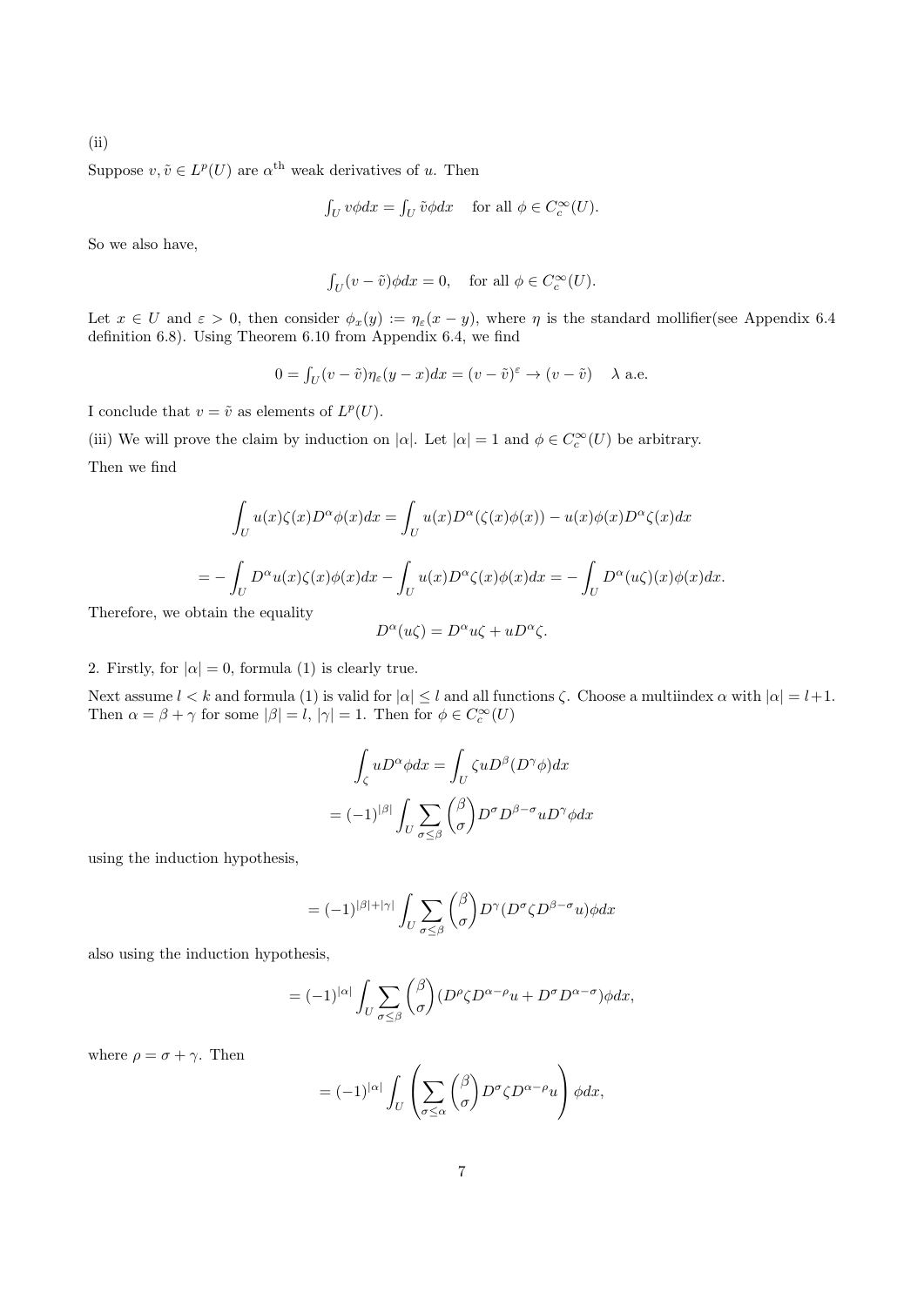(ii)

Suppose $v, \tilde{v} \in L^p(U)$ are $\alpha^{\text{th}}$ weak derivatives of $u$. Then

$$\int_U v\phi dx = \int_U \tilde{v}\phi dx \quad \text{for all } \phi \in C_c^\infty(U).$$

So we also have,

$$\int_U (v - \tilde{v})\phi dx = 0, \quad \text{for all } \phi \in C_c^\infty(U).$$

Let $x \in U$ and $\varepsilon > 0$, then consider $\phi_x(y) := \eta_\varepsilon(x - y)$, where $\eta$ is the standard mollifier(see Appendix 6.4 definition 6.8). Using Theorem 6.10 from Appendix 6.4, we find

$$0 = \int_U (v - \tilde{v})\eta_\varepsilon(y - x)dx = (v - \tilde{v})^\varepsilon \to (v - \tilde{v}) \quad \lambda \text{ a.e.}$$

I conclude that $v = \tilde{v}$ as elements of $L^p(U)$.

(iii) We will prove the claim by induction on $|\alpha|$. Let $|\alpha| = 1$ and $\phi \in C_c^\infty(U)$ be arbitrary.

Then we find

$$\int_U u(x)\zeta(x)D^\alpha\phi(x)dx = \int_U u(x)D^\alpha(\zeta(x)\phi(x)) - u(x)\phi(x)D^\alpha\zeta(x)dx$$

$$= -\int_U D^\alpha u(x)\zeta(x)\phi(x)dx - \int_U u(x)D^\alpha\zeta(x)\phi(x)dx = -\int_U D^\alpha(u\zeta)(x)\phi(x)dx.$$

Therefore, we obtain the equality

$$D^\alpha(u\zeta) = D^\alpha u\zeta + uD^\alpha\zeta.$$

2. Firstly, for $|\alpha| = 0$, formula (1) is clearly true.

Next assume $l < k$ and formula (1) is valid for $|\alpha| \leq l$ and all functions $\zeta$. Choose a multiindex $\alpha$ with $|\alpha| = l+1$. Then $\alpha = \beta + \gamma$ for some $|\beta| = l$, $|\gamma| = 1$. Then for $\phi \in C_c^\infty(U)$

$$\int_\zeta uD^\alpha\phi dx = \int_U \zeta uD^\beta(D^\gamma\phi)dx$$

$$= (-1)^{|\beta|}\int_U \sum_{\sigma\leq\beta}\binom{\beta}{\sigma}D^\sigma D^{\beta-\sigma}uD^\gamma\phi dx$$

using the induction hypothesis,

$$= (-1)^{|\beta|+|\gamma|}\int_U \sum_{\sigma\leq\beta}\binom{\beta}{\sigma}D^\gamma(D^\sigma\zeta D^{\beta-\sigma}u)\phi dx$$

also using the induction hypothesis,

$$= (-1)^{|\alpha|}\int_U \sum_{\sigma\leq\beta}\binom{\beta}{\sigma}(D^\rho\zeta D^{\alpha-\rho}u + D^\sigma D^{\alpha-\sigma})\phi dx,$$

where $\rho = \sigma + \gamma$. Then

$$= (-1)^{|\alpha|}\int_U \left(\sum_{\sigma\leq\alpha}\binom{\beta}{\sigma}D^\sigma\zeta D^{\alpha-\rho}u\right)\phi dx,$$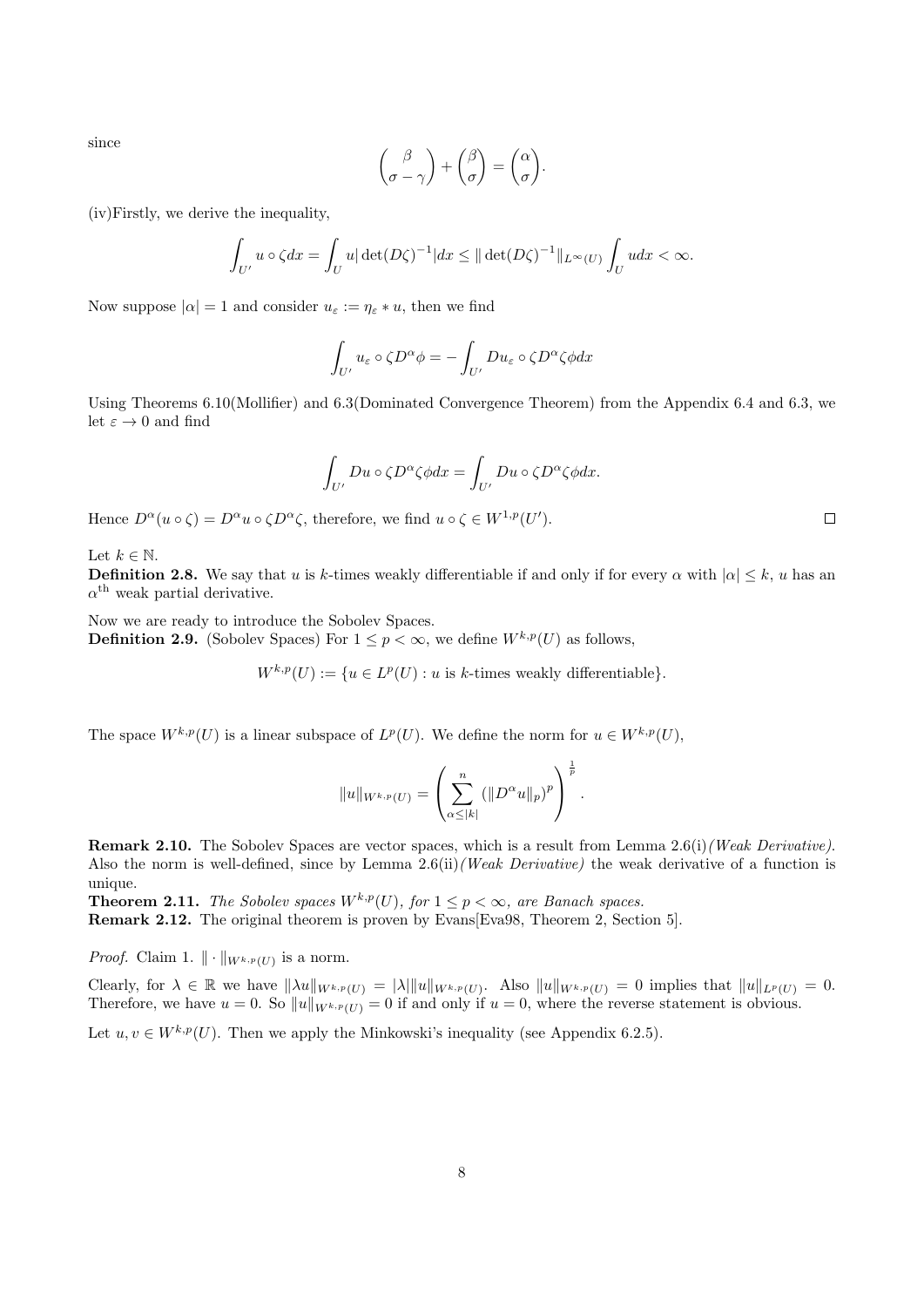since

$$\binom{\beta}{\sigma-\gamma}+\binom{\beta}{\sigma}=\binom{\alpha}{\sigma}.$$

(iv)Firstly, we derive the inequality,

$$\int_{U'} u\circ\zeta dx = \int_U u|\det(D\zeta)^{-1}|dx \leq \|\det(D\zeta)^{-1}\|_{L^\infty(U)}\int_U u dx < \infty.$$

Now suppose $|\alpha|=1$ and consider $u_\varepsilon := \eta_\varepsilon * u$, then we find

$$\int_{U'} u_\varepsilon\circ\zeta D^\alpha\phi = -\int_{U'} Du_\varepsilon\circ\zeta D^\alpha\zeta\phi dx$$

Using Theorems 6.10(Mollifier) and 6.3(Dominated Convergence Theorem) from the Appendix 6.4 and 6.3, we let $\varepsilon\to 0$ and find

$$\int_{U'} Du\circ\zeta D^\alpha\zeta\phi dx = \int_{U'} Du\circ\zeta D^\alpha\zeta\phi dx.$$

Hence $D^\alpha(u\circ\zeta) = D^\alpha u\circ\zeta D^\alpha\zeta$, therefore, we find $u\circ\zeta\in W^{1,p}(U')$. ☐

Let $k\in\mathbb{N}$.

**Definition 2.8.** We say that $u$ is $k$-times weakly differentiable if and only if for every $\alpha$ with $|\alpha|\leq k$, $u$ has an $\alpha^{\text{th}}$ weak partial derivative.

Now we are ready to introduce the Sobolev Spaces.

**Definition 2.9.** (Sobolev Spaces) For $1\leq p<\infty$, we define $W^{k,p}(U)$ as follows,

$$W^{k,p}(U) := \{u\in L^p(U) : u \text{ is } k\text{-times weakly differentiable}\}.$$

The space $W^{k,p}(U)$ is a linear subspace of $L^p(U)$. We define the norm for $u\in W^{k,p}(U)$,

$$\|u\|_{W^{k,p}(U)} = \left(\sum_{\alpha\leq|k|}^{n}(\|D^\alpha u\|_p)^p\right)^{\frac{1}{p}}.$$

**Remark 2.10.** The Sobolev Spaces are vector spaces, which is a result from Lemma 2.6(i)*(Weak Derivative)*. Also the norm is well-defined, since by Lemma 2.6(ii)*(Weak Derivative)* the weak derivative of a function is unique.

**Theorem 2.11.** *The Sobolev spaces $W^{k,p}(U)$, for $1\leq p<\infty$, are Banach spaces.*

**Remark 2.12.** The original theorem is proven by Evans[Eva98, Theorem 2, Section 5].

*Proof.* Claim 1. $\|\cdot\|_{W^{k,p}(U)}$ is a norm.

Clearly, for $\lambda\in\mathbb{R}$ we have $\|\lambda u\|_{W^{k,p}(U)} = |\lambda|\|u\|_{W^{k,p}(U)}$. Also $\|u\|_{W^{k,p}(U)}=0$ implies that $\|u\|_{L^p(U)}=0$. Therefore, we have $u=0$. So $\|u\|_{W^{k,p}(U)}=0$ if and only if $u=0$, where the reverse statement is obvious.

Let $u,v\in W^{k,p}(U)$. Then we apply the Minkowski's inequality (see Appendix 6.2.5).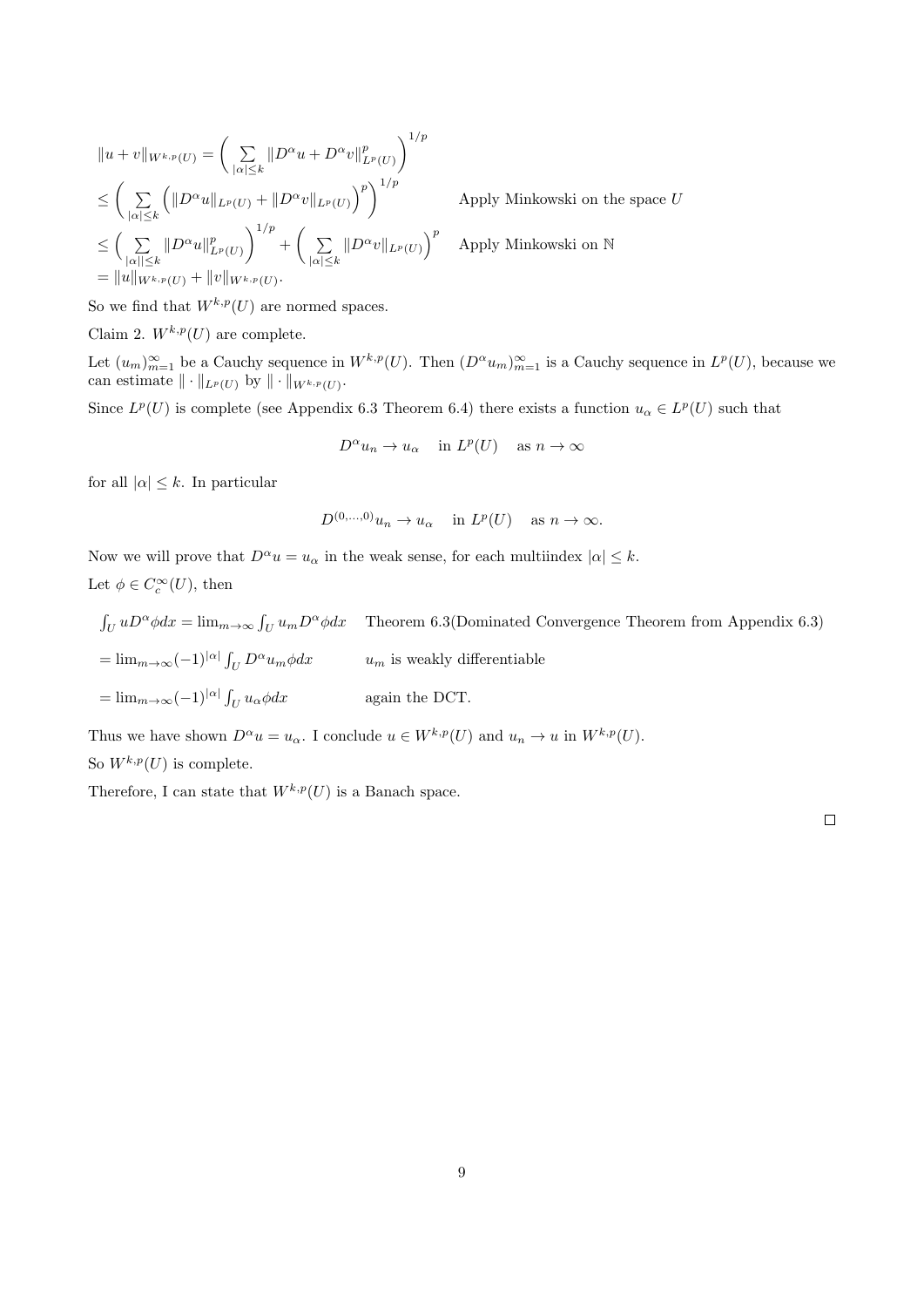$$\|u+v\|_{W^{k,p}(U)} = \bigg( \sum_{|\alpha|\leq k} \|D^\alpha u + D^\alpha v\|^p_{L^p(U)} \bigg)^{1/p}$$

$$\leq \bigg( \sum_{|\alpha|\leq k} \Big( \|D^\alpha u\|_{L^p(U)} + \|D^\alpha v\|_{L^p(U)} \Big)^p \bigg)^{1/p} \qquad \text{Apply Minkowski on the space } U$$

$$\leq \bigg( \sum_{|\alpha||\leq k} \|D^\alpha u\|^p_{L^p(U)} \bigg)^{1/p} + \bigg( \sum_{|\alpha|\leq k} \|D^\alpha v\|_{L^p(U)} \bigg)^p \qquad \text{Apply Minkowski on } \mathbb{N}$$

$$= \|u\|_{W^{k,p}(U)} + \|v\|_{W^{k,p}(U)}.$$

So we find that $W^{k,p}(U)$ are normed spaces.

Claim 2. $W^{k,p}(U)$ are complete.

Let $(u_m)_{m=1}^\infty$ be a Cauchy sequence in $W^{k,p}(U)$. Then $(D^\alpha u_m)_{m=1}^\infty$ is a Cauchy sequence in $L^p(U)$, because we can estimate $\|\cdot\|_{L^p(U)}$ by $\|\cdot\|_{W^{k,p}(U)}$.

Since $L^p(U)$ is complete (see Appendix 6.3 Theorem 6.4) there exists a function $u_\alpha \in L^p(U)$ such that

$$D^\alpha u_n \to u_\alpha \quad \text{in } L^p(U) \quad \text{as } n \to \infty$$

for all $|\alpha| \leq k$. In particular

$$D^{(0,\dots,0)} u_n \to u_\alpha \quad \text{in } L^p(U) \quad \text{as } n \to \infty.$$

Now we will prove that $D^\alpha u = u_\alpha$ in the weak sense, for each multiindex $|\alpha| \leq k$.

Let $\phi \in C_c^\infty(U)$, then

$\int_U u D^\alpha \phi dx = \lim_{m\to\infty} \int_U u_m D^\alpha \phi dx$ Theorem 6.3(Dominated Convergence Theorem from Appendix 6.3)

$= \lim_{m\to\infty} (-1)^{|\alpha|} \int_U D^\alpha u_m \phi dx$ $u_m$ is weakly differentiable

$= \lim_{m\to\infty} (-1)^{|\alpha|} \int_U u_\alpha \phi dx$ again the DCT.

Thus we have shown $D^\alpha u = u_\alpha$. I conclude $u \in W^{k,p}(U)$ and $u_n \to u$ in $W^{k,p}(U)$.

So $W^{k,p}(U)$ is complete.

Therefore, I can state that $W^{k,p}(U)$ is a Banach space.

□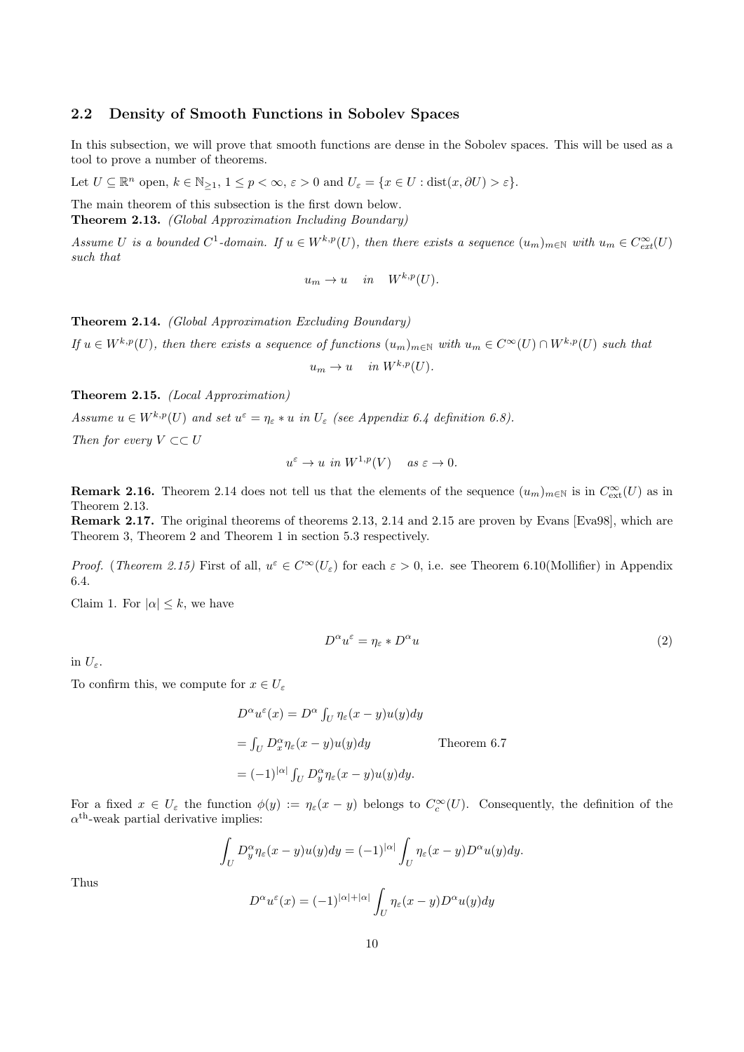### 2.2 Density of Smooth Functions in Sobolev Spaces

In this subsection, we will prove that smooth functions are dense in the Sobolev spaces. This will be used as a tool to prove a number of theorems.

Let $U \subseteq \mathbb{R}^n$ open, $k \in \mathbb{N}_{\geq 1}$, $1 \leq p < \infty$, $\varepsilon > 0$ and $U_\varepsilon = \{x \in U : \text{dist}(x, \partial U) > \varepsilon\}$.

The main theorem of this subsection is the first down below.

**Theorem 2.13.** *(Global Approximation Including Boundary)*

*Assume $U$ is a bounded $C^1$-domain. If $u \in W^{k,p}(U)$, then there exists a sequence $(u_m)_{m\in\mathbb{N}}$ with $u_m \in C^\infty_{ext}(U)$ such that*

$$u_m \to u \quad in \quad W^{k,p}(U).$$

**Theorem 2.14.** *(Global Approximation Excluding Boundary)*

*If $u \in W^{k,p}(U)$, then there exists a sequence of functions $(u_m)_{m\in\mathbb{N}}$ with $u_m \in C^\infty(U) \cap W^{k,p}(U)$ such that*

$$u_m \to u \quad in \ W^{k,p}(U).$$

**Theorem 2.15.** *(Local Approximation)*

*Assume $u \in W^{k,p}(U)$ and set $u^\varepsilon = \eta_\varepsilon * u$ in $U_\varepsilon$ (see Appendix 6.4 definition 6.8).*

*Then for every $V \subset\subset U$*

$$u^\varepsilon \to u \ in \ W^{1,p}(V) \quad as \ \varepsilon \to 0.$$

**Remark 2.16.** Theorem 2.14 does not tell us that the elements of the sequence $(u_m)_{m\in\mathbb{N}}$ is in $C^\infty_{\text{ext}}(U)$ as in Theorem 2.13.

**Remark 2.17.** The original theorems of theorems 2.13, 2.14 and 2.15 are proven by Evans [Eva98], which are Theorem 3, Theorem 2 and Theorem 1 in section 5.3 respectively.

*Proof.* (*Theorem 2.15*) First of all, $u^\varepsilon \in C^\infty(U_\varepsilon)$ for each $\varepsilon > 0$, i.e. see Theorem 6.10(Mollifier) in Appendix 6.4.

Claim 1. For $|\alpha| \leq k$, we have

$$D^\alpha u^\varepsilon = \eta_\varepsilon * D^\alpha u \tag{2}$$

in $U_\varepsilon$.

To confirm this, we compute for $x \in U_\varepsilon$

$$\begin{aligned} D^\alpha u^\varepsilon(x) &= D^\alpha \textstyle\int_U \eta_\varepsilon(x-y)u(y)dy \\ &= \textstyle\int_U D^\alpha_x \eta_\varepsilon(x-y)u(y)dy \qquad\qquad \text{Theorem 6.7} \\ &= (-1)^{|\alpha|} \textstyle\int_U D^\alpha_y \eta_\varepsilon(x-y)u(y)dy. \end{aligned}$$

For a fixed $x \in U_\varepsilon$ the function $\phi(y) := \eta_\varepsilon(x-y)$ belongs to $C^\infty_c(U)$. Consequently, the definition of the $\alpha^{\text{th}}$-weak partial derivative implies:

$$\int_U D^\alpha_y \eta_\varepsilon(x-y)u(y)dy = (-1)^{|\alpha|} \int_U \eta_\varepsilon(x-y)D^\alpha u(y)dy.$$

Thus

$$D^\alpha u^\varepsilon(x) = (-1)^{|\alpha|+|\alpha|} \int_U \eta_\varepsilon(x-y)D^\alpha u(y)dy$$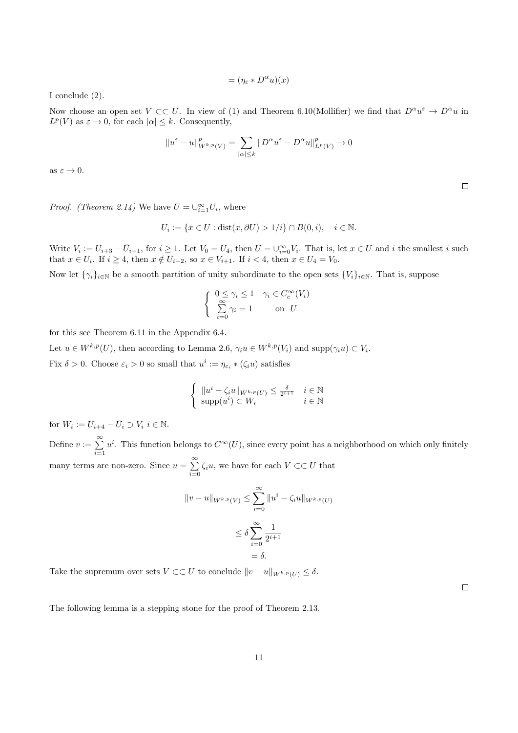$$= (\eta_\varepsilon * D^\alpha u)(x)$$

I conclude (2).

Now choose an open set $V \subset\subset U$. In view of (1) and Theorem 6.10(Mollifier) we find that $D^\alpha u^\varepsilon \to D^\alpha u$ in $L^p(V)$ as $\varepsilon \to 0$, for each $|\alpha| \le k$. Consequently,

$$\|u^\varepsilon - u\|^p_{W^{k,p}(V)} = \sum_{|\alpha|\le k} \|D^\alpha u^\varepsilon - D^\alpha u\|^p_{L^p(V)} \to 0$$

as $\varepsilon \to 0$.

□

*Proof. (Theorem 2.14)* We have $U = \cup_{i=1}^\infty U_i$, where

$$U_i := \{x \in U : \operatorname{dist}(x, \partial U) > 1/i\} \cap B(0,i), \quad i \in \mathbb{N}.$$

Write $V_i := U_{i+3} - \bar{U}_{i+1}$, for $i \ge 1$. Let $V_0 = U_4$, then $U = \cup_{i=0}^\infty V_i$. That is, let $x \in U$ and $i$ the smallest $i$ such that $x \in U_i$. If $i \ge 4$, then $x \notin U_{i-2}$, so $x \in V_{i+1}$. If $i < 4$, then $x \in U_4 = V_0$.

Now let $\{\gamma_i\}_{i\in\mathbb{N}}$ be a smooth partition of unity subordinate to the open sets $\{V_i\}_{i\in\mathbb{N}}$. That is, suppose

$$\begin{cases} 0 \le \gamma_i \le 1 & \gamma_i \in C_c^\infty(V_i) \\ \sum\limits_{i=0}^\infty \gamma_i = 1 & \text{on } \; U \end{cases}$$

for this see Theorem 6.11 in the Appendix 6.4.

Let $u \in W^{k,p}(U)$, then according to Lemma 2.6, $\gamma_i u \in W^{k,p}(V_i)$ and $\operatorname{supp}(\gamma_i u) \subset V_i$.

Fix $\delta > 0$. Choose $\varepsilon_i > 0$ so small that $u^i := \eta_{\varepsilon_i} * (\zeta_i u)$ satisfies

$$\begin{cases} \|u^i - \zeta_i u\|_{W^{k,p}(U)} \le \frac{\delta}{2^{i+1}} & i \in \mathbb{N} \\ \operatorname{supp}(u^i) \subset W_i & i \in \mathbb{N} \end{cases}$$

for $W_i := U_{i+4} - \bar{U}_i \supset V_i$ $i \in \mathbb{N}$.

Define $v := \sum\limits_{i=1}^\infty u^i$. This function belongs to $C^\infty(U)$, since every point has a neighborhood on which only finitely many terms are non-zero. Since $u = \sum\limits_{i=0}^\infty \zeta_i u$, we have for each $V \subset\subset U$ that

$$\begin{aligned} \|v - u\|_{W^{k,p}(V)} &\le \sum_{i=0}^\infty \|u^i - \zeta_i u\|_{W^{k,p}(U)} \\ &\le \delta \sum_{i=0}^\infty \frac{1}{2^{i+1}} \\ &= \delta. \end{aligned}$$

Take the supremum over sets $V \subset\subset U$ to conclude $\|v - u\|_{W^{k,p}(U)} \le \delta$.

□

The following lemma is a stepping stone for the proof of Theorem 2.13.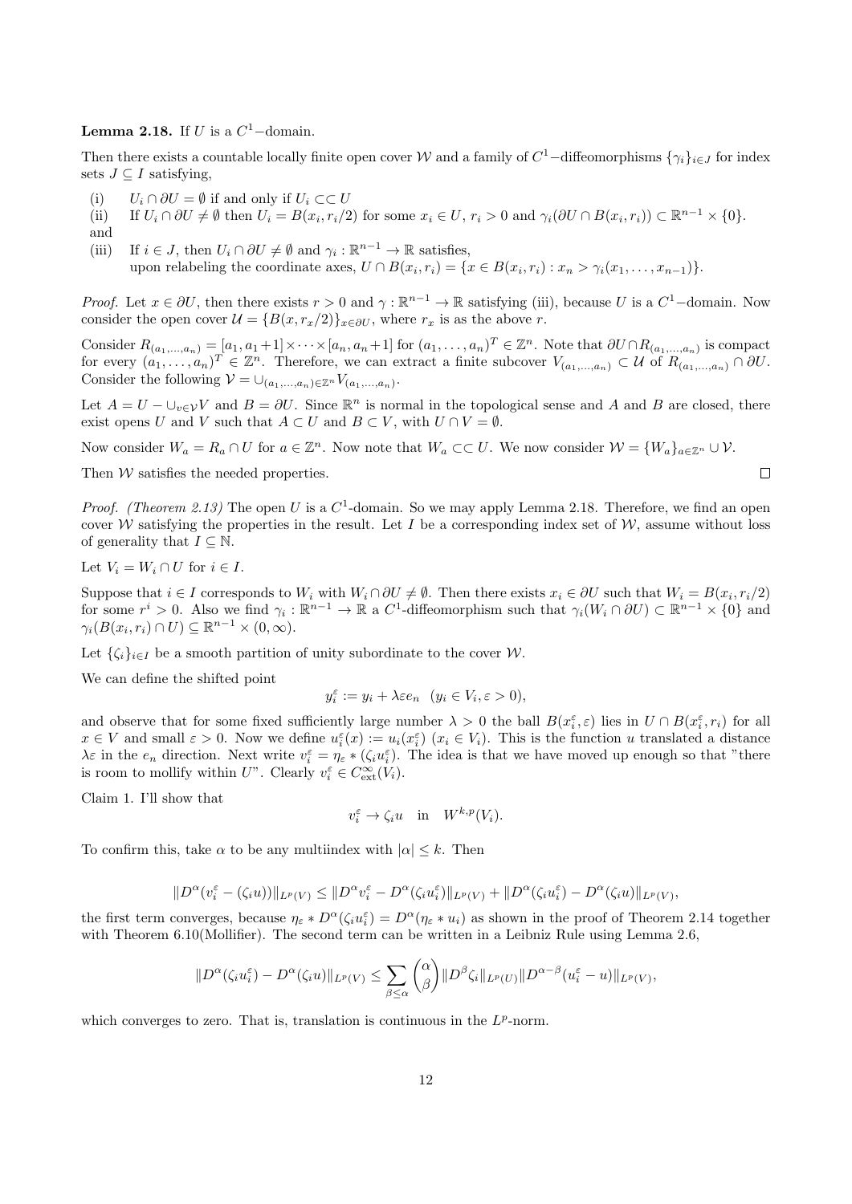**Lemma 2.18.** If $U$ is a $C^1$−domain.

Then there exists a countable locally finite open cover $\mathcal{W}$ and a family of $C^1$−diffeomorphisms $\{\gamma_i\}_{i\in J}$ for index sets $J \subseteq I$ satisfying,

(i) $U_i \cap \partial U = \emptyset$ if and only if $U_i \subset\subset U$

(ii) If $U_i \cap \partial U \neq \emptyset$ then $U_i = B(x_i, r_i/2)$ for some $x_i \in U$, $r_i > 0$ and $\gamma_i(\partial U \cap B(x_i, r_i)) \subset \mathbb{R}^{n-1} \times \{0\}$.

and

(iii) If $i \in J$, then $U_i \cap \partial U \neq \emptyset$ and $\gamma_i : \mathbb{R}^{n-1} \to \mathbb{R}$ satisfies, upon relabeling the coordinate axes, $U \cap B(x_i, r_i) = \{x \in B(x_i, r_i) : x_n > \gamma_i(x_1, \dots, x_{n-1})\}$.

*Proof.* Let $x \in \partial U$, then there exists $r > 0$ and $\gamma : \mathbb{R}^{n-1} \to \mathbb{R}$ satisfying (iii), because $U$ is a $C^1$−domain. Now consider the open cover $\mathcal{U} = \{B(x, r_x/2)\}_{x \in \partial U}$, where $r_x$ is as the above $r$.

Consider $R_{(a_1,\dots,a_n)} = [a_1, a_1+1] \times \cdots \times [a_n, a_n+1]$ for $(a_1, \dots, a_n)^T \in \mathbb{Z}^n$. Note that $\partial U \cap R_{(a_1,\dots,a_n)}$ is compact for every $(a_1, \dots, a_n)^T \in \mathbb{Z}^n$. Therefore, we can extract a finite subcover $V_{(a_1,\dots,a_n)} \subset \mathcal{U}$ of $R_{(a_1,\dots,a_n)} \cap \partial U$. Consider the following $\mathcal{V} = \cup_{(a_1,\dots,a_n) \in \mathbb{Z}^n} V_{(a_1,\dots,a_n)}$.

Let $A = U - \cup_{v \in \mathcal{V}} V$ and $B = \partial U$. Since $\mathbb{R}^n$ is normal in the topological sense and $A$ and $B$ are closed, there exist opens $U$ and $V$ such that $A \subset U$ and $B \subset V$, with $U \cap V = \emptyset$.

Now consider $W_a = R_a \cap U$ for $a \in \mathbb{Z}^n$. Now note that $W_a \subset\subset U$. We now consider $\mathcal{W} = \{W_a\}_{a \in \mathbb{Z}^n} \cup \mathcal{V}$.

Then $\mathcal{W}$ satisfies the needed properties. $\square$

*Proof. (Theorem 2.13)* The open $U$ is a $C^1$-domain. So we may apply Lemma 2.18. Therefore, we find an open cover $\mathcal{W}$ satisfying the properties in the result. Let $I$ be a corresponding index set of $\mathcal{W}$, assume without loss of generality that $I \subseteq \mathbb{N}$.

Let $V_i = W_i \cap U$ for $i \in I$.

Suppose that $i \in I$ corresponds to $W_i$ with $W_i \cap \partial U \neq \emptyset$. Then there exists $x_i \in \partial U$ such that $W_i = B(x_i, r_i/2)$ for some $r^i > 0$. Also we find $\gamma_i : \mathbb{R}^{n-1} \to \mathbb{R}$ a $C^1$-diffeomorphism such that $\gamma_i(W_i \cap \partial U) \subset \mathbb{R}^{n-1} \times \{0\}$ and $\gamma_i(B(x_i, r_i) \cap U) \subseteq \mathbb{R}^{n-1} \times (0, \infty)$.

Let $\{\zeta_i\}_{i \in I}$ be a smooth partition of unity subordinate to the cover $\mathcal{W}$.

We can define the shifted point

$$y_i^\varepsilon := y_i + \lambda \varepsilon e_n \quad (y_i \in V_i, \varepsilon > 0),$$

and observe that for some fixed sufficiently large number $\lambda > 0$ the ball $B(x_i^\varepsilon, \varepsilon)$ lies in $U \cap B(x_i^\varepsilon, r_i)$ for all $x \in V$ and small $\varepsilon > 0$. Now we define $u_i^\varepsilon(x) := u_i(x_i^\varepsilon)$ $(x_i \in V_i)$. This is the function $u$ translated a distance $\lambda\varepsilon$ in the $e_n$ direction. Next write $v_i^\varepsilon = \eta_\varepsilon * (\zeta_i u_i^\varepsilon)$. The idea is that we have moved up enough so that "there is room to mollify within $U$". Clearly $v_i^\varepsilon \in C^\infty_{\text{ext}}(V_i)$.

Claim 1. I'll show that

$$v_i^\varepsilon \to \zeta_i u \quad \text{in} \quad W^{k,p}(V_i).$$

To confirm this, take $\alpha$ to be any multiindex with $|\alpha| \leq k$. Then

$$\|D^\alpha(v_i^\varepsilon - (\zeta_i u))\|_{L^p(V)} \leq \|D^\alpha v_i^\varepsilon - D^\alpha(\zeta_i u_i^\varepsilon)\|_{L^p(V)} + \|D^\alpha(\zeta_i u_i^\varepsilon) - D^\alpha(\zeta_i u)\|_{L^p(V)},$$

the first term converges, because $\eta_\varepsilon * D^\alpha(\zeta_i u_i^\varepsilon) = D^\alpha(\eta_\varepsilon * u_i)$ as shown in the proof of Theorem 2.14 together with Theorem 6.10(Mollifier). The second term can be written in a Leibniz Rule using Lemma 2.6,

$$\|D^\alpha(\zeta_i u_i^\varepsilon) - D^\alpha(\zeta_i u)\|_{L^p(V)} \leq \sum_{\beta \leq \alpha} \binom{\alpha}{\beta} \|D^\beta \zeta_i\|_{L^p(U)} \|D^{\alpha-\beta}(u_i^\varepsilon - u)\|_{L^p(V)},$$

which converges to zero. That is, translation is continuous in the $L^p$-norm.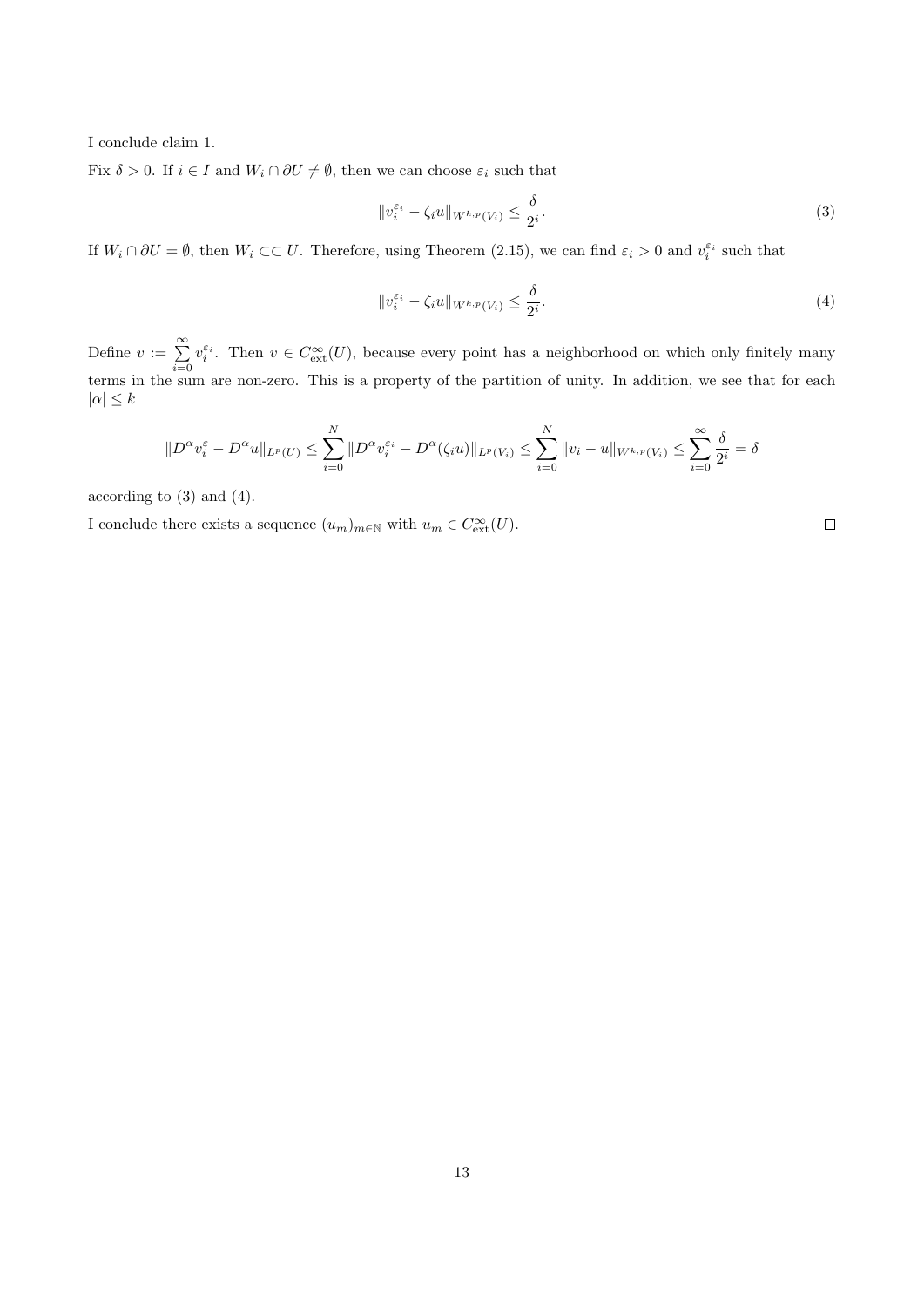I conclude claim 1.

Fix $\delta > 0$. If $i \in I$ and $W_i \cap \partial U \neq \emptyset$, then we can choose $\varepsilon_i$ such that

$$\|v_i^{\varepsilon_i} - \zeta_i u\|_{W^{k,p}(V_i)} \leq \frac{\delta}{2^i}. \tag{3}$$

If $W_i \cap \partial U = \emptyset$, then $W_i \subset\subset U$. Therefore, using Theorem (2.15), we can find $\varepsilon_i > 0$ and $v_i^{\varepsilon_i}$ such that

$$\|v_i^{\varepsilon_i} - \zeta_i u\|_{W^{k,p}(V_i)} \leq \frac{\delta}{2^i}. \tag{4}$$

Define $v := \sum_{i=0}^{\infty} v_i^{\varepsilon_i}$. Then $v \in C^\infty_{\text{ext}}(U)$, because every point has a neighborhood on which only finitely many terms in the sum are non-zero. This is a property of the partition of unity. In addition, we see that for each $|\alpha| \leq k$

$$\|D^\alpha v_i^\varepsilon - D^\alpha u\|_{L^p(U)} \leq \sum_{i=0}^{N} \|D^\alpha v_i^{\varepsilon_i} - D^\alpha(\zeta_i u)\|_{L^p(V_i)} \leq \sum_{i=0}^{N} \|v_i - u\|_{W^{k,p}(V_i)} \leq \sum_{i=0}^{\infty} \frac{\delta}{2^i} = \delta$$

according to (3) and (4).

I conclude there exists a sequence $(u_m)_{m\in\mathbb{N}}$ with $u_m \in C^\infty_{\text{ext}}(U)$. $\square$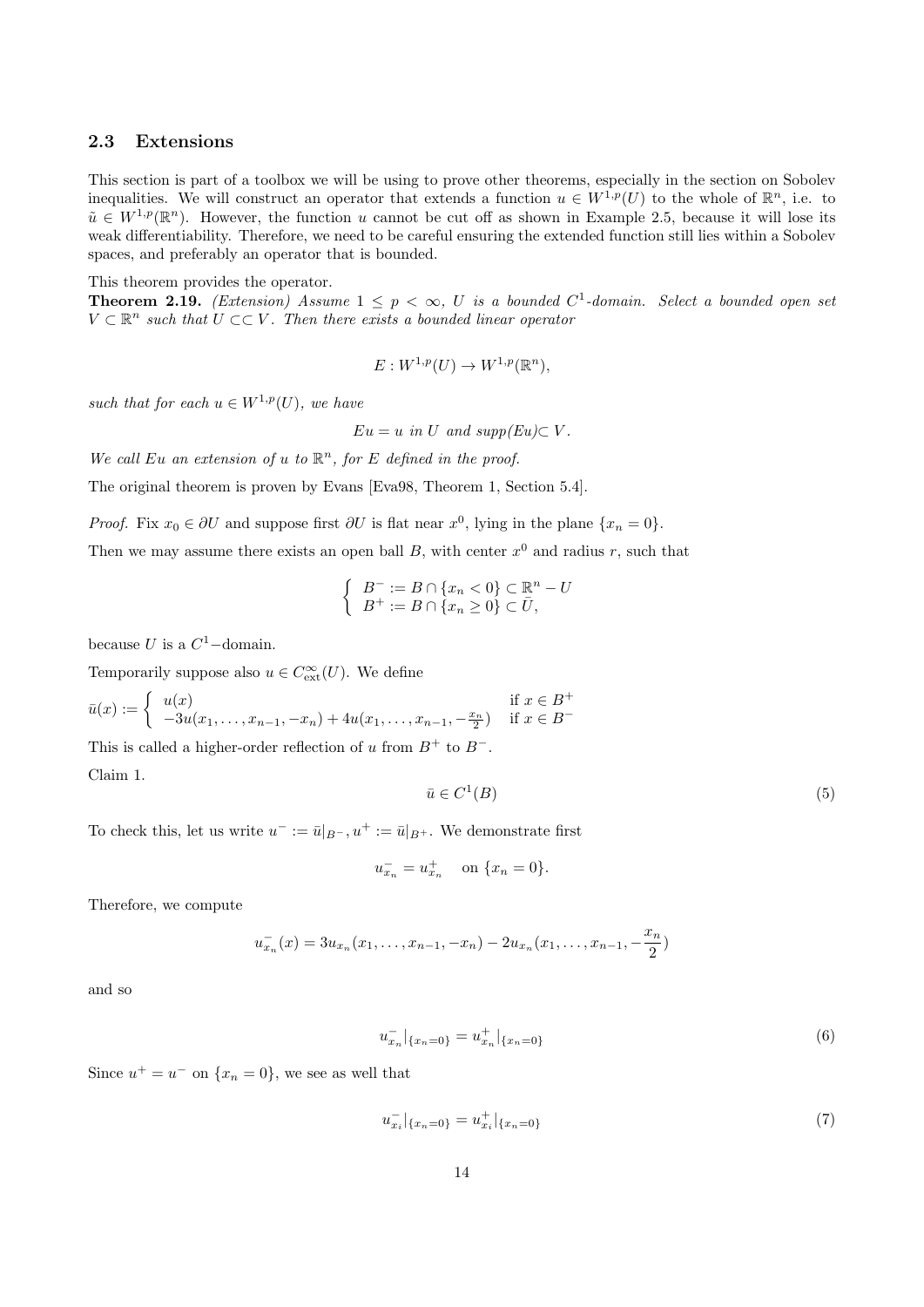### 2.3 Extensions

This section is part of a toolbox we will be using to prove other theorems, especially in the section on Sobolev inequalities. We will construct an operator that extends a function $u \in W^{1,p}(U)$ to the whole of $\mathbb{R}^n$, i.e. to $\tilde{u} \in W^{1,p}(\mathbb{R}^n)$. However, the function $u$ cannot be cut off as shown in Example 2.5, because it will lose its weak differentiability. Therefore, we need to be careful ensuring the extended function still lies within a Sobolev spaces, and preferably an operator that is bounded.

This theorem provides the operator.

**Theorem 2.19.** *(Extension) Assume $1 \leq p < \infty$, $U$ is a bounded $C^1$-domain. Select a bounded open set $V \subset \mathbb{R}^n$ such that $U \subset\subset V$. Then there exists a bounded linear operator*

$$E : W^{1,p}(U) \to W^{1,p}(\mathbb{R}^n),$$

*such that for each $u \in W^{1,p}(U)$, we have*

$$Eu = u \text{ in } U \text{ and } supp(Eu) \subset V.$$

*We call $Eu$ an extension of $u$ to $\mathbb{R}^n$, for $E$ defined in the proof.*

The original theorem is proven by Evans [Eva98, Theorem 1, Section 5.4].

*Proof.* Fix $x_0 \in \partial U$ and suppose first $\partial U$ is flat near $x^0$, lying in the plane $\{x_n = 0\}$.

Then we may assume there exists an open ball $B$, with center $x^0$ and radius $r$, such that

$$\begin{cases} B^- := B \cap \{x_n < 0\} \subset \mathbb{R}^n - U \\ B^+ := B \cap \{x_n \geq 0\} \subset \bar{U}, \end{cases}$$

because $U$ is a $C^1$-domain.

Temporarily suppose also $u \in C^\infty_{\text{ext}}(U)$. We define

$$\bar{u}(x) := \begin{cases} u(x) & \text{if } x \in B^+ \\ -3u(x_1, \ldots, x_{n-1}, -x_n) + 4u(x_1, \ldots, x_{n-1}, -\frac{x_n}{2}) & \text{if } x \in B^- \end{cases}$$

This is called a higher-order reflection of $u$ from $B^+$ to $B^-$.

Claim 1.

$$\bar{u} \in C^1(B) \tag{5}$$

To check this, let us write $u^- := \bar{u}|_{B^-}, u^+ := \bar{u}|_{B^+}$. We demonstrate first

$$u^-_{x_n} = u^+_{x_n} \quad \text{on } \{x_n = 0\}.$$

Therefore, we compute

$$u^-_{x_n}(x) = 3u_{x_n}(x_1, \ldots, x_{n-1}, -x_n) - 2u_{x_n}(x_1, \ldots, x_{n-1}, -\frac{x_n}{2})$$

and so

$$u^-_{x_n}|_{\{x_n=0\}} = u^+_{x_n}|_{\{x_n=0\}} \tag{6}$$

Since $u^+ = u^-$ on $\{x_n = 0\}$, we see as well that

$$u^-_{x_i}|_{\{x_n=0\}} = u^+_{x_i}|_{\{x_n=0\}} \tag{7}$$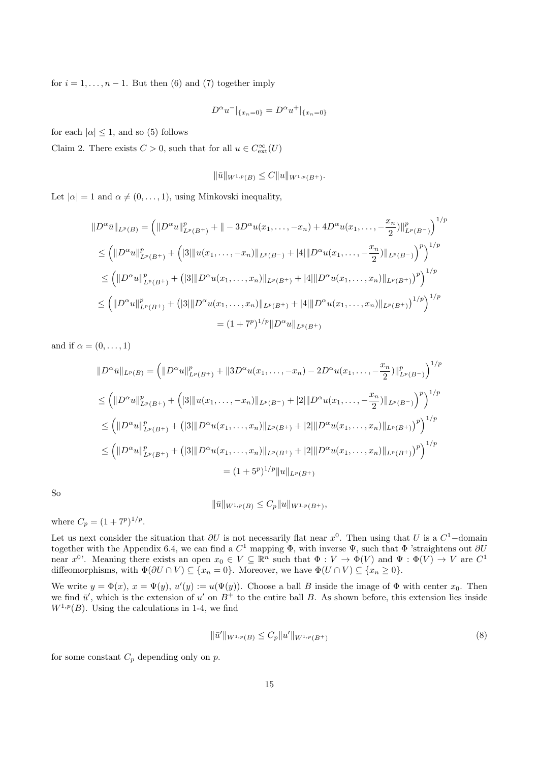for $i = 1, \ldots, n-1$. But then (6) and (7) together imply

$$D^\alpha u^-|_{\{x_n=0\}} = D^\alpha u^+|_{\{x_n=0\}}$$

for each $|\alpha| \leq 1$, and so (5) follows

Claim 2. There exists $C > 0$, such that for all $u \in C^\infty_{\text{ext}}(U)$

$$\|\bar{u}\|_{W^{1,p}(B)} \leq C\|u\|_{W^{1,p}(B^+)}.$$

Let $|\alpha| = 1$ and $\alpha \neq (0, \ldots, 1)$, using Minkovski inequality,

$$\begin{aligned}
\|D^\alpha \bar{u}\|_{L^p(B)} &= \Big(\|D^\alpha u\|^p_{L^p(B^+)} + \| - 3D^\alpha u(x_1, \ldots, -x_n) + 4D^\alpha u(x_1, \ldots, -\frac{x_n}{2})\|^p_{L^p(B^-)}\Big)^{1/p} \\
&\leq \Big(\|D^\alpha u\|^p_{L^p(B^+)} + \Big(|3|\|u(x_1, \ldots, -x_n)\|_{L^p(B^-)} + |4|\|D^\alpha u(x_1, \ldots, -\frac{x_n}{2})\|_{L^p(B^-)}\Big)^p\Big)^{1/p} \\
&\leq \Big(\|D^\alpha u\|^p_{L^p(B^+)} + \big(|3|\|D^\alpha u(x_1, \ldots, x_n)\|_{L^p(B^+)} + |4|\|D^\alpha u(x_1, \ldots, x_n)\|_{L^p(B^+)}\big)^p\Big)^{1/p} \\
&\leq \Big(\|D^\alpha u\|^p_{L^p(B^+)} + \big(|3|\|D^\alpha u(x_1, \ldots, x_n)\|_{L^p(B^+)} + |4|\|D^\alpha u(x_1, \ldots, x_n)\|_{L^p(B^+)}\big)^{1/p}\Big)^{1/p} \\
&= (1 + 7^p)^{1/p}\|D^\alpha u\|_{L^p(B^+)}
\end{aligned}$$

and if $\alpha = (0, \ldots, 1)$

$$\begin{aligned}
\|D^\alpha \bar{u}\|_{L^p(B)} &= \Big(\|D^\alpha u\|^p_{L^p(B^+)} + \|3D^\alpha u(x_1, \ldots, -x_n) - 2D^\alpha u(x_1, \ldots, -\frac{x_n}{2})\|^p_{L^p(B^-)}\Big)^{1/p} \\
&\leq \Big(\|D^\alpha u\|^p_{L^p(B^+)} + \Big(|3|\|u(x_1, \ldots, -x_n)\|_{L^p(B^-)} + |2|\|D^\alpha u(x_1, \ldots, -\frac{x_n}{2})\|_{L^p(B^-)}\Big)^p\Big)^{1/p} \\
&\leq \Big(\|D^\alpha u\|^p_{L^p(B^+)} + \big(|3|\|D^\alpha u(x_1, \ldots, x_n)\|_{L^p(B^+)} + |2|\|D^\alpha u(x_1, \ldots, x_n)\|_{L^p(B^+)}\big)^p\Big)^{1/p} \\
&\leq \Big(\|D^\alpha u\|^p_{L^p(B^+)} + \big(|3|\|D^\alpha u(x_1, \ldots, x_n)\|_{L^p(B^+)} + |2|\|D^\alpha u(x_1, \ldots, x_n)\|_{L^p(B^+)}\big)^p\Big)^{1/p} \\
&= (1 + 5^p)^{1/p}\|u\|_{L^p(B^+)}
\end{aligned}$$

So

$$\|\bar{u}\|_{W^{1,p}(B)} \leq C_p\|u\|_{W^{1,p}(B^+)},$$

where $C_p = (1 + 7^p)^{1/p}$.

Let us next consider the situation that $\partial U$ is not necessarily flat near $x^0$. Then using that $U$ is a $C^1$−domain together with the Appendix 6.4, we can find a $C^1$ mapping $\Phi$, with inverse $\Psi$, such that $\Phi$ 'straightens out $\partial U$ near $x^0$'. Meaning there exists an open $x_0 \in V \subseteq \mathbb{R}^n$ such that $\Phi : V \to \Phi(V)$ and $\Psi : \Phi(V) \to V$ are $C^1$ diffeomorphisms, with $\Phi(\partial U \cap V) \subseteq \{x_n = 0\}$. Moreover, we have $\Phi(U \cap V) \subseteq \{x_n \geq 0\}$.

We write $y = \Phi(x)$, $x = \Psi(y)$, $u'(y) := u(\Psi(y))$. Choose a ball $B$ inside the image of $\Phi$ with center $x_0$. Then we find $\bar{u}'$, which is the extension of $u'$ on $B^+$ to the entire ball $B$. As shown before, this extension lies inside $W^{1,p}(B)$. Using the calculations in 1-4, we find

$$\|\bar{u}'\|_{W^{1,p}(B)} \leq C_p\|u'\|_{W^{1,p}(B^+)} \tag{8}$$

for some constant $C_p$ depending only on $p$.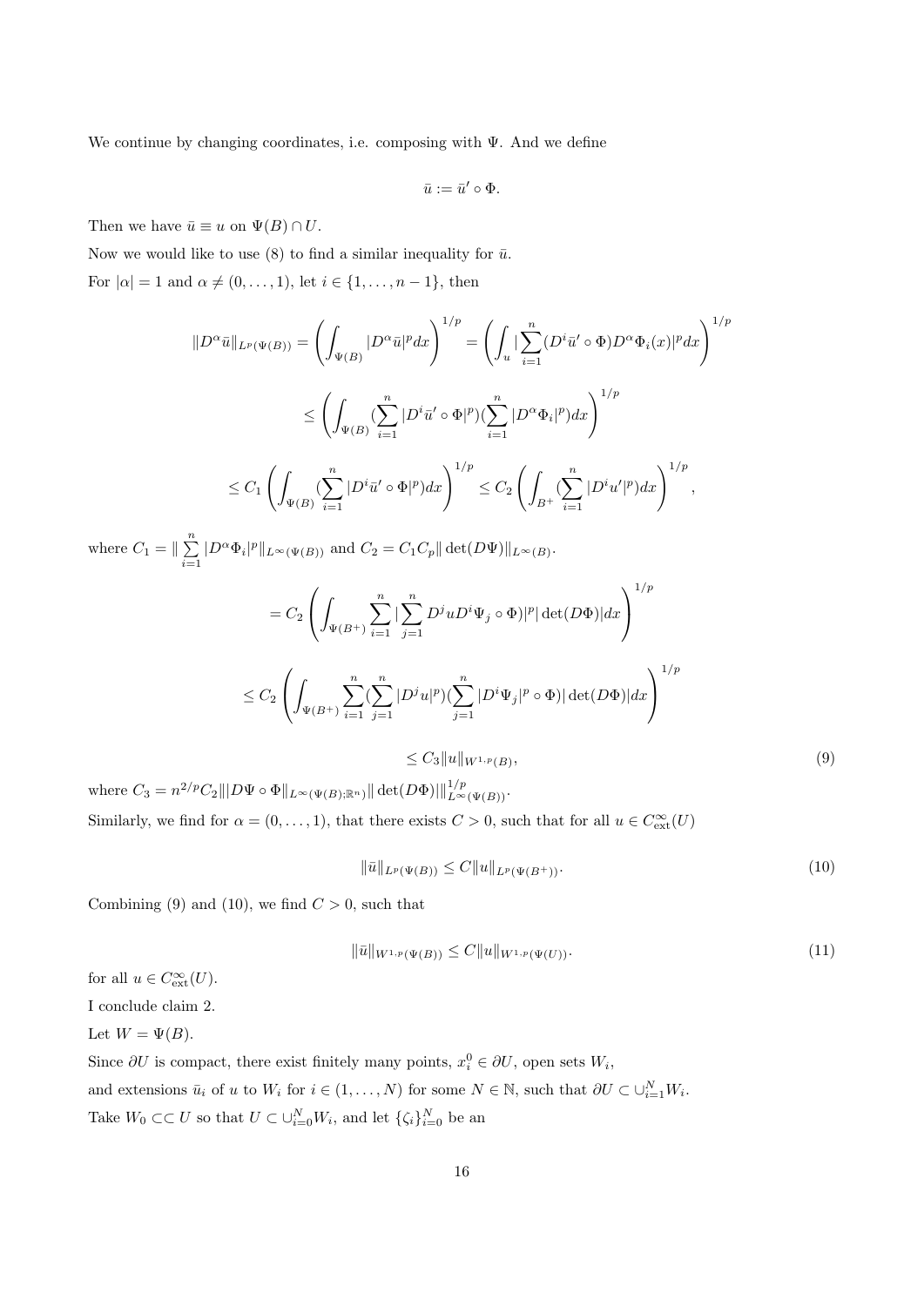We continue by changing coordinates, i.e. composing with $\Psi$. And we define

$$\bar{u} := \bar{u}' \circ \Phi.$$

Then we have $\bar{u} \equiv u$ on $\Psi(B) \cap U$.

Now we would like to use (8) to find a similar inequality for $\bar{u}$.

For $|\alpha| = 1$ and $\alpha \neq (0, \ldots, 1)$, let $i \in \{1, \ldots, n-1\}$, then

$$\|D^\alpha \bar{u}\|_{L^p(\Psi(B))} = \left( \int_{\Psi(B)} |D^\alpha \bar{u}|^p dx \right)^{1/p} = \left( \int_u |\sum_{i=1}^n (D^i \bar{u}' \circ \Phi) D^\alpha \Phi_i(x)|^p dx \right)^{1/p}$$

$$\leq \left( \int_{\Psi(B)} (\sum_{i=1}^n |D^i \bar{u}' \circ \Phi|^p)(\sum_{i=1}^n |D^\alpha \Phi_i|^p) dx \right)^{1/p}$$

$$\leq C_1 \left( \int_{\Psi(B)} (\sum_{i=1}^n |D^i \bar{u}' \circ \Phi|^p) dx \right)^{1/p} \leq C_2 \left( \int_{B^+} (\sum_{i=1}^n |D^i u'|^p) dx \right)^{1/p},$$

where $C_1 = \| \sum_{i=1}^n |D^\alpha \Phi_i|^p \|_{L^\infty(\Psi(B))}$ and $C_2 = C_1 C_p \| \det(D\Psi)\|_{L^\infty(B)}$.

$$= C_2 \left( \int_{\Psi(B^+)} \sum_{i=1}^n |\sum_{j=1}^n D^j u D^i \Psi_j \circ \Phi)|^p |\det(D\Phi)| dx \right)^{1/p}$$

$$\leq C_2 \left( \int_{\Psi(B^+)} \sum_{i=1}^n (\sum_{j=1}^n |D^j u|^p)(\sum_{j=1}^n |D^i \Psi_j|^p \circ \Phi) |\det(D\Phi)| dx \right)^{1/p}$$

$$\leq C_3 \|u\|_{W^{1,p}(B)}, \tag{9}$$

where $C_3 = n^{2/p} C_2 \| |D\Psi \circ \Phi\|_{L^\infty(\Psi(B);\mathbb{R}^n)} \| \det(D\Phi)| \|^{1/p}_{L^\infty(\Psi(B))}$.

Similarly, we find for $\alpha = (0, \ldots, 1)$, that there exists $C > 0$, such that for all $u \in C^\infty_{\text{ext}}(U)$

$$\|\bar{u}\|_{L^p(\Psi(B))} \leq C \|u\|_{L^p(\Psi(B^+))}. \tag{10}$$

Combining (9) and (10), we find $C > 0$, such that

$$\|\bar{u}\|_{W^{1,p}(\Psi(B))} \leq C \|u\|_{W^{1,p}(\Psi(U))}. \tag{11}$$

for all $u \in C^\infty_{\text{ext}}(U)$.

I conclude claim 2.

Let $W = \Psi(B)$.

Since $\partial U$ is compact, there exist finitely many points, $x_i^0 \in \partial U$, open sets $W_i$,

and extensions $\bar{u}_i$ of $u$ to $W_i$ for $i \in (1, \ldots, N)$ for some $N \in \mathbb{N}$, such that $\partial U \subset \cup_{i=1}^N W_i$.

Take $W_0 \subset\subset U$ so that $U \subset \cup_{i=0}^N W_i$, and let $\{\zeta_i\}_{i=0}^N$ be an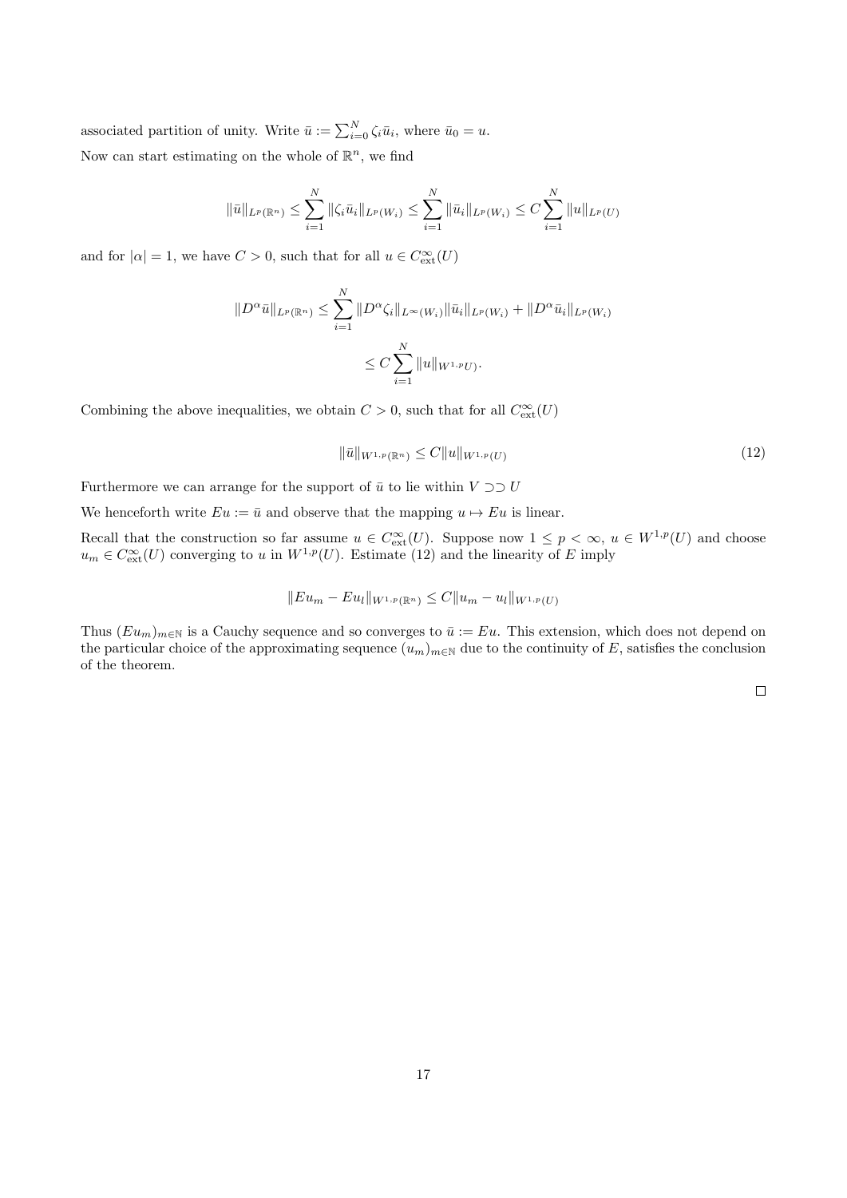associated partition of unity. Write $\bar{u} := \sum_{i=0}^{N} \zeta_i \bar{u}_i$, where $\bar{u}_0 = u$.

Now can start estimating on the whole of $\mathbb{R}^n$, we find

$$\|\bar{u}\|_{L^p(\mathbb{R}^n)} \leq \sum_{i=1}^{N} \|\zeta_i \bar{u}_i\|_{L^p(W_i)} \leq \sum_{i=1}^{N} \|\bar{u}_i\|_{L^p(W_i)} \leq C \sum_{i=1}^{N} \|u\|_{L^p(U)}$$

and for $|\alpha| = 1$, we have $C > 0$, such that for all $u \in C^\infty_{\text{ext}}(U)$

$$\|D^\alpha \bar{u}\|_{L^p(\mathbb{R}^n)} \leq \sum_{i=1}^{N} \|D^\alpha \zeta_i\|_{L^\infty(W_i)} \|\bar{u}_i\|_{L^p(W_i)} + \|D^\alpha \bar{u}_i\|_{L^p(W_i)}$$

$$\leq C \sum_{i=1}^{N} \|u\|_{W^{1,p}U)}.$$

Combining the above inequalities, we obtain $C > 0$, such that for all $C^\infty_{\text{ext}}(U)$

$$\|\bar{u}\|_{W^{1,p}(\mathbb{R}^n)} \leq C \|u\|_{W^{1,p}(U)} \tag{12}$$

Furthermore we can arrange for the support of $\bar{u}$ to lie within $V \supset\supset U$

We henceforth write $Eu := \bar{u}$ and observe that the mapping $u \mapsto Eu$ is linear.

Recall that the construction so far assume $u \in C^\infty_{\text{ext}}(U)$. Suppose now $1 \leq p < \infty$, $u \in W^{1,p}(U)$ and choose $u_m \in C^\infty_{\text{ext}}(U)$ converging to $u$ in $W^{1,p}(U)$. Estimate (12) and the linearity of $E$ imply

$$\|Eu_m - Eu_l\|_{W^{1,p}(\mathbb{R}^n)} \leq C \|u_m - u_l\|_{W^{1,p}(U)}$$

Thus $(Eu_m)_{m \in \mathbb{N}}$ is a Cauchy sequence and so converges to $\bar{u} := Eu$. This extension, which does not depend on the particular choice of the approximating sequence $(u_m)_{m \in \mathbb{N}}$ due to the continuity of $E$, satisfies the conclusion of the theorem.

□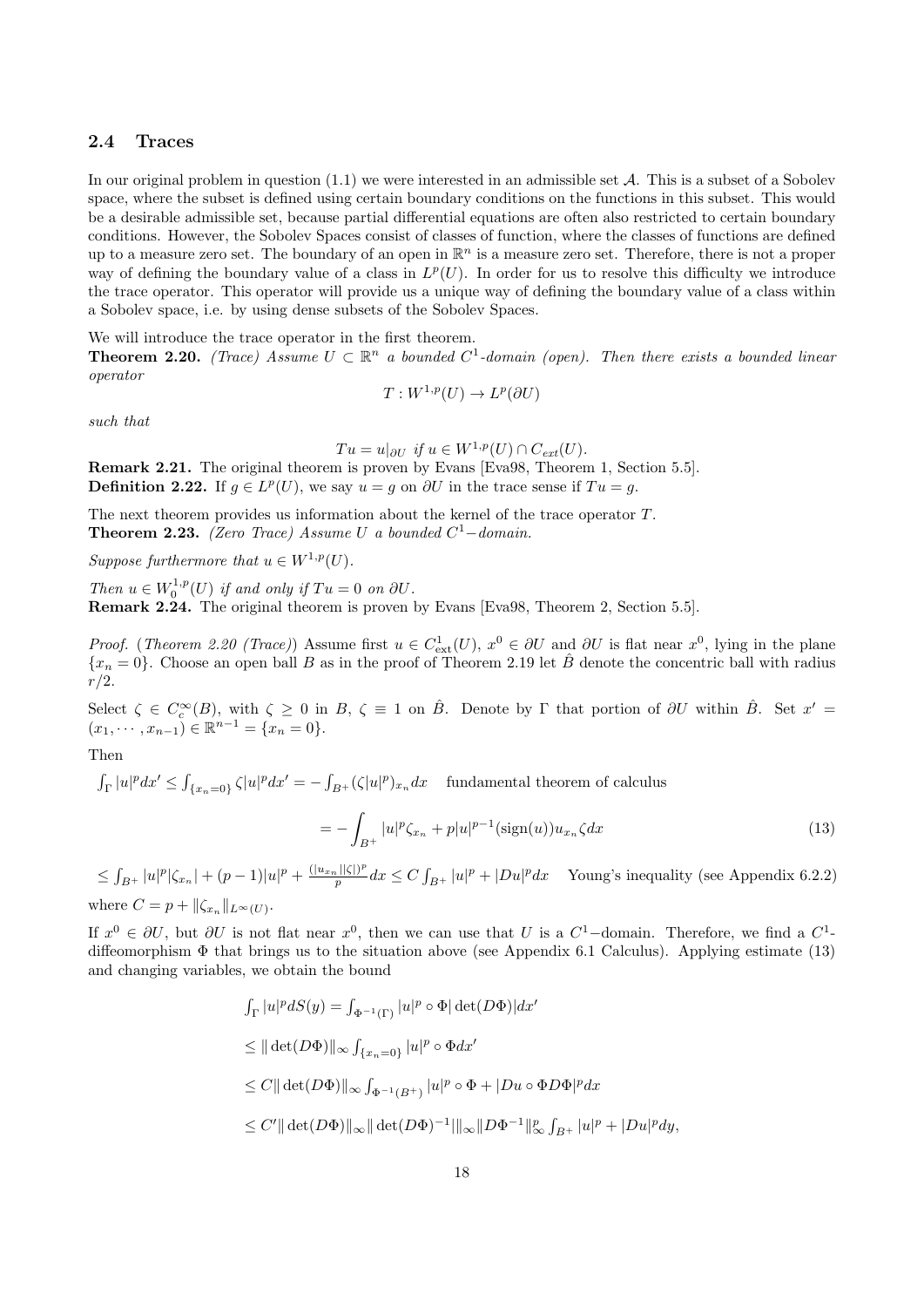### 2.4 Traces

In our original problem in question (1.1) we were interested in an admissible set $\mathcal{A}$. This is a subset of a Sobolev space, where the subset is defined using certain boundary conditions on the functions in this subset. This would be a desirable admissible set, because partial differential equations are often also restricted to certain boundary conditions. However, the Sobolev Spaces consist of classes of function, where the classes of functions are defined up to a measure zero set. The boundary of an open in $\mathbb{R}^n$ is a measure zero set. Therefore, there is not a proper way of defining the boundary value of a class in $L^p(U)$. In order for us to resolve this difficulty we introduce the trace operator. This operator will provide us a unique way of defining the boundary value of a class within a Sobolev space, i.e. by using dense subsets of the Sobolev Spaces.

We will introduce the trace operator in the first theorem.

**Theorem 2.20.** *(Trace) Assume $U \subset \mathbb{R}^n$ a bounded $C^1$-domain (open). Then there exists a bounded linear operator*

$$T : W^{1,p}(U) \to L^p(\partial U)$$

*such that*

$$Tu = u|_{\partial U} \text{ if } u \in W^{1,p}(U) \cap C_{ext}(U).$$

**Remark 2.21.** The original theorem is proven by Evans [Eva98, Theorem 1, Section 5.5].

**Definition 2.22.** If $g \in L^p(U)$, we say $u = g$ on $\partial U$ in the trace sense if $Tu = g$.

The next theorem provides us information about the kernel of the trace operator $T$.

**Theorem 2.23.** *(Zero Trace) Assume $U$ a bounded $C^1-$domain.*

*Suppose furthermore that $u \in W^{1,p}(U)$.*

*Then $u \in W_0^{1,p}(U)$ if and only if $Tu = 0$ on $\partial U$.*

**Remark 2.24.** The original theorem is proven by Evans [Eva98, Theorem 2, Section 5.5].

*Proof.* (*Theorem 2.20 (Trace)*) Assume first $u \in C^1_{\text{ext}}(U)$, $x^0 \in \partial U$ and $\partial U$ is flat near $x^0$, lying in the plane $\{x_n = 0\}$. Choose an open ball $B$ as in the proof of Theorem 2.19 let $\hat{B}$ denote the concentric ball with radius $r/2$.

Select $\zeta \in C_c^\infty(B)$, with $\zeta \geq 0$ in $B$, $\zeta \equiv 1$ on $\hat{B}$. Denote by $\Gamma$ that portion of $\partial U$ within $\hat{B}$. Set $x' = (x_1, \cdots, x_{n-1}) \in \mathbb{R}^{n-1} = \{x_n = 0\}$.

Then

$\int_\Gamma |u|^p dx' \leq \int_{\{x_n=0\}} \zeta |u|^p dx' = -\int_{B^+} (\zeta |u|^p)_{x_n} dx$ fundamental theorem of calculus

$$= -\int_{B^+} |u|^p \zeta_{x_n} + p|u|^{p-1}(\text{sign}(u)) u_{x_n} \zeta dx \tag{13}$$

$\leq \int_{B^+} |u|^p |\zeta_{x_n}| + (p-1)|u|^p + \frac{(|u_{x_n}||\zeta|)^p}{p} dx \leq C \int_{B^+} |u|^p + |Du|^p dx$ Young's inequality (see Appendix 6.2.2)

where $C = p + \|\zeta_{x_n}\|_{L^\infty(U)}$.

If $x^0 \in \partial U$, but $\partial U$ is not flat near $x^0$, then we can use that $U$ is a $C^1-$domain. Therefore, we find a $C^1$-diffeomorphism $\Phi$ that brings us to the situation above (see Appendix 6.1 Calculus). Applying estimate (13) and changing variables, we obtain the bound

$$\int_\Gamma |u|^p dS(y) = \int_{\Phi^{-1}(\Gamma)} |u|^p \circ \Phi |\det(D\Phi)| dx'$$

$$\leq \|\det(D\Phi)\|_\infty \int_{\{x_n=0\}} |u|^p \circ \Phi dx'$$

$$\leq C \|\det(D\Phi)\|_\infty \int_{\Phi^{-1}(B^+)} |u|^p \circ \Phi + |Du \circ \Phi D\Phi|^p dx$$

$$\leq C' \|\det(D\Phi)\|_\infty \|\det(D\Phi)^{-1}|\|_\infty \|D\Phi^{-1}\|_\infty^p \int_{B^+} |u|^p + |Du|^p dy,$$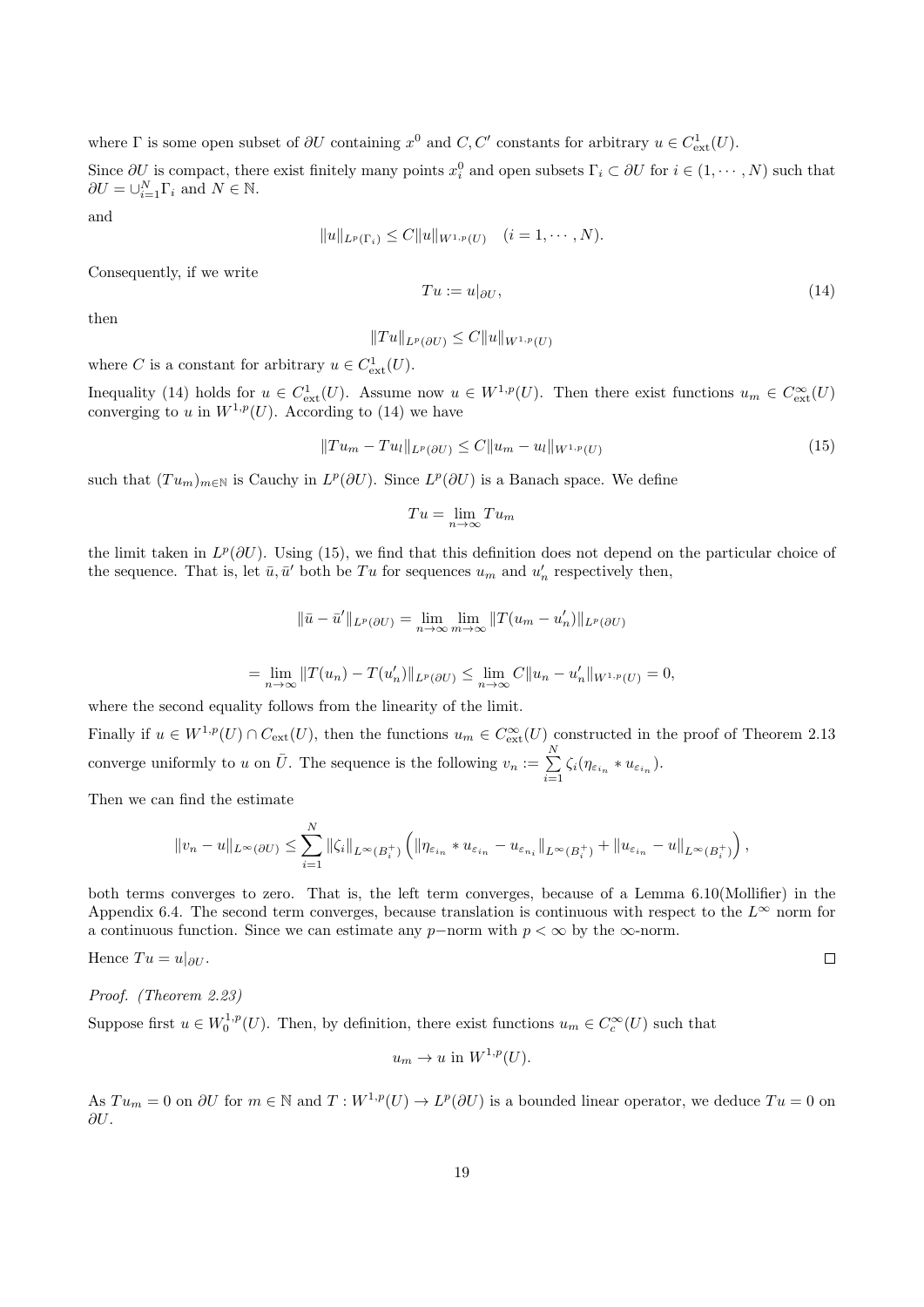where $\Gamma$ is some open subset of $\partial U$ containing $x^0$ and $C, C'$ constants for arbitrary $u \in C^1_{\text{ext}}(U)$.

Since $\partial U$ is compact, there exist finitely many points $x^0_i$ and open subsets $\Gamma_i \subset \partial U$ for $i \in (1, \cdots, N)$ such that $\partial U = \cup_{i=1}^N \Gamma_i$ and $N \in \mathbb{N}$.

and

$$\|u\|_{L^p(\Gamma_i)} \leq C\|u\|_{W^{1,p}(U)} \quad (i = 1, \cdots, N).$$

Consequently, if we write

$$Tu := u|_{\partial U}, \tag{14}$$

then

$$\|Tu\|_{L^p(\partial U)} \leq C\|u\|_{W^{1,p}(U)}$$

where $C$ is a constant for arbitrary $u \in C^1_{\text{ext}}(U)$.

Inequality (14) holds for $u \in C^1_{\text{ext}}(U)$. Assume now $u \in W^{1,p}(U)$. Then there exist functions $u_m \in C^\infty_{\text{ext}}(U)$ converging to $u$ in $W^{1,p}(U)$. According to (14) we have

$$\|Tu_m - Tu_l\|_{L^p(\partial U)} \leq C\|u_m - u_l\|_{W^{1,p}(U)} \tag{15}$$

such that $(Tu_m)_{m\in\mathbb{N}}$ is Cauchy in $L^p(\partial U)$. Since $L^p(\partial U)$ is a Banach space. We define

$$Tu = \lim_{n\to\infty} Tu_m$$

the limit taken in $L^p(\partial U)$. Using (15), we find that this definition does not depend on the particular choice of the sequence. That is, let $\bar{u}, \bar{u}'$ both be $Tu$ for sequences $u_m$ and $u'_n$ respectively then,

$$\|\bar{u} - \bar{u}'\|_{L^p(\partial U)} = \lim_{n\to\infty}\lim_{m\to\infty} \|T(u_m - u'_n)\|_{L^p(\partial U)}$$

$$= \lim_{n\to\infty} \|T(u_n) - T(u'_n)\|_{L^p(\partial U)} \leq \lim_{n\to\infty} C\|u_n - u'_n\|_{W^{1,p}(U)} = 0,$$

where the second equality follows from the linearity of the limit.

Finally if $u \in W^{1,p}(U) \cap C_{\text{ext}}(U)$, then the functions $u_m \in C^\infty_{\text{ext}}(U)$ constructed in the proof of Theorem 2.13 converge uniformly to $u$ on $\bar{U}$. The sequence is the following $v_n := \sum_{i=1}^N \zeta_i(\eta_{\varepsilon_{i_n}} * u_{\varepsilon_{i_n}})$.

Then we can find the estimate

$$\|v_n - u\|_{L^\infty(\partial U)} \leq \sum_{i=1}^N \|\zeta_i\|_{L^\infty(B_i^+)} \left( \|\eta_{\varepsilon_{i_n}} * u_{\varepsilon_{i_n}} - u_{\varepsilon_{n_i}}\|_{L^\infty(B_i^+)} + \|u_{\varepsilon_{i_n}} - u\|_{L^\infty(B_i^+)} \right),$$

both terms converges to zero. That is, the left term converges, because of a Lemma 6.10(Mollifier) in the Appendix 6.4. The second term converges, because translation is continuous with respect to the $L^\infty$ norm for a continuous function. Since we can estimate any $p-$norm with $p < \infty$ by the $\infty$-norm.

Hence $Tu = u|_{\partial U}$. □

*Proof. (Theorem 2.23)*

Suppose first $u \in W^{1,p}_0(U)$. Then, by definition, there exist functions $u_m \in C^\infty_c(U)$ such that

$$u_m \to u \text{ in } W^{1,p}(U).$$

As $Tu_m = 0$ on $\partial U$ for $m \in \mathbb{N}$ and $T : W^{1,p}(U) \to L^p(\partial U)$ is a bounded linear operator, we deduce $Tu = 0$ on $\partial U$.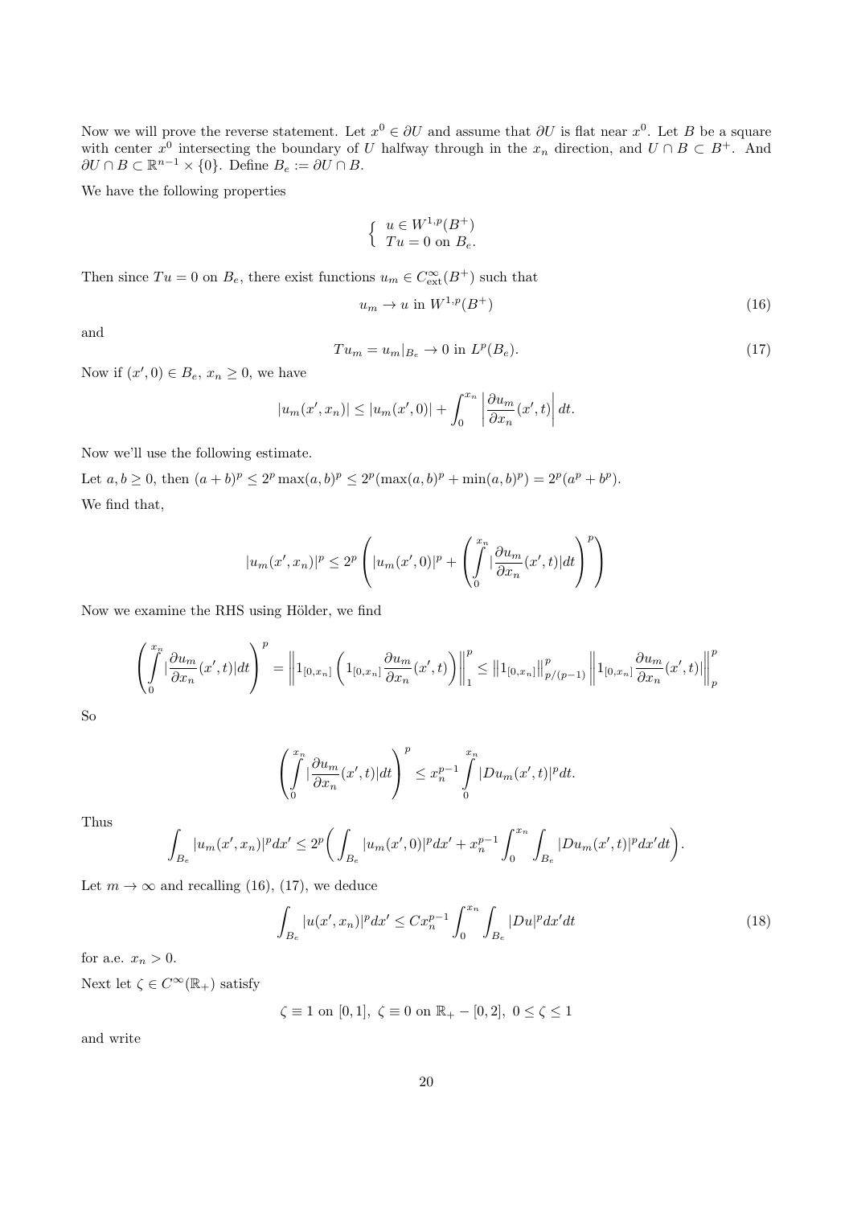Now we will prove the reverse statement. Let $x^0 \in \partial U$ and assume that $\partial U$ is flat near $x^0$. Let $B$ be a square with center $x^0$ intersecting the boundary of $U$ halfway through in the $x_n$ direction, and $U \cap B \subset B^+$. And $\partial U \cap B \subset \mathbb{R}^{n-1} \times \{0\}$. Define $B_e := \partial U \cap B$.

We have the following properties

$$
\begin{cases} u \in W^{1,p}(B^+) \\ Tu = 0 \text{ on } B_e. \end{cases}
$$

Then since $Tu = 0$ on $B_e$, there exist functions $u_m \in C^\infty_{\text{ext}}(B^+)$ such that

$$
u_m \to u \text{ in } W^{1,p}(B^+) \tag{16}
$$

and

$$
Tu_m = u_m|_{B_e} \to 0 \text{ in } L^p(B_e). \tag{17}
$$

Now if $(x', 0) \in B_e$, $x_n \geq 0$, we have

$$
|u_m(x', x_n)| \leq |u_m(x', 0)| + \int_0^{x_n} \left| \frac{\partial u_m}{\partial x_n}(x', t) \right| dt.
$$

Now we'll use the following estimate.

Let $a, b \geq 0$, then $(a+b)^p \leq 2^p \max(a,b)^p \leq 2^p(\max(a,b)^p + \min(a,b)^p) = 2^p(a^p + b^p)$.

We find that,

$$
|u_m(x', x_n)|^p \leq 2^p \left( |u_m(x', 0)|^p + \left( \int_0^{x_n} |\frac{\partial u_m}{\partial x_n}(x', t)| dt \right)^p \right)
$$

Now we examine the RHS using Hölder, we find

$$
\left( \int_0^{x_n} |\frac{\partial u_m}{\partial x_n}(x', t)| dt \right)^p = \left\| 1_{[0,x_n]} \left( 1_{[0,x_n]} \frac{\partial u_m}{\partial x_n}(x', t) \right) \right\|_1^p \leq \left\| 1_{[0,x_n]} \right\|_{p/(p-1)}^p \left\| 1_{[0,x_n]} \frac{\partial u_m}{\partial x_n}(x', t) | \right\|_p^p
$$

So

$$
\left( \int_0^{x_n} |\frac{\partial u_m}{\partial x_n}(x', t)| dt \right)^p \leq x_n^{p-1} \int_0^{x_n} |Du_m(x', t)|^p dt.
$$

Thus

$$
\int_{B_e} |u_m(x', x_n)|^p dx' \leq 2^p \bigg( \int_{B_e} |u_m(x', 0)|^p dx' + x_n^{p-1} \int_0^{x_n} \int_{B_e} |Du_m(x', t)|^p dx' dt \bigg).
$$

Let $m \to \infty$ and recalling (16), (17), we deduce

$$
\int_{B_e} |u(x', x_n)|^p dx' \leq C x_n^{p-1} \int_0^{x_n} \int_{B_e} |Du|^p dx' dt \tag{18}
$$

for a.e. $x_n > 0$.

Next let $\zeta \in C^\infty(\mathbb{R}_+)$ satisfy

$$
\zeta \equiv 1 \text{ on } [0,1], \ \zeta \equiv 0 \text{ on } \mathbb{R}_+ - [0,2], \ 0 \leq \zeta \leq 1
$$

and write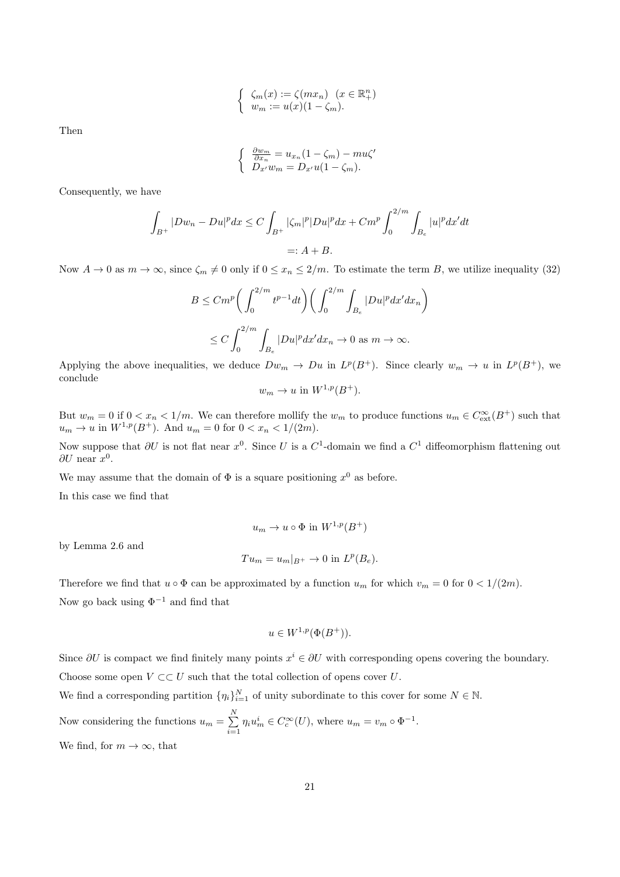$$\begin{cases} \zeta_m(x) := \zeta(mx_n) \quad (x \in \mathbb{R}^n_+) \\ w_m := u(x)(1-\zeta_m). \end{cases}$$

Then

$$\begin{cases} \frac{\partial w_m}{\partial x_n} = u_{x_n}(1-\zeta_m) - mu\zeta' \\ D_{x'}w_m = D_{x'}u(1-\zeta_m). \end{cases}$$

Consequently, we have

$$\int_{B^+} |Dw_n - Du|^p dx \leq C\int_{B^+} |\zeta_m|^p |Du|^p dx + Cm^p \int_0^{2/m} \int_{B_e} |u|^p dx' dt$$

$$=: A + B.$$

Now $A \to 0$ as $m \to \infty$, since $\zeta_m \neq 0$ only if $0 \leq x_n \leq 2/m$. To estimate the term $B$, we utilize inequality (32)

$$B \leq Cm^p \bigg( \int_0^{2/m} t^{p-1} dt \bigg) \bigg( \int_0^{2/m} \int_{B_e} |Du|^p dx' dx_n \bigg)$$

$$\leq C \int_0^{2/m} \int_{B_e} |Du|^p dx' dx_n \to 0 \text{ as } m \to \infty.$$

Applying the above inequalities, we deduce $Dw_m \to Du$ in $L^p(B^+)$. Since clearly $w_m \to u$ in $L^p(B^+)$, we conclude

$$w_m \to u \text{ in } W^{1,p}(B^+).$$

But $w_m = 0$ if $0 < x_n < 1/m$. We can therefore mollify the $w_m$ to produce functions $u_m \in C^\infty_{\text{ext}}(B^+)$ such that $u_m \to u$ in $W^{1,p}(B^+)$. And $u_m = 0$ for $0 < x_n < 1/(2m)$.

Now suppose that $\partial U$ is not flat near $x^0$. Since $U$ is a $C^1$-domain we find a $C^1$ diffeomorphism flattening out $\partial U$ near $x^0$.

We may assume that the domain of $\Phi$ is a square positioning $x^0$ as before.

In this case we find that

$$u_m \to u \circ \Phi \text{ in } W^{1,p}(B^+)$$

by Lemma 2.6 and

$$Tu_m = u_m|_{B^+} \to 0 \text{ in } L^p(B_e).$$

Therefore we find that $u \circ \Phi$ can be approximated by a function $u_m$ for which $v_m = 0$ for $0 < 1/(2m)$.

Now go back using $\Phi^{-1}$ and find that

$$u \in W^{1,p}(\Phi(B^+)).$$

Since $\partial U$ is compact we find finitely many points $x^i \in \partial U$ with corresponding opens covering the boundary.

Choose some open $V \subset\subset U$ such that the total collection of opens cover $U$.

We find a corresponding partition $\{\eta_i\}_{i=1}^N$ of unity subordinate to this cover for some $N \in \mathbb{N}$.

Now considering the functions $u_m = \sum\limits_{i=1}^N \eta_i u^i_m \in C^\infty_c(U)$, where $u_m = v_m \circ \Phi^{-1}$.

We find, for $m \to \infty$, that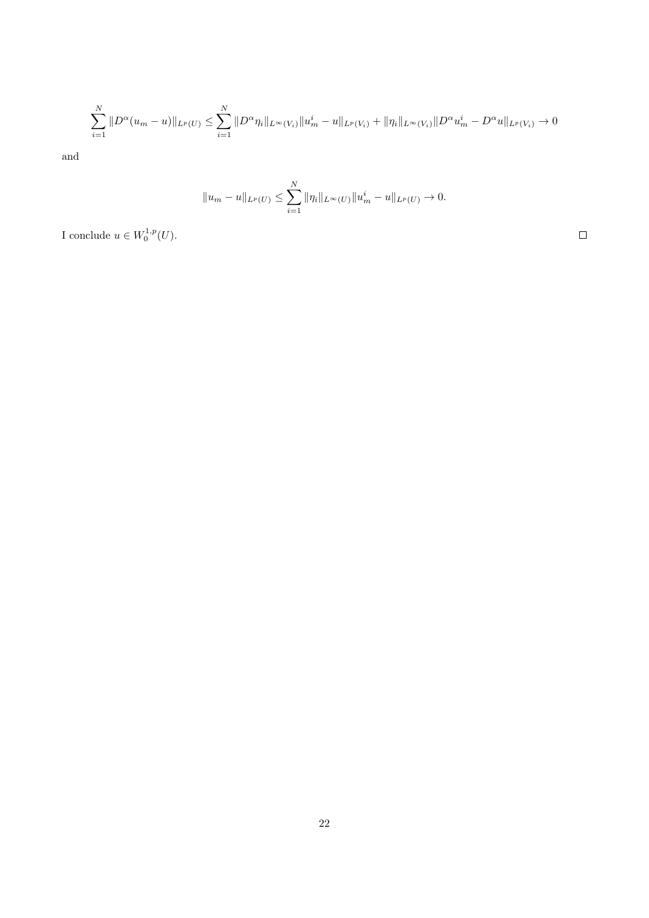$$\sum_{i=1}^{N} \|D^\alpha(u_m - u)\|_{L^p(U)} \leq \sum_{i=1}^{N} \|D^\alpha \eta_i\|_{L^\infty(V_i)} \|u_m^i - u\|_{L^p(V_i)} + \|\eta_i\|_{L^\infty(V_i)} \|D^\alpha u_m^i - D^\alpha u\|_{L^p(V_i)} \to 0$$

and

$$\|u_m - u\|_{L^p(U)} \leq \sum_{i=1}^{N} \|\eta_i\|_{L^\infty(U)} \|u_m^i - u\|_{L^p(U)} \to 0.$$

I conclude $u \in W_0^{1,p}(U)$. $\square$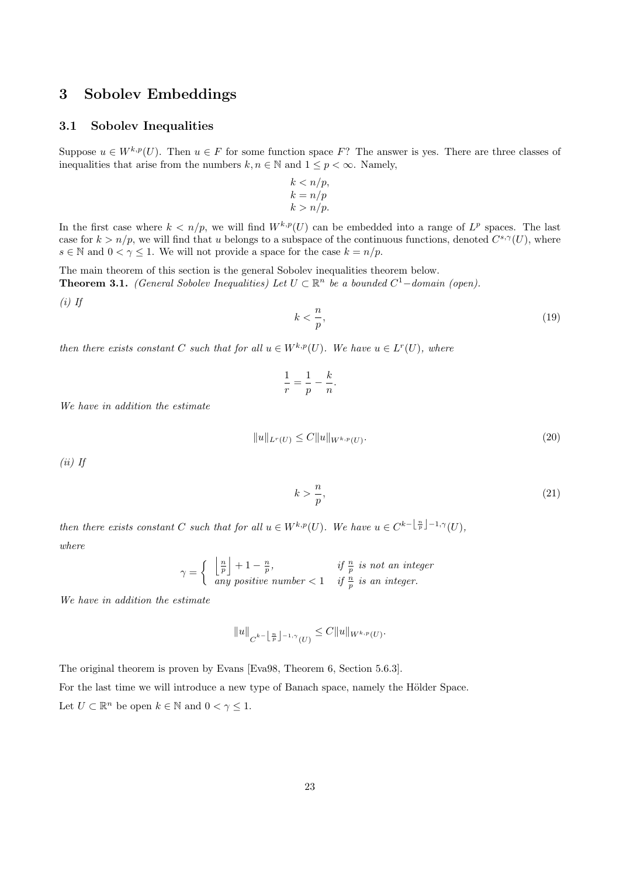## 3 Sobolev Embeddings

### 3.1 Sobolev Inequalities

Suppose $u \in W^{k,p}(U)$. Then $u \in F$ for some function space $F$? The answer is yes. There are three classes of inequalities that arise from the numbers $k, n \in \mathbb{N}$ and $1 \leq p < \infty$. Namely,

$$
\begin{aligned}
k &< n/p, \\
k &= n/p \\
k &> n/p.
\end{aligned}
$$

In the first case where $k < n/p$, we will find $W^{k,p}(U)$ can be embedded into a range of $L^p$ spaces. The last case for $k > n/p$, we will find that $u$ belongs to a subspace of the continuous functions, denoted $C^{s,\gamma}(U)$, where $s \in \mathbb{N}$ and $0 < \gamma \leq 1$. We will not provide a space for the case $k = n/p$.

The main theorem of this section is the general Sobolev inequalities theorem below.

**Theorem 3.1.** *(General Sobolev Inequalities) Let $U \subset \mathbb{R}^n$ be a bounded $C^1$−domain (open).*

*(i) If*

$$
k < \frac{n}{p}, \tag{19}
$$

*then there exists constant $C$ such that for all $u \in W^{k,p}(U)$. We have $u \in L^r(U)$, where*

$$
\frac{1}{r} = \frac{1}{p} - \frac{k}{n}.
$$

*We have in addition the estimate*

$$
\|u\|_{L^r(U)} \leq C\|u\|_{W^{k,p}(U)}. \tag{20}
$$

*(ii) If*

$$
k > \frac{n}{p}, \tag{21}
$$

*then there exists constant $C$ such that for all $u \in W^{k,p}(U)$. We have $u \in C^{k-\lfloor \frac{n}{p} \rfloor -1,\gamma}(U)$,*

*where*

$$
\gamma = \begin{cases} \left\lfloor \frac{n}{p} \right\rfloor + 1 - \frac{n}{p}, & \text{if } \frac{n}{p} \text{ is not an integer} \\ \text{any positive number} < 1 & \text{if } \frac{n}{p} \text{ is an integer.} \end{cases}
$$

*We have in addition the estimate*

$$
\|u\|_{C^{k-\lfloor \frac{n}{p} \rfloor -1,\gamma}(U)} \leq C\|u\|_{W^{k,p}(U)}.
$$

The original theorem is proven by Evans [Eva98, Theorem 6, Section 5.6.3].

For the last time we will introduce a new type of Banach space, namely the Hölder Space.

Let $U \subset \mathbb{R}^n$ be open $k \in \mathbb{N}$ and $0 < \gamma \leq 1$.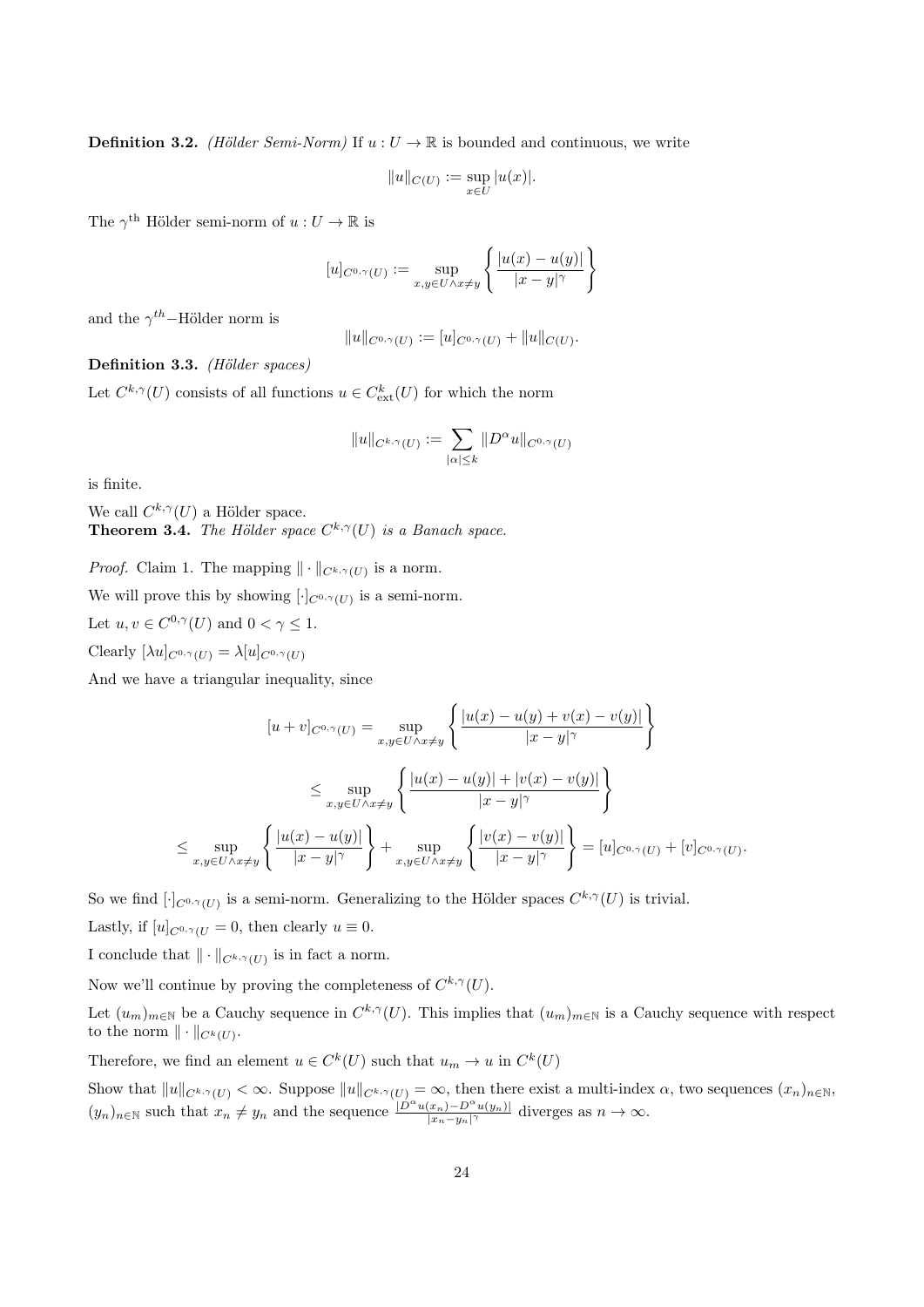**Definition 3.2.** *(Hölder Semi-Norm)* If $u : U \to \mathbb{R}$ is bounded and continuous, we write

$$\|u\|_{C(U)} := \sup_{x \in U} |u(x)|.$$

The $\gamma^{\text{th}}$ Hölder semi-norm of $u : U \to \mathbb{R}$ is

$$[u]_{C^{0,\gamma}(U)} := \sup_{x,y \in U \wedge x \neq y} \left\{ \frac{|u(x) - u(y)|}{|x - y|^{\gamma}} \right\}$$

and the $\gamma^{th}$−Hölder norm is

$$\|u\|_{C^{0,\gamma}(U)} := [u]_{C^{0,\gamma}(U)} + \|u\|_{C(U)}.$$

**Definition 3.3.** *(Hölder spaces)*

Let $C^{k,\gamma}(U)$ consists of all functions $u \in C^k_{\text{ext}}(U)$ for which the norm

$$\|u\|_{C^{k,\gamma}(U)} := \sum_{|\alpha| \leq k} \|D^{\alpha} u\|_{C^{0,\gamma}(U)}$$

is finite.

We call $C^{k,\gamma}(U)$ a Hölder space.

**Theorem 3.4.** *The Hölder space $C^{k,\gamma}(U)$ is a Banach space.*

*Proof.* Claim 1. The mapping $\| \cdot \|_{C^{k,\gamma}(U)}$ is a norm.

We will prove this by showing $[\cdot]_{C^{0,\gamma}(U)}$ is a semi-norm.

Let $u, v \in C^{0,\gamma}(U)$ and $0 < \gamma \leq 1$.

Clearly $[\lambda u]_{C^{0,\gamma}(U)} = \lambda [u]_{C^{0,\gamma}(U)}$

And we have a triangular inequality, since

$$[u + v]_{C^{0,\gamma}(U)} = \sup_{x,y \in U \wedge x \neq y} \left\{ \frac{|u(x) - u(y) + v(x) - v(y)|}{|x - y|^{\gamma}} \right\}$$

$$\leq \sup_{x,y \in U \wedge x \neq y} \left\{ \frac{|u(x) - u(y)| + |v(x) - v(y)|}{|x - y|^{\gamma}} \right\}$$

$$\leq \sup_{x,y \in U \wedge x \neq y} \left\{ \frac{|u(x) - u(y)|}{|x - y|^{\gamma}} \right\} + \sup_{x,y \in U \wedge x \neq y} \left\{ \frac{|v(x) - v(y)|}{|x - y|^{\gamma}} \right\} = [u]_{C^{0,\gamma}(U)} + [v]_{C^{0,\gamma}(U)}.$$

So we find $[\cdot]_{C^{0,\gamma}(U)}$ is a semi-norm. Generalizing to the Hölder spaces $C^{k,\gamma}(U)$ is trivial.

Lastly, if $[u]_{C^{0,\gamma}(U} = 0$, then clearly $u \equiv 0$.

I conclude that $\| \cdot \|_{C^{k,\gamma}(U)}$ is in fact a norm.

Now we'll continue by proving the completeness of $C^{k,\gamma}(U)$.

Let $(u_m)_{m \in \mathbb{N}}$ be a Cauchy sequence in $C^{k,\gamma}(U)$. This implies that $(u_m)_{m \in \mathbb{N}}$ is a Cauchy sequence with respect to the norm $\| \cdot \|_{C^k(U)}$.

Therefore, we find an element $u \in C^k(U)$ such that $u_m \to u$ in $C^k(U)$

Show that $\|u\|_{C^{k,\gamma}(U)} < \infty$. Suppose $\|u\|_{C^{k,\gamma}(U)} = \infty$, then there exist a multi-index $\alpha$, two sequences $(x_n)_{n \in \mathbb{N}}$, $(y_n)_{n \in \mathbb{N}}$ such that $x_n \neq y_n$ and the sequence $\frac{|D^{\alpha} u(x_n) - D^{\alpha} u(y_n)|}{|x_n - y_n|^{\gamma}}$ diverges as $n \to \infty$.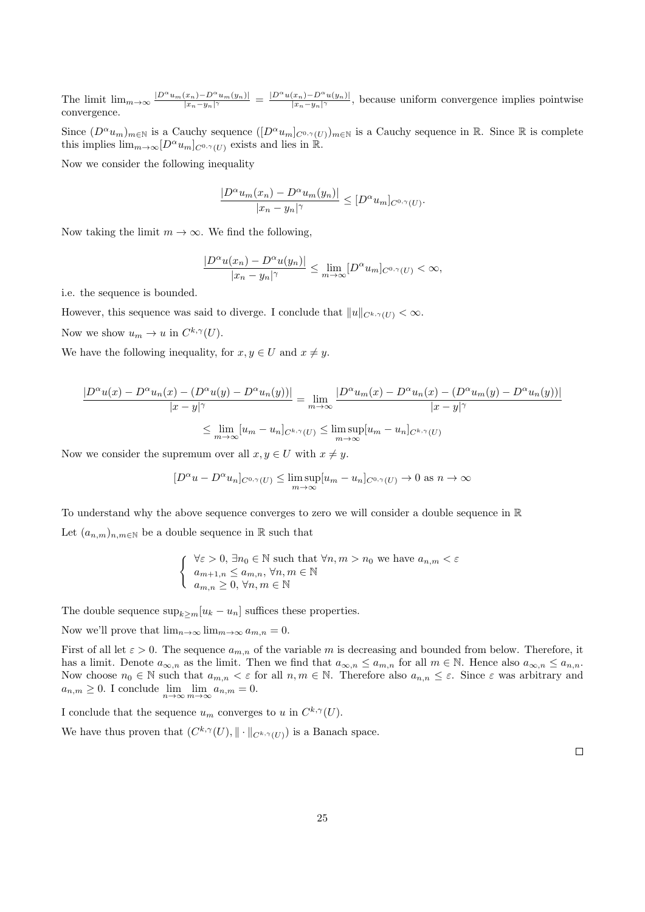The limit $\lim_{m\to\infty} \frac{|D^\alpha u_m(x_n) - D^\alpha u_m(y_n)|}{|x_n - y_n|^\gamma} = \frac{|D^\alpha u(x_n) - D^\alpha u(y_n)|}{|x_n - y_n|^\gamma}$, because uniform convergence implies pointwise convergence.

Since $(D^\alpha u_m)_{m\in\mathbb{N}}$ is a Cauchy sequence $([D^\alpha u_m]_{C^{0,\gamma}(U)})_{m\in\mathbb{N}}$ is a Cauchy sequence in $\mathbb{R}$. Since $\mathbb{R}$ is complete this implies $\lim_{m\to\infty}[D^\alpha u_m]_{C^{0,\gamma}(U)}$ exists and lies in $\mathbb{R}$.

Now we consider the following inequality

$$\frac{|D^\alpha u_m(x_n) - D^\alpha u_m(y_n)|}{|x_n - y_n|^\gamma} \leq [D^\alpha u_m]_{C^{0,\gamma}(U)}.$$

Now taking the limit $m \to \infty$. We find the following,

$$\frac{|D^\alpha u(x_n) - D^\alpha u(y_n)|}{|x_n - y_n|^\gamma} \leq \lim_{m\to\infty}[D^\alpha u_m]_{C^{0,\gamma}(U)} < \infty,$$

i.e. the sequence is bounded.

However, this sequence was said to diverge. I conclude that $\|u\|_{C^{k,\gamma}(U)} < \infty$.

Now we show $u_m \to u$ in $C^{k,\gamma}(U)$.

We have the following inequality, for $x, y \in U$ and $x \neq y$.

$$\frac{|D^\alpha u(x) - D^\alpha u_n(x) - (D^\alpha u(y) - D^\alpha u_n(y))|}{|x-y|^\gamma} = \lim_{m\to\infty} \frac{|D^\alpha u_m(x) - D^\alpha u_n(x) - (D^\alpha u_m(y) - D^\alpha u_n(y))|}{|x-y|^\gamma}$$

$$\leq \lim_{m\to\infty}[u_m - u_n]_{C^{k,\gamma}(U)} \leq \limsup_{m\to\infty}[u_m - u_n]_{C^{k,\gamma}(U)}$$

Now we consider the supremum over all $x, y \in U$ with $x \neq y$.

$$[D^\alpha u - D^\alpha u_n]_{C^{0,\gamma}(U)} \leq \limsup_{m\to\infty}[u_m - u_n]_{C^{0,\gamma}(U)} \to 0 \text{ as } n \to \infty$$

To understand why the above sequence converges to zero we will consider a double sequence in $\mathbb{R}$

Let $(a_{n,m})_{n,m\in\mathbb{N}}$ be a double sequence in $\mathbb{R}$ such that

$$\begin{cases} \forall \varepsilon > 0,\ \exists n_0 \in \mathbb{N} \text{ such that } \forall n, m > n_0 \text{ we have } a_{n,m} < \varepsilon \\ a_{m+1,n} \leq a_{m,n},\ \forall n, m \in \mathbb{N} \\ a_{m,n} \geq 0,\ \forall n, m \in \mathbb{N} \end{cases}$$

The double sequence $\sup_{k\geq m}[u_k - u_n]$ suffices these properties.

Now we'll prove that $\lim_{n\to\infty}\lim_{m\to\infty} a_{m,n} = 0$.

First of all let $\varepsilon > 0$. The sequence $a_{m,n}$ of the variable $m$ is decreasing and bounded from below. Therefore, it has a limit. Denote $a_{\infty,n}$ as the limit. Then we find that $a_{\infty,n} \leq a_{m,n}$ for all $m \in \mathbb{N}$. Hence also $a_{\infty,n} \leq a_{n,n}$. Now choose $n_0 \in \mathbb{N}$ such that $a_{m,n} < \varepsilon$ for all $n, m \in \mathbb{N}$. Therefore also $a_{n,n} \leq \varepsilon$. Since $\varepsilon$ was arbitrary and $a_{n,m} \geq 0$. I conclude $\lim_{n\to\infty}\lim_{m\to\infty} a_{n,m} = 0$.

I conclude that the sequence $u_m$ converges to $u$ in $C^{k,\gamma}(U)$.

We have thus proven that $(C^{k,\gamma}(U), \|\cdot\|_{C^{k,\gamma}(U)})$ is a Banach space.

□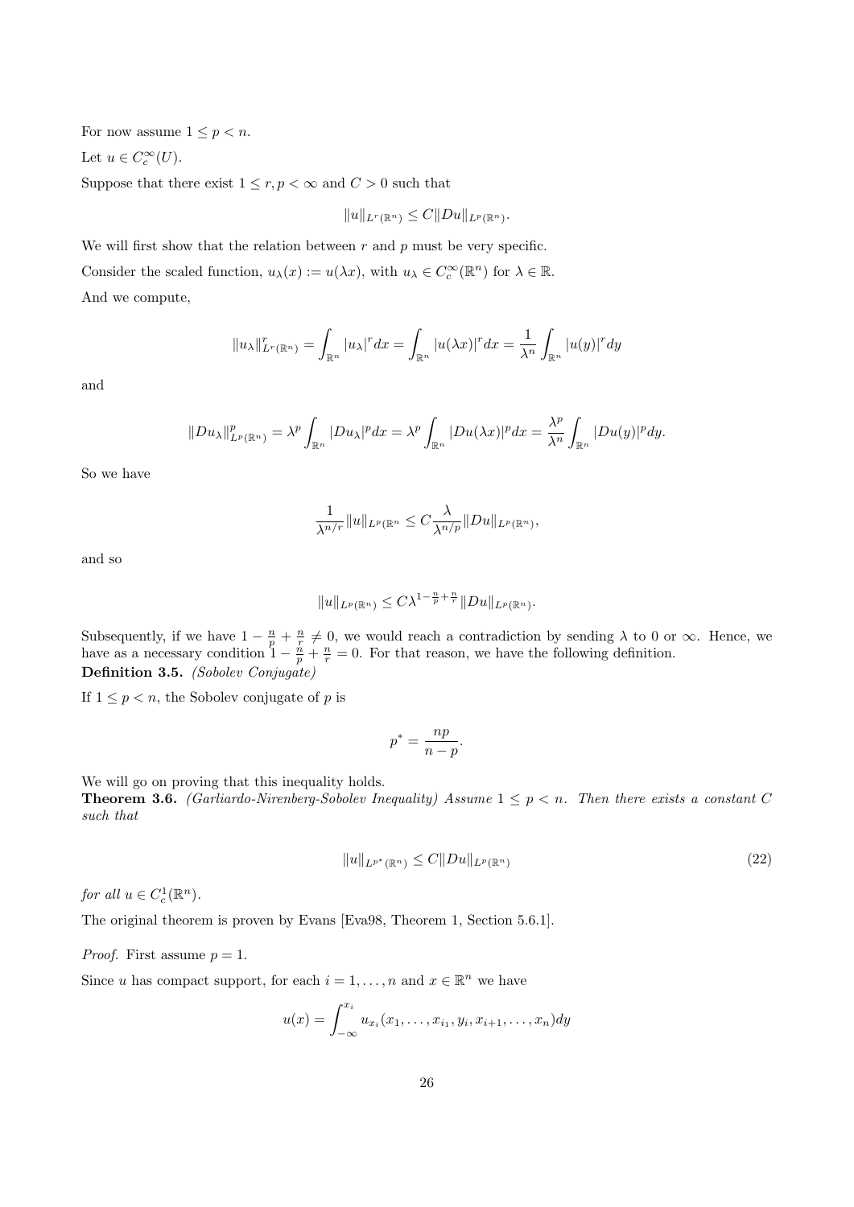For now assume $1 \le p < n$.

Let $u \in C_c^\infty(U)$.

Suppose that there exist $1 \le r, p < \infty$ and $C > 0$ such that

$$\|u\|_{L^r(\mathbb{R}^n)} \le C\|Du\|_{L^p(\mathbb{R}^n)}.$$

We will first show that the relation between $r$ and $p$ must be very specific.

Consider the scaled function, $u_\lambda(x) := u(\lambda x)$, with $u_\lambda \in C_c^\infty(\mathbb{R}^n)$ for $\lambda \in \mathbb{R}$.

And we compute,

$$\|u_\lambda\|^r_{L^r(\mathbb{R}^n)} = \int_{\mathbb{R}^n} |u_\lambda|^r dx = \int_{\mathbb{R}^n} |u(\lambda x)|^r dx = \frac{1}{\lambda^n} \int_{\mathbb{R}^n} |u(y)|^r dy$$

and

$$\|Du_\lambda\|^p_{L^p(\mathbb{R}^n)} = \lambda^p \int_{\mathbb{R}^n} |Du_\lambda|^p dx = \lambda^p \int_{\mathbb{R}^n} |Du(\lambda x)|^p dx = \frac{\lambda^p}{\lambda^n} \int_{\mathbb{R}^n} |Du(y)|^p dy.$$

So we have

$$\frac{1}{\lambda^{n/r}} \|u\|_{L^p(\mathbb{R}^n} \le C \frac{\lambda}{\lambda^{n/p}} \|Du\|_{L^p(\mathbb{R}^n)},$$

and so

$$\|u\|_{L^p(\mathbb{R}^n)} \le C\lambda^{1-\frac{n}{p}+\frac{n}{r}} \|Du\|_{L^p(\mathbb{R}^n)}.$$

Subsequently, if we have $1 - \frac{n}{p} + \frac{n}{r} \neq 0$, we would reach a contradiction by sending $\lambda$ to 0 or $\infty$. Hence, we have as a necessary condition $1 - \frac{n}{p} + \frac{n}{r} = 0$. For that reason, we have the following definition.

**Definition 3.5.** *(Sobolev Conjugate)*

If $1 \le p < n$, the Sobolev conjugate of $p$ is

$$p^* = \frac{np}{n-p}.$$

We will go on proving that this inequality holds.

**Theorem 3.6.** *(Garliardo-Nirenberg-Sobolev Inequality) Assume $1 \le p < n$. Then there exists a constant $C$ such that*

$$\|u\|_{L^{p^*}(\mathbb{R}^n)} \le C\|Du\|_{L^p(\mathbb{R}^n)} \tag{22}$$

*for all $u \in C_c^1(\mathbb{R}^n)$.*

The original theorem is proven by Evans [Eva98, Theorem 1, Section 5.6.1].

*Proof.* First assume $p = 1$.

Since $u$ has compact support, for each $i = 1, \dots, n$ and $x \in \mathbb{R}^n$ we have

$$u(x) = \int_{-\infty}^{x_i} u_{x_i}(x_1, \dots, x_{i_1}, y_i, x_{i+1}, \dots, x_n) dy$$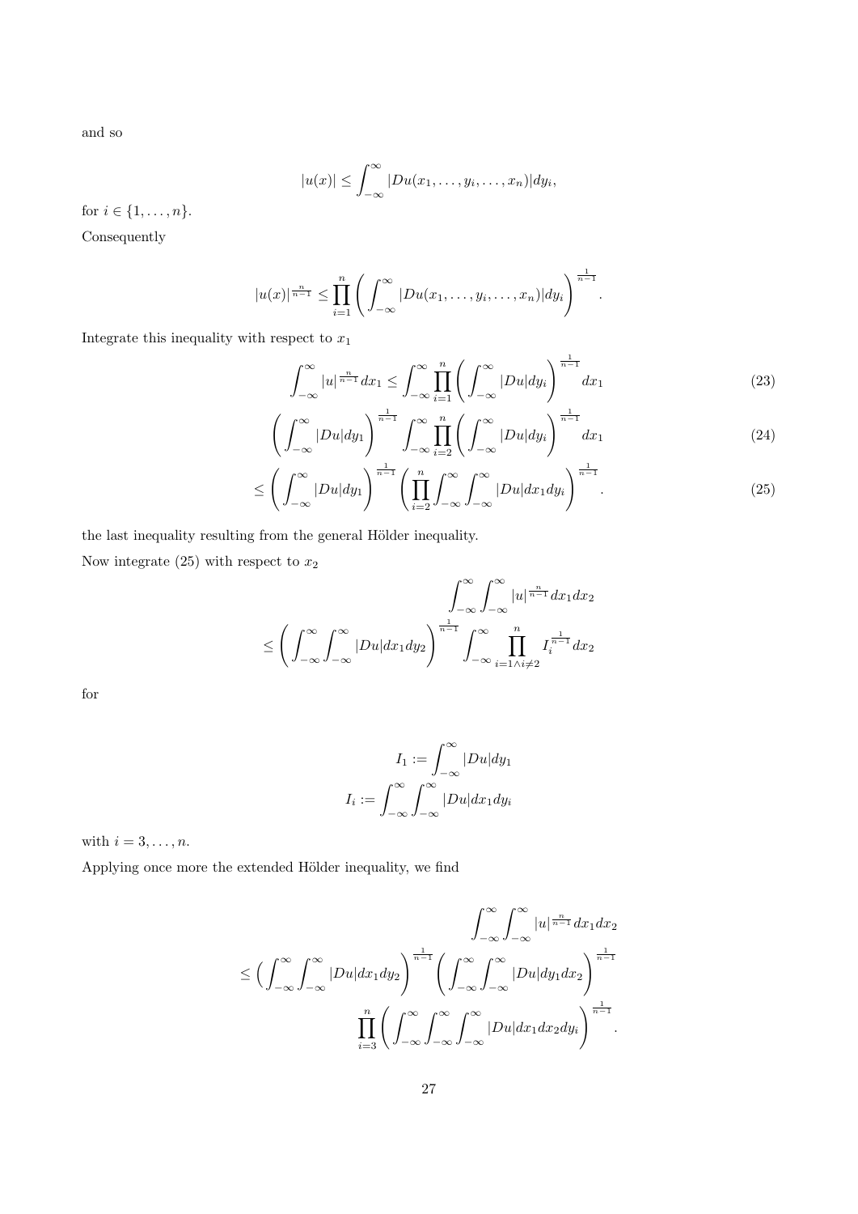and so

$$|u(x)| \leq \int_{-\infty}^{\infty} |Du(x_1, \ldots, y_i, \ldots, x_n)| dy_i,$$

for $i \in \{1, \ldots, n\}$.

Consequently

$$|u(x)|^{\frac{n}{n-1}} \leq \prod_{i=1}^{n} \left( \int_{-\infty}^{\infty} |Du(x_1, \ldots, y_i, \ldots, x_n)| dy_i \right)^{\frac{1}{n-1}}.$$

Integrate this inequality with respect to $x_1$

$$\int_{-\infty}^{\infty} |u|^{\frac{n}{n-1}} dx_1 \leq \int_{-\infty}^{\infty} \prod_{i=1}^{n} \left( \int_{-\infty}^{\infty} |Du| dy_i \right)^{\frac{1}{n-1}} dx_1 \tag{23}$$

$$\left( \int_{-\infty}^{\infty} |Du| dy_1 \right)^{\frac{1}{n-1}} \int_{-\infty}^{\infty} \prod_{i=2}^{n} \left( \int_{-\infty}^{\infty} |Du| dy_i \right)^{\frac{1}{n-1}} dx_1 \tag{24}$$

$$\leq \left( \int_{-\infty}^{\infty} |Du| dy_1 \right)^{\frac{1}{n-1}} \left( \prod_{i=2}^{n} \int_{-\infty}^{\infty} \int_{-\infty}^{\infty} |Du| dx_1 dy_i \right)^{\frac{1}{n-1}}. \tag{25}$$

the last inequality resulting from the general Hölder inequality.

Now integrate (25) with respect to $x_2$

$$\int_{-\infty}^{\infty} \int_{-\infty}^{\infty} |u|^{\frac{n}{n-1}} dx_1 dx_2$$
$$\leq \left( \int_{-\infty}^{\infty} \int_{-\infty}^{\infty} |Du| dx_1 dy_2 \right)^{\frac{1}{n-1}} \int_{-\infty}^{\infty} \prod_{i=1 \wedge i \neq 2}^{n} I_i^{\frac{1}{n-1}} dx_2$$

for

$$I_1 := \int_{-\infty}^{\infty} |Du| dy_1$$
$$I_i := \int_{-\infty}^{\infty} \int_{-\infty}^{\infty} |Du| dx_1 dy_i$$

with $i = 3, \ldots, n$.

Applying once more the extended Hölder inequality, we find

$$\int_{-\infty}^{\infty} \int_{-\infty}^{\infty} |u|^{\frac{n}{n-1}} dx_1 dx_2$$
$$\leq \Big( \int_{-\infty}^{\infty} \int_{-\infty}^{\infty} |Du| dx_1 dy_2 \Big)^{\frac{1}{n-1}} \left( \int_{-\infty}^{\infty} \int_{-\infty}^{\infty} |Du| dy_1 dx_2 \right)^{\frac{1}{n-1}}$$
$$\prod_{i=3}^{n} \left( \int_{-\infty}^{\infty} \int_{-\infty}^{\infty} \int_{-\infty}^{\infty} |Du| dx_1 dx_2 dy_i \right)^{\frac{1}{n-1}}.$$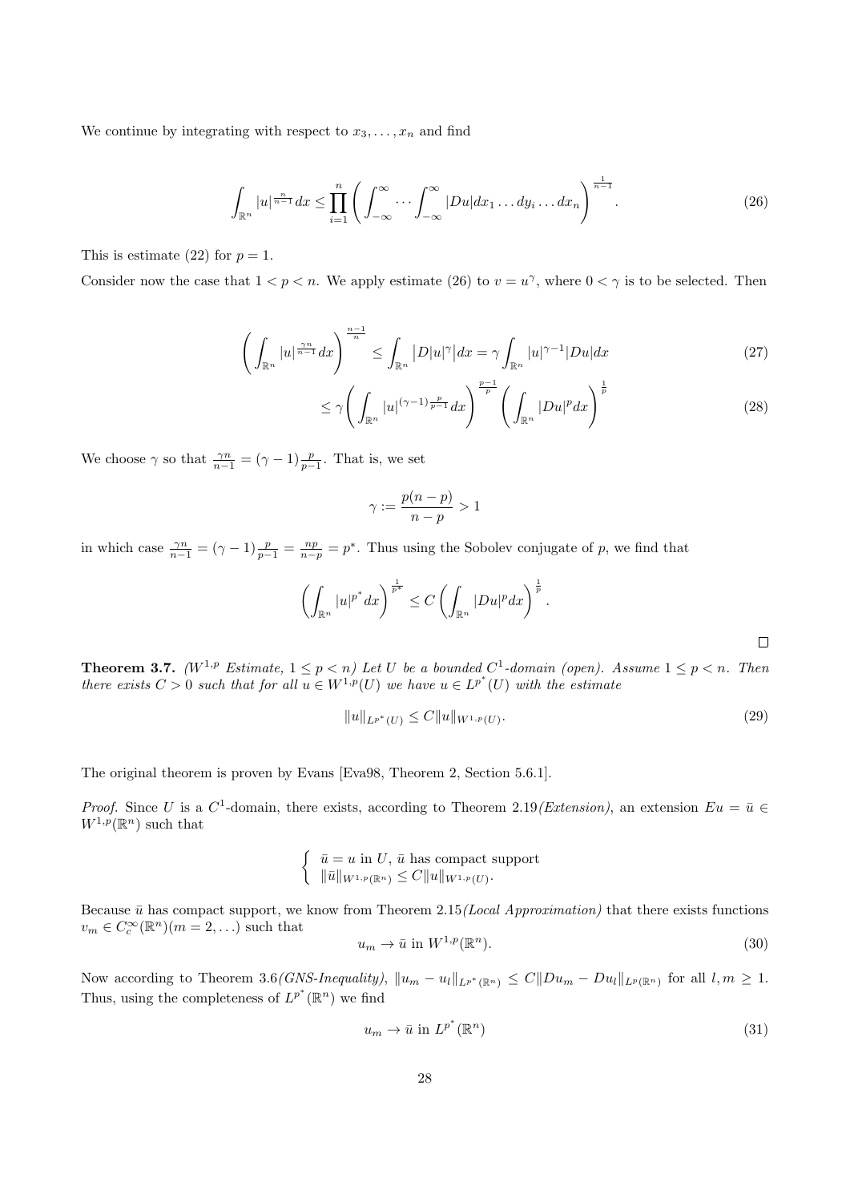We continue by integrating with respect to $x_3, \ldots, x_n$ and find

$$\int_{\mathbb{R}^n} |u|^{\frac{n}{n-1}} dx \leq \prod_{i=1}^{n} \left( \int_{-\infty}^{\infty} \cdots \int_{-\infty}^{\infty} |Du| dx_1 \ldots dy_i \ldots dx_n \right)^{\frac{1}{n-1}}. \tag{26}$$

This is estimate (22) for $p = 1$.

Consider now the case that $1 < p < n$. We apply estimate (26) to $v = u^\gamma$, where $0 < \gamma$ is to be selected. Then

$$\left( \int_{\mathbb{R}^n} |u|^{\frac{\gamma n}{n-1}} dx \right)^{\frac{n-1}{n}} \leq \int_{\mathbb{R}^n} \left| D|u|^\gamma \right| dx = \gamma \int_{\mathbb{R}^n} |u|^{\gamma - 1} |Du| dx \tag{27}$$

$$\leq \gamma \left( \int_{\mathbb{R}^n} |u|^{(\gamma-1)\frac{p}{p-1}} dx \right)^{\frac{p-1}{p}} \left( \int_{\mathbb{R}^n} |Du|^p dx \right)^{\frac{1}{p}} \tag{28}$$

We choose $\gamma$ so that $\frac{\gamma n}{n-1} = (\gamma - 1)\frac{p}{p-1}$. That is, we set

$$\gamma := \frac{p(n-p)}{n-p} > 1$$

in which case $\frac{\gamma n}{n-1} = (\gamma - 1)\frac{p}{p-1} = \frac{np}{n-p} = p^*$. Thus using the Sobolev conjugate of $p$, we find that

$$\left( \int_{\mathbb{R}^n} |u|^{p^*} dx \right)^{\frac{1}{p^*}} \leq C \left( \int_{\mathbb{R}^n} |Du|^p dx \right)^{\frac{1}{p}}.$$

□

**Theorem 3.7.** *($W^{1,p}$ Estimate, $1 \leq p < n$) Let $U$ be a bounded $C^1$-domain (open). Assume $1 \leq p < n$. Then there exists $C > 0$ such that for all $u \in W^{1,p}(U)$ we have $u \in L^{p^*}(U)$ with the estimate*

$$\|u\|_{L^{p^*}(U)} \leq C \|u\|_{W^{1,p}(U)}. \tag{29}$$

The original theorem is proven by Evans [Eva98, Theorem 2, Section 5.6.1].

*Proof.* Since $U$ is a $C^1$-domain, there exists, according to Theorem 2.19*(Extension)*, an extension $Eu = \bar{u} \in W^{1,p}(\mathbb{R}^n)$ such that

$$\begin{cases} \bar{u} = u \text{ in } U, \ \bar{u} \text{ has compact support} \\ \|\bar{u}\|_{W^{1,p}(\mathbb{R}^n)} \leq C \|u\|_{W^{1,p}(U)}. \end{cases}$$

Because $\bar{u}$ has compact support, we know from Theorem 2.15*(Local Approximation)* that there exists functions $v_m \in C_c^\infty(\mathbb{R}^n)(m = 2, \ldots)$ such that

$$u_m \to \bar{u} \text{ in } W^{1,p}(\mathbb{R}^n). \tag{30}$$

Now according to Theorem 3.6*(GNS-Inequality)*, $\|u_m - u_l\|_{L^{p^*}(\mathbb{R}^n)} \leq C \|Du_m - Du_l\|_{L^p(\mathbb{R}^n)}$ for all $l, m \geq 1$. Thus, using the completeness of $L^{p^*}(\mathbb{R}^n)$ we find

$$u_m \to \bar{u} \text{ in } L^{p^*}(\mathbb{R}^n) \tag{31}$$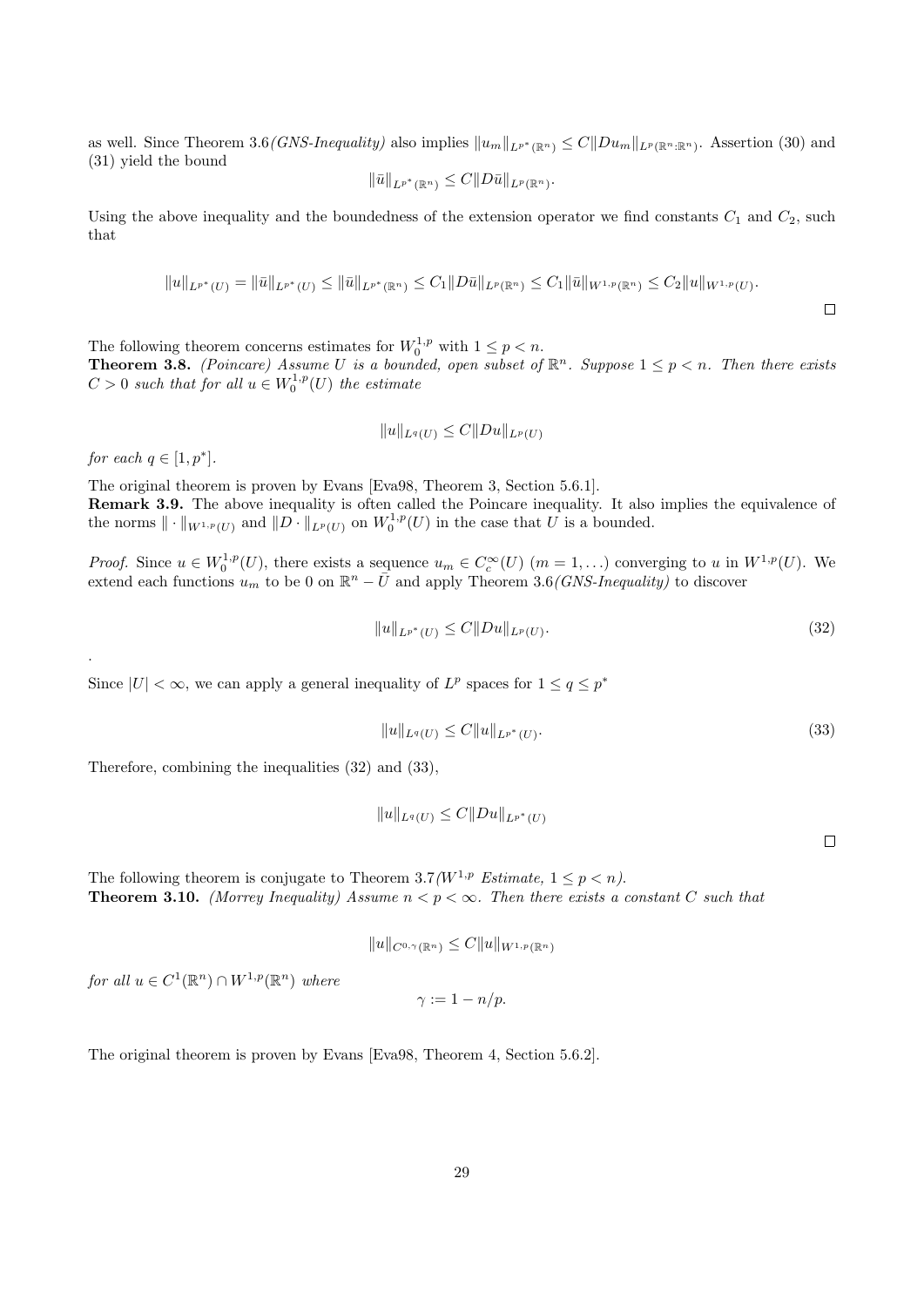as well. Since Theorem 3.6*(GNS-Inequality)* also implies $\|u_m\|_{L^{p^*}(\mathbb{R}^n)} \leq C\|Du_m\|_{L^p(\mathbb{R}^n;\mathbb{R}^n)}$. Assertion (30) and (31) yield the bound

$$\|\bar{u}\|_{L^{p^*}(\mathbb{R}^n)} \leq C\|D\bar{u}\|_{L^p(\mathbb{R}^n)}.$$

Using the above inequality and the boundedness of the extension operator we find constants $C_1$ and $C_2$, such that

$$\|u\|_{L^{p^*}(U)} = \|\bar{u}\|_{L^{p^*}(U)} \leq \|\bar{u}\|_{L^{p^*}(\mathbb{R}^n)} \leq C_1\|D\bar{u}\|_{L^p(\mathbb{R}^n)} \leq C_1\|\bar{u}\|_{W^{1,p}(\mathbb{R}^n)} \leq C_2\|u\|_{W^{1,p}(U)}.$$

□

The following theorem concerns estimates for $W_0^{1,p}$ with $1 \leq p < n$.

**Theorem 3.8.** *(Poincare) Assume $U$ is a bounded, open subset of $\mathbb{R}^n$. Suppose $1 \leq p < n$. Then there exists $C > 0$ such that for all $u \in W_0^{1,p}(U)$ the estimate*

$$\|u\|_{L^q(U)} \leq C\|Du\|_{L^p(U)}$$

*for each $q \in [1, p^*]$.*

The original theorem is proven by Evans [Eva98, Theorem 3, Section 5.6.1].

**Remark 3.9.** The above inequality is often called the Poincare inequality. It also implies the equivalence of the norms $\|\cdot\|_{W^{1,p}(U)}$ and $\|D\cdot\|_{L^p(U)}$ on $W_0^{1,p}(U)$ in the case that $U$ is a bounded.

*Proof.* Since $u \in W_0^{1,p}(U)$, there exists a sequence $u_m \in C_c^\infty(U)$ $(m = 1, \ldots)$ converging to $u$ in $W^{1,p}(U)$. We extend each functions $u_m$ to be 0 on $\mathbb{R}^n - \bar{U}$ and apply Theorem 3.6*(GNS-Inequality)* to discover

$$\|u\|_{L^{p^*}(U)} \leq C\|Du\|_{L^p(U)}. \tag{32}$$

.

Since $|U| < \infty$, we can apply a general inequality of $L^p$ spaces for $1 \leq q \leq p^*$

$$\|u\|_{L^q(U)} \leq C\|u\|_{L^{p^*}(U)}. \tag{33}$$

Therefore, combining the inequalities (32) and (33),

$$\|u\|_{L^q(U)} \leq C\|Du\|_{L^{p^*}(U)}$$

□

The following theorem is conjugate to Theorem 3.7*($W^{1,p}$ Estimate, $1 \leq p < n$)*.

**Theorem 3.10.** *(Morrey Inequality) Assume $n < p < \infty$. Then there exists a constant $C$ such that*

$$\|u\|_{C^{0,\gamma}(\mathbb{R}^n)} \leq C\|u\|_{W^{1,p}(\mathbb{R}^n)}$$

*for all $u \in C^1(\mathbb{R}^n) \cap W^{1,p}(\mathbb{R}^n)$ where*

$$\gamma := 1 - n/p.$$

The original theorem is proven by Evans [Eva98, Theorem 4, Section 5.6.2].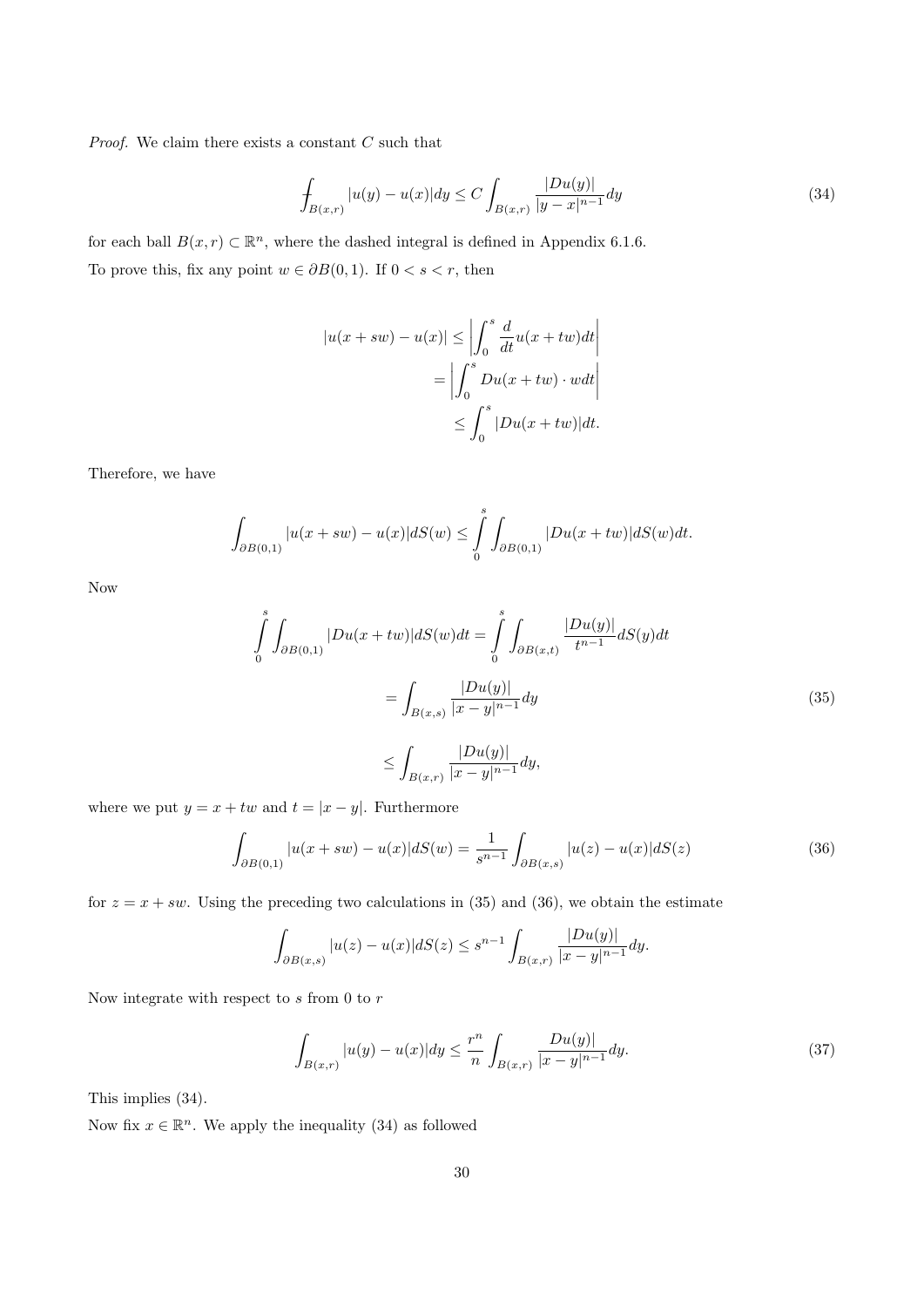*Proof.* We claim there exists a constant $C$ such that

$$\fint_{B(x,r)} |u(y) - u(x)| dy \leq C \int_{B(x,r)} \frac{|Du(y)|}{|y-x|^{n-1}} dy \tag{34}$$

for each ball $B(x,r) \subset \mathbb{R}^n$, where the dashed integral is defined in Appendix 6.1.6.

To prove this, fix any point $w \in \partial B(0,1)$. If $0 < s < r$, then

$$\begin{aligned}
|u(x+sw) - u(x)| &\leq \left| \int_0^s \frac{d}{dt} u(x+tw) dt \right| \\
&= \left| \int_0^s Du(x+tw) \cdot w dt \right| \\
&\leq \int_0^s |Du(x+tw)| dt.
\end{aligned}$$

Therefore, we have

$$\int_{\partial B(0,1)} |u(x+sw) - u(x)| dS(w) \leq \int_0^s \int_{\partial B(0,1)} |Du(x+tw)| dS(w) dt.$$

Now

$$\begin{aligned}
\int_0^s \int_{\partial B(0,1)} |Du(x+tw)| dS(w) dt &= \int_0^s \int_{\partial B(x,t)} \frac{|Du(y)|}{t^{n-1}} dS(y) dt \\
&= \int_{B(x,s)} \frac{|Du(y)|}{|x-y|^{n-1}} dy \\
&\leq \int_{B(x,r)} \frac{|Du(y)|}{|x-y|^{n-1}} dy,
\end{aligned} \tag{35}$$

where we put $y = x + tw$ and $t = |x-y|$. Furthermore

$$\int_{\partial B(0,1)} |u(x+sw) - u(x)| dS(w) = \frac{1}{s^{n-1}} \int_{\partial B(x,s)} |u(z) - u(x)| dS(z) \tag{36}$$

for $z = x + sw$. Using the preceding two calculations in (35) and (36), we obtain the estimate

$$\int_{\partial B(x,s)} |u(z) - u(x)| dS(z) \leq s^{n-1} \int_{B(x,r)} \frac{|Du(y)|}{|x-y|^{n-1}} dy.$$

Now integrate with respect to $s$ from $0$ to $r$

$$\int_{B(x,r)} |u(y) - u(x)| dy \leq \frac{r^n}{n} \int_{B(x,r)} \frac{Du(y)|}{|x-y|^{n-1}} dy. \tag{37}$$

This implies (34).

Now fix $x \in \mathbb{R}^n$. We apply the inequality (34) as followed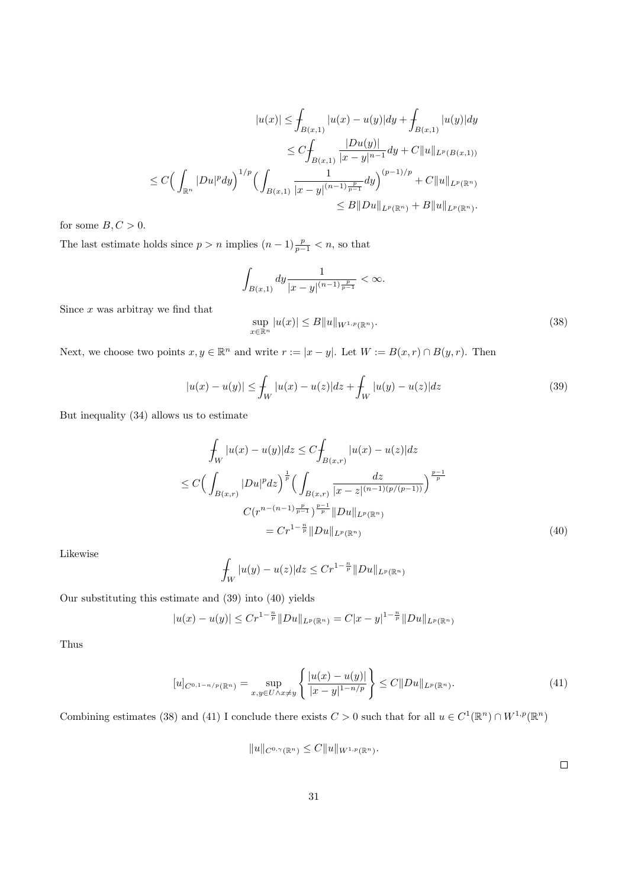$$
\begin{aligned}
|u(x)| &\leq \fint_{B(x,1)} |u(x)-u(y)|dy + \fint_{B(x,1)} |u(y)|dy \\
&\leq C\fint_{B(x,1)} \frac{|Du(y)|}{|x-y|^{n-1}}dy + C\|u\|_{L^p(B(x,1))} \\
\leq C\Big(\int_{\mathbb{R}^n} |Du|^p dy\Big)^{1/p} &\Big(\int_{B(x,1)} \frac{1}{|x-y|^{(n-1)\frac{p}{p-1}}}dy\Big)^{(p-1)/p} + C\|u\|_{L^p(\mathbb{R}^n)} \\
&\leq B\|Du\|_{L^p(\mathbb{R}^n)} + B\|u\|_{L^p(\mathbb{R}^n)}.
\end{aligned}
$$

for some $B, C > 0$.

The last estimate holds since $p > n$ implies $(n-1)\frac{p}{p-1} < n$, so that

$$
\int_{B(x,1)} dy \frac{1}{|x-y|^{(n-1)\frac{p}{p-1}}} < \infty.
$$

Since $x$ was arbitray we find that

$$
\sup_{x\in\mathbb{R}^n} |u(x)| \leq B\|u\|_{W^{1,p}(\mathbb{R}^n)}. \tag{38}
$$

Next, we choose two points $x, y \in \mathbb{R}^n$ and write $r := |x-y|$. Let $W := B(x,r) \cap B(y,r)$. Then

$$
|u(x)-u(y)| \leq \fint_W |u(x)-u(z)|dz + \fint_W |u(y)-u(z)|dz \tag{39}
$$

But inequality (34) allows us to estimate

$$
\begin{aligned}
\fint_W |u(x)-u(y)|dz &\leq C\fint_{B(x,r)} |u(x)-u(z)|dz \\
\leq C\Big(\int_{B(x,r)} |Du|^p dz\Big)^{\frac{1}{p}} &\Big(\int_{B(x,r)} \frac{dz}{|x-z|^{(n-1)(p/(p-1))}}\Big)^{\frac{p-1}{p}} \\
&C\big(r^{n-(n-1)\frac{p}{p-1}}\big)^{\frac{p-1}{p}} \|Du\|_{L^p(\mathbb{R}^n)} \\
&= Cr^{1-\frac{n}{p}} \|Du\|_{L^p(\mathbb{R}^n)}
\end{aligned} \tag{40}
$$

Likewise

$$
\fint_W |u(y)-u(z)|dz \leq Cr^{1-\frac{n}{p}} \|Du\|_{L^p(\mathbb{R}^n)}
$$

Our substituting this estimate and (39) into (40) yields

$$
|u(x)-u(y)| \leq Cr^{1-\frac{n}{p}} \|Du\|_{L^p(\mathbb{R}^n)} = C|x-y|^{1-\frac{n}{p}} \|Du\|_{L^p(\mathbb{R}^n)}
$$

Thus

$$
[u]_{C^{0,1-n/p}(\mathbb{R}^n)} = \sup_{x,y\in U \wedge x\neq y} \left\{ \frac{|u(x)-u(y)|}{|x-y|^{1-n/p}} \right\} \leq C\|Du\|_{L^p(\mathbb{R}^n)}. \tag{41}
$$

Combining estimates (38) and (41) I conclude there exists $C > 0$ such that for all $u \in C^1(\mathbb{R}^n) \cap W^{1,p}(\mathbb{R}^n)$

$$
\|u\|_{C^{0,\gamma}(\mathbb{R}^n)} \leq C\|u\|_{W^{1,p}(\mathbb{R}^n)}.
$$

□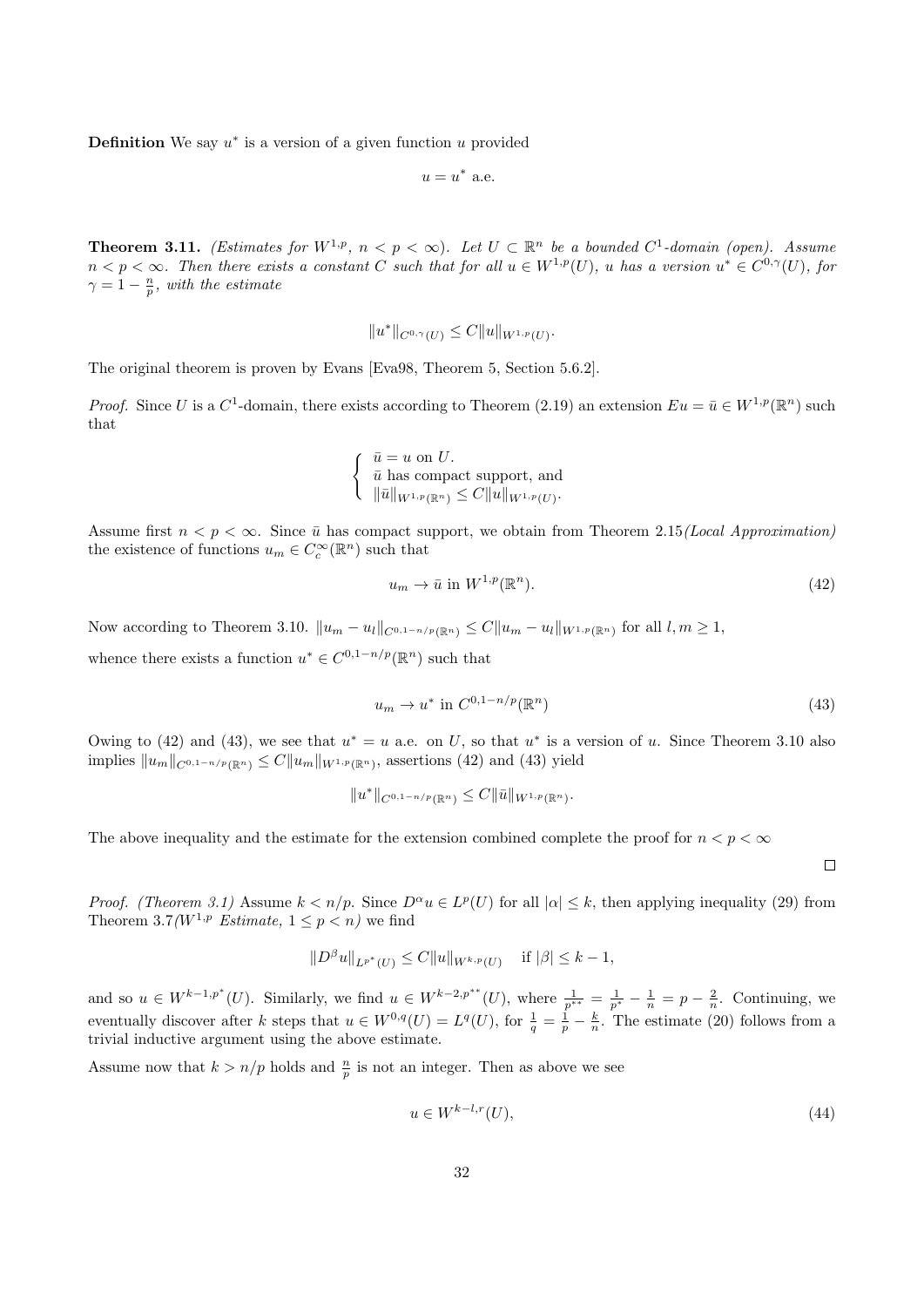**Definition** We say $u^*$ is a version of a given function $u$ provided

$$u = u^* \text{ a.e.}$$

**Theorem 3.11.** *(Estimates for $W^{1,p}$, $n < p < \infty$). Let $U \subset \mathbb{R}^n$ be a bounded $C^1$-domain (open). Assume $n < p < \infty$. Then there exists a constant $C$ such that for all $u \in W^{1,p}(U)$, $u$ has a version $u^* \in C^{0,\gamma}(U)$, for $\gamma = 1 - \frac{n}{p}$, with the estimate*

$$\|u^*\|_{C^{0,\gamma}(U)} \leq C\|u\|_{W^{1,p}(U)}.$$

The original theorem is proven by Evans [Eva98, Theorem 5, Section 5.6.2].

*Proof.* Since $U$ is a $C^1$-domain, there exists according to Theorem (2.19) an extension $Eu = \bar{u} \in W^{1,p}(\mathbb{R}^n)$ such that

$$\begin{cases} \bar{u} = u \text{ on } U. \\ \bar{u} \text{ has compact support, and} \\ \|\bar{u}\|_{W^{1,p}(\mathbb{R}^n)} \leq C\|u\|_{W^{1,p}(U)}. \end{cases}$$

Assume first $n < p < \infty$. Since $\bar{u}$ has compact support, we obtain from Theorem 2.15*(Local Approximation)* the existence of functions $u_m \in C_c^\infty(\mathbb{R}^n)$ such that

$$u_m \to \bar{u} \text{ in } W^{1,p}(\mathbb{R}^n). \tag{42}$$

Now according to Theorem 3.10. $\|u_m - u_l\|_{C^{0,1-n/p}(\mathbb{R}^n)} \leq C\|u_m - u_l\|_{W^{1,p}(\mathbb{R}^n)}$ for all $l, m \geq 1$,

whence there exists a function $u^* \in C^{0,1-n/p}(\mathbb{R}^n)$ such that

$$u_m \to u^* \text{ in } C^{0,1-n/p}(\mathbb{R}^n) \tag{43}$$

Owing to (42) and (43), we see that $u^* = u$ a.e. on $U$, so that $u^*$ is a version of $u$. Since Theorem 3.10 also implies $\|u_m\|_{C^{0,1-n/p}(\mathbb{R}^n)} \leq C\|u_m\|_{W^{1,p}(\mathbb{R}^n)}$, assertions (42) and (43) yield

$$\|u^*\|_{C^{0,1-n/p}(\mathbb{R}^n)} \leq C\|\bar{u}\|_{W^{1,p}(\mathbb{R}^n)}.$$

The above inequality and the estimate for the extension combined complete the proof for $n < p < \infty$

$\square$

*Proof. (Theorem 3.1)* Assume $k < n/p$. Since $D^\alpha u \in L^p(U)$ for all $|\alpha| \leq k$, then applying inequality (29) from Theorem 3.7*($W^{1,p}$ Estimate, $1 \leq p < n$)* we find

$$\|D^\beta u\|_{L^{p^*}(U)} \leq C\|u\|_{W^{k,p}(U)} \quad \text{if } |\beta| \leq k-1,$$

and so $u \in W^{k-1,p^*}(U)$. Similarly, we find $u \in W^{k-2,p^{**}}(U)$, where $\frac{1}{p^{**}} = \frac{1}{p^*} - \frac{1}{n} = p - \frac{2}{n}$. Continuing, we eventually discover after $k$ steps that $u \in W^{0,q}(U) = L^q(U)$, for $\frac{1}{q} = \frac{1}{p} - \frac{k}{n}$. The estimate (20) follows from a trivial inductive argument using the above estimate.

Assume now that $k > n/p$ holds and $\frac{n}{p}$ is not an integer. Then as above we see

$$u \in W^{k-l,r}(U), \tag{44}$$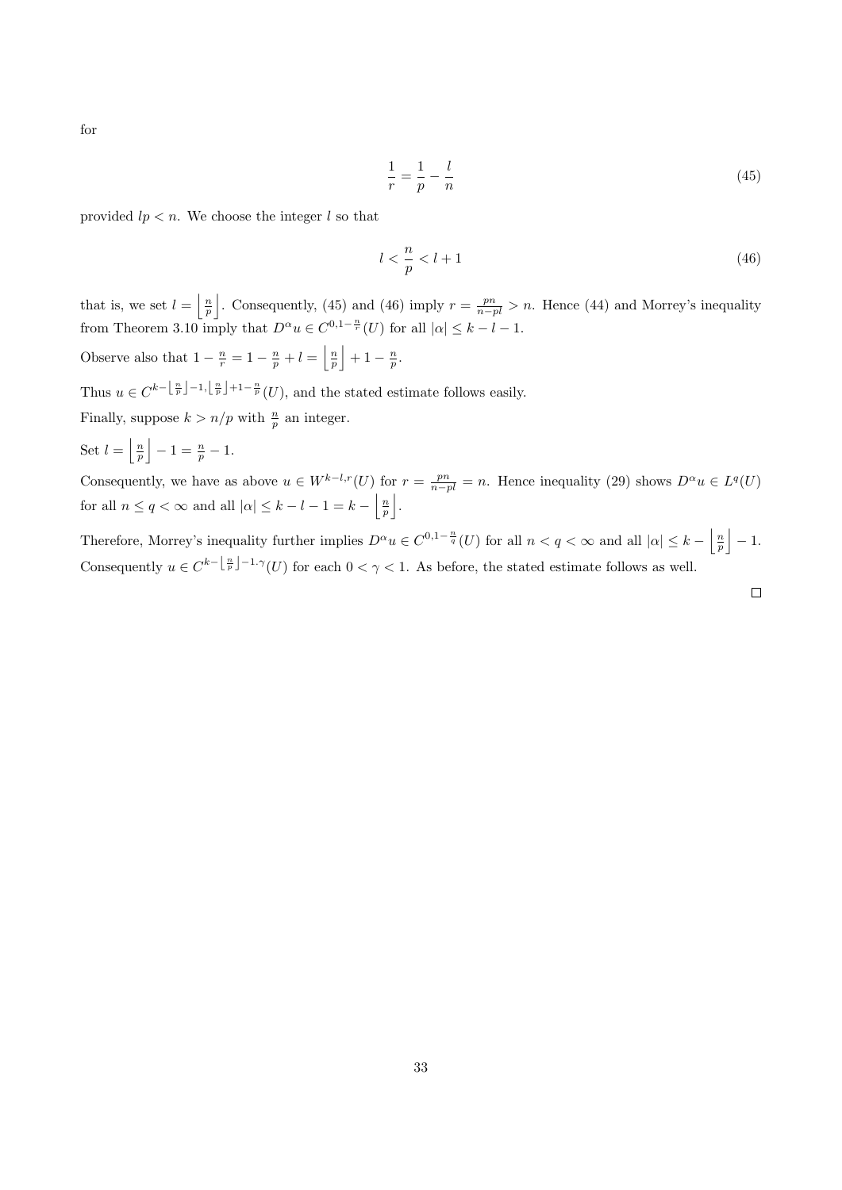for

$$\frac{1}{r} = \frac{1}{p} - \frac{l}{n} \tag{45}$$

provided $lp < n$. We choose the integer $l$ so that

$$l < \frac{n}{p} < l + 1 \tag{46}$$

that is, we set $l = \left\lfloor \frac{n}{p} \right\rfloor$. Consequently, (45) and (46) imply $r = \frac{pn}{n-pl} > n$. Hence (44) and Morrey's inequality from Theorem 3.10 imply that $D^\alpha u \in C^{0,1-\frac{n}{r}}(U)$ for all $|\alpha| \leq k - l - 1$.

Observe also that $1 - \frac{n}{r} = 1 - \frac{n}{p} + l = \left\lfloor \frac{n}{p} \right\rfloor + 1 - \frac{n}{p}$.

Thus $u \in C^{k - \left\lfloor \frac{n}{p} \right\rfloor - 1, \left\lfloor \frac{n}{p} \right\rfloor + 1 - \frac{n}{p}}(U)$, and the stated estimate follows easily.

Finally, suppose $k > n/p$ with $\frac{n}{p}$ an integer.

Set $l = \left\lfloor \frac{n}{p} \right\rfloor - 1 = \frac{n}{p} - 1$.

Consequently, we have as above $u \in W^{k-l,r}(U)$ for $r = \frac{pn}{n-pl} = n$. Hence inequality (29) shows $D^\alpha u \in L^q(U)$ for all $n \leq q < \infty$ and all $|\alpha| \leq k - l - 1 = k - \left\lfloor \frac{n}{p} \right\rfloor$.

Therefore, Morrey's inequality further implies $D^\alpha u \in C^{0,1-\frac{n}{q}}(U)$ for all $n < q < \infty$ and all $|\alpha| \leq k - \left\lfloor \frac{n}{p} \right\rfloor - 1$. Consequently $u \in C^{k - \left\lfloor \frac{n}{p} \right\rfloor - 1.\gamma}(U)$ for each $0 < \gamma < 1$. As before, the stated estimate follows as well.

□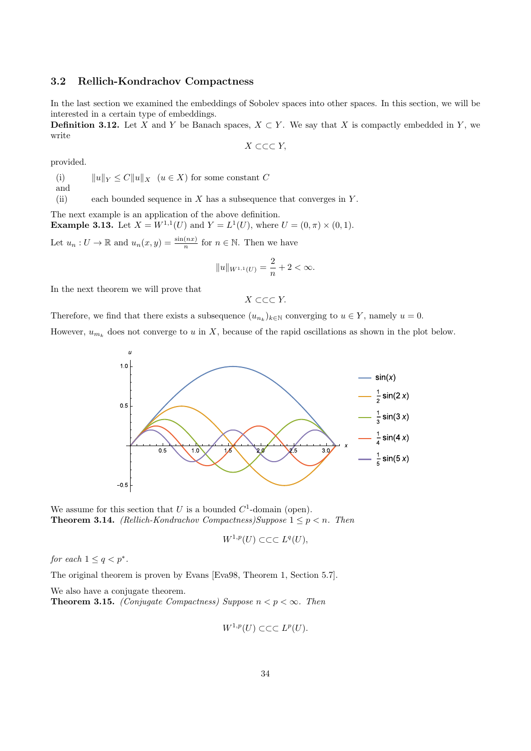### 3.2 Rellich-Kondrachov Compactness

In the last section we examined the embeddings of Sobolev spaces into other spaces. In this section, we will be interested in a certain type of embeddings.

**Definition 3.12.** Let $X$ and $Y$ be Banach spaces, $X \subset Y$. We say that $X$ is compactly embedded in $Y$, we write

$$X \subset\subset\subset Y,$$

provided.

(i) $\|u\|_Y \leq C\|u\|_X \quad (u \in X)$ for some constant $C$

and

(ii) each bounded sequence in $X$ has a subsequence that converges in $Y$.

The next example is an application of the above definition.

**Example 3.13.** Let $X = W^{1,1}(U)$ and $Y = L^1(U)$, where $U = (0, \pi) \times (0, 1)$.

Let $u_n : U \to \mathbb{R}$ and $u_n(x, y) = \frac{\sin(nx)}{n}$ for $n \in \mathbb{N}$. Then we have

$$\|u\|_{W^{1,1}(U)} = \frac{2}{n} + 2 < \infty.$$

In the next theorem we will prove that

$$X \subset\subset\subset Y.$$

Therefore, we find that there exists a subsequence $(u_{n_k})_{k \in \mathbb{N}}$ converging to $u \in Y$, namely $u = 0$.

However, $u_{m_k}$ does not converge to $u$ in $X$, because of the rapid oscillations as shown in the plot below.

We assume for this section that $U$ is a bounded $C^1$-domain (open).

**Theorem 3.14.** *(Rellich-Kondrachov Compactness)Suppose $1 \leq p < n$. Then*

$$W^{1,p}(U) \subset\subset\subset L^q(U),$$

*for each $1 \leq q < p^*$.*

The original theorem is proven by Evans [Eva98, Theorem 1, Section 5.7].

We also have a conjugate theorem.

**Theorem 3.15.** *(Conjugate Compactness) Suppose $n < p < \infty$. Then*

$$W^{1,p}(U) \subset\subset\subset L^p(U).$$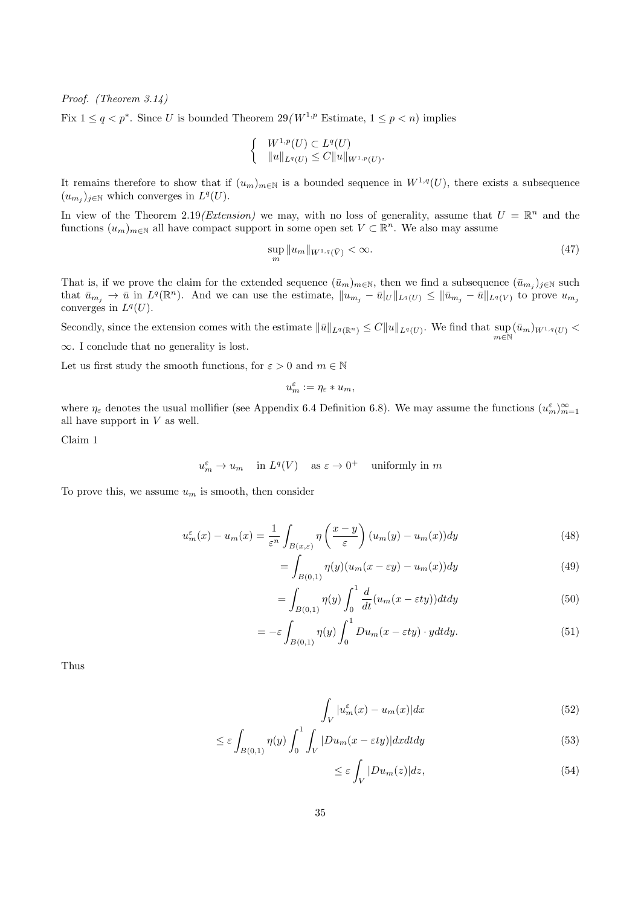*Proof. (Theorem 3.14)*

Fix $1 \leq q < p^*$. Since $U$ is bounded Theorem 29*($W^{1,p}$ Estimate, $1 \leq p < n$)* implies

$$\begin{cases} W^{1,p}(U) \subset L^q(U) \\ \|u\|_{L^q(U)} \leq C\|u\|_{W^{1,p}(U)}. \end{cases}$$

It remains therefore to show that if $(u_m)_{m\in\mathbb{N}}$ is a bounded sequence in $W^{1,q}(U)$, there exists a subsequence $(u_{m_j})_{j\in\mathbb{N}}$ which converges in $L^q(U)$.

In view of the Theorem 2.19*(Extension)* we may, with no loss of generality, assume that $U = \mathbb{R}^n$ and the functions $(u_m)_{m\in\mathbb{N}}$ all have compact support in some open set $V \subset \mathbb{R}^n$. We also may assume

$$\sup_m \|u_m\|_{W^{1,q}(\bar{V})} < \infty. \tag{47}$$

That is, if we prove the claim for the extended sequence $(\bar{u}_m)_{m\in\mathbb{N}}$, then we find a subsequence $(\bar{u}_{m_j})_{j\in\mathbb{N}}$ such that $\bar{u}_{m_j} \to \bar{u}$ in $L^q(\mathbb{R}^n)$. And we can use the estimate, $\|u_{m_j} - \bar{u}|_U\|_{L^q(U)} \leq \|\bar{u}_{m_j} - \bar{u}\|_{L^q(V)}$ to prove $u_{m_j}$ converges in $L^q(U)$.

Secondly, since the extension comes with the estimate $\|\bar{u}\|_{L^q(\mathbb{R}^n)} \leq C\|u\|_{L^q(U)}$. We find that $\sup_{m\in\mathbb{N}}(\bar{u}_m)_{W^{1,q}(U)} < \infty$. I conclude that no generality is lost.

Let us first study the smooth functions, for $\varepsilon > 0$ and $m \in \mathbb{N}$

$$u_m^\varepsilon := \eta_\varepsilon * u_m,$$

where $\eta_\varepsilon$ denotes the usual mollifier (see Appendix 6.4 Definition 6.8). We may assume the functions $(u_m^\varepsilon)_{m=1}^\infty$ all have support in $V$ as well.

Claim 1

$$u_m^\varepsilon \to u_m \quad \text{in } L^q(V) \quad \text{as } \varepsilon \to 0^+ \quad \text{uniformly in } m$$

To prove this, we assume $u_m$ is smooth, then consider

$$u_m^\varepsilon(x) - u_m(x) = \frac{1}{\varepsilon^n}\int_{B(x,\varepsilon)} \eta\left(\frac{x-y}{\varepsilon}\right)(u_m(y) - u_m(x))dy \tag{48}$$

$$= \int_{B(0,1)} \eta(y)(u_m(x - \varepsilon y) - u_m(x))dy \tag{49}$$

$$= \int_{B(0,1)} \eta(y)\int_0^1 \frac{d}{dt}(u_m(x - \varepsilon ty))dtdy \tag{50}$$

$$= -\varepsilon\int_{B(0,1)} \eta(y)\int_0^1 Du_m(x - \varepsilon ty)\cdot ydtdy. \tag{51}$$

Thus

$$\int_V |u_m^\varepsilon(x) - u_m(x)|dx \tag{52}$$

$$\leq \varepsilon\int_{B(0,1)} \eta(y)\int_0^1\int_V |Du_m(x - \varepsilon ty)|dxdtdy \tag{53}$$

$$\leq \varepsilon\int_V |Du_m(z)|dz, \tag{54}$$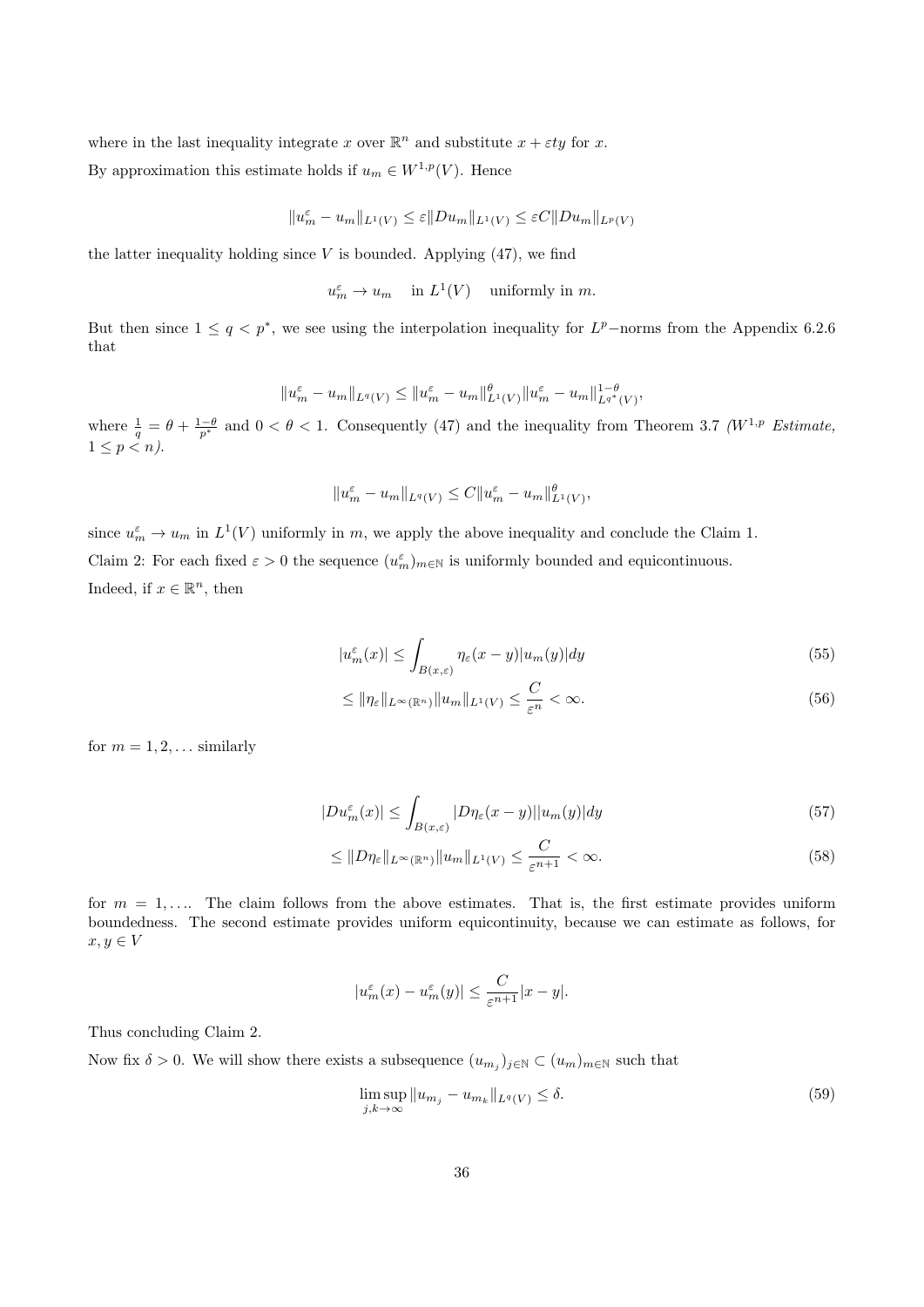where in the last inequality integrate $x$ over $\mathbb{R}^n$ and substitute $x + \varepsilon ty$ for $x$.

By approximation this estimate holds if $u_m \in W^{1,p}(V)$. Hence

$$\|u_m^\varepsilon - u_m\|_{L^1(V)} \leq \varepsilon \|Du_m\|_{L^1(V)} \leq \varepsilon C \|Du_m\|_{L^p(V)}$$

the latter inequality holding since $V$ is bounded. Applying (47), we find

$$u_m^\varepsilon \to u_m \quad \text{in } L^1(V) \quad \text{uniformly in } m.$$

But then since $1 \leq q < p^*$, we see using the interpolation inequality for $L^p-$norms from the Appendix 6.2.6 that

$$\|u_m^\varepsilon - u_m\|_{L^q(V)} \leq \|u_m^\varepsilon - u_m\|_{L^1(V)}^\theta \|u_m^\varepsilon - u_m\|_{L^{q^*}(V)}^{1-\theta},$$

where $\frac{1}{q} = \theta + \frac{1-\theta}{p^*}$ and $0 < \theta < 1$. Consequently (47) and the inequality from Theorem 3.7 *($W^{1,p}$ Estimate, $1 \leq p < n$).*

$$\|u_m^\varepsilon - u_m\|_{L^q(V)} \leq C \|u_m^\varepsilon - u_m\|_{L^1(V)}^\theta,$$

since $u_m^\varepsilon \to u_m$ in $L^1(V)$ uniformly in $m$, we apply the above inequality and conclude the Claim 1.

Claim 2: For each fixed $\varepsilon > 0$ the sequence $(u_m^\varepsilon)_{m \in \mathbb{N}}$ is uniformly bounded and equicontinuous.

Indeed, if $x \in \mathbb{R}^n$, then

$$|u_m^\varepsilon(x)| \leq \int_{B(x,\varepsilon)} \eta_\varepsilon(x-y)|u_m(y)|dy \tag{55}$$

$$\leq \|\eta_\varepsilon\|_{L^\infty(\mathbb{R}^n)} \|u_m\|_{L^1(V)} \leq \frac{C}{\varepsilon^n} < \infty. \tag{56}$$

for $m = 1, 2, \ldots$ similarly

$$|Du_m^\varepsilon(x)| \leq \int_{B(x,\varepsilon)} |D\eta_\varepsilon(x-y)||u_m(y)|dy \tag{57}$$

$$\leq \|D\eta_\varepsilon\|_{L^\infty(\mathbb{R}^n)} \|u_m\|_{L^1(V)} \leq \frac{C}{\varepsilon^{n+1}} < \infty. \tag{58}$$

for $m = 1, \ldots$. The claim follows from the above estimates. That is, the first estimate provides uniform boundedness. The second estimate provides uniform equicontinuity, because we can estimate as follows, for $x, y \in V$

$$|u_m^\varepsilon(x) - u_m^\varepsilon(y)| \leq \frac{C}{\varepsilon^{n+1}}|x-y|.$$

Thus concluding Claim 2.

Now fix $\delta > 0$. We will show there exists a subsequence $(u_{m_j})_{j \in \mathbb{N}} \subset (u_m)_{m \in \mathbb{N}}$ such that

$$\limsup_{j,k \to \infty} \|u_{m_j} - u_{m_k}\|_{L^q(V)} \leq \delta. \tag{59}$$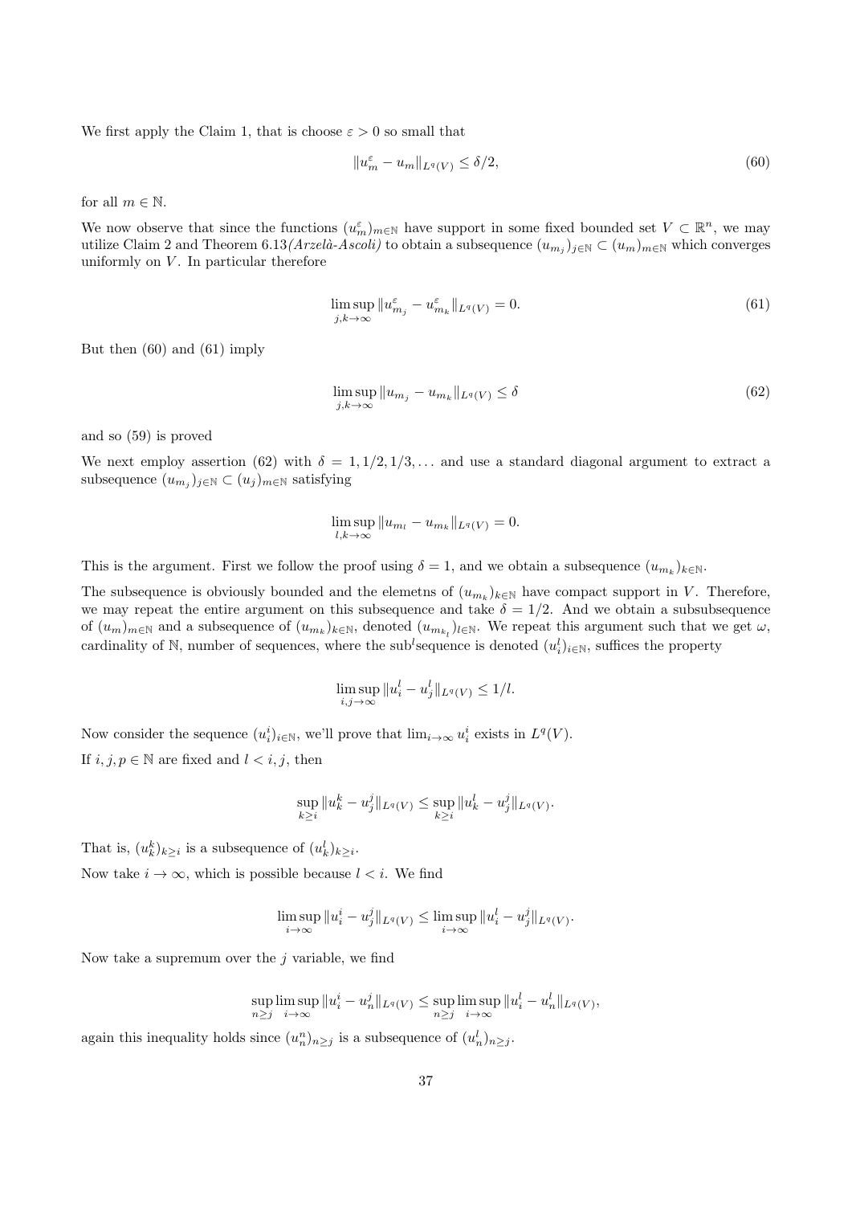We first apply the Claim 1, that is choose $\varepsilon > 0$ so small that

$$\|u_m^\varepsilon - u_m\|_{L^q(V)} \leq \delta/2, \tag{60}$$

for all $m \in \mathbb{N}$.

We now observe that since the functions $(u_m^\varepsilon)_{m\in\mathbb{N}}$ have support in some fixed bounded set $V \subset \mathbb{R}^n$, we may utilize Claim 2 and Theorem 6.13*(Arzelà-Ascoli)* to obtain a subsequence $(u_{m_j})_{j\in\mathbb{N}} \subset (u_m)_{m\in\mathbb{N}}$ which converges uniformly on $V$. In particular therefore

$$\limsup_{j,k\to\infty} \|u_{m_j}^\varepsilon - u_{m_k}^\varepsilon\|_{L^q(V)} = 0. \tag{61}$$

But then (60) and (61) imply

$$\limsup_{j,k\to\infty} \|u_{m_j} - u_{m_k}\|_{L^q(V)} \leq \delta \tag{62}$$

and so (59) is proved

We next employ assertion (62) with $\delta = 1, 1/2, 1/3, \ldots$ and use a standard diagonal argument to extract a subsequence $(u_{m_j})_{j\in\mathbb{N}} \subset (u_j)_{m\in\mathbb{N}}$ satisfying

$$\limsup_{l,k\to\infty} \|u_{m_l} - u_{m_k}\|_{L^q(V)} = 0.$$

This is the argument. First we follow the proof using $\delta = 1$, and we obtain a subsequence $(u_{m_k})_{k\in\mathbb{N}}$.

The subsequence is obviously bounded and the elemetns of $(u_{m_k})_{k\in\mathbb{N}}$ have compact support in $V$. Therefore, we may repeat the entire argument on this subsequence and take $\delta = 1/2$. And we obtain a subsubsequence of $(u_m)_{m\in\mathbb{N}}$ and a subsequence of $(u_{m_k})_{k\in\mathbb{N}}$, denoted $(u_{m_{k_l}})_{l\in\mathbb{N}}$. We repeat this argument such that we get $\omega$, cardinality of $\mathbb{N}$, number of sequences, where the sub$^l$sequence is denoted $(u_i^l)_{i\in\mathbb{N}}$, suffices the property

$$\limsup_{i,j\to\infty} \|u_i^l - u_j^l\|_{L^q(V)} \leq 1/l.$$

Now consider the sequence $(u_i^i)_{i\in\mathbb{N}}$, we'll prove that $\lim_{i\to\infty} u_i^i$ exists in $L^q(V)$.

If $i, j, p \in \mathbb{N}$ are fixed and $l < i, j$, then

$$\sup_{k\geq i} \|u_k^k - u_j^j\|_{L^q(V)} \leq \sup_{k\geq i} \|u_k^l - u_j^j\|_{L^q(V)}.$$

That is, $(u_k^k)_{k\geq i}$ is a subsequence of $(u_k^l)_{k\geq i}$.

Now take $i \to \infty$, which is possible because $l < i$. We find

$$\limsup_{i\to\infty} \|u_i^i - u_j^j\|_{L^q(V)} \leq \limsup_{i\to\infty} \|u_i^l - u_j^j\|_{L^q(V)}.$$

Now take a supremum over the $j$ variable, we find

$$\sup_{n\geq j} \limsup_{i\to\infty} \|u_i^i - u_n^j\|_{L^q(V)} \leq \sup_{n\geq j} \limsup_{i\to\infty} \|u_i^l - u_n^l\|_{L^q(V)},$$

again this inequality holds since $(u_n^n)_{n\geq j}$ is a subsequence of $(u_n^l)_{n\geq j}$.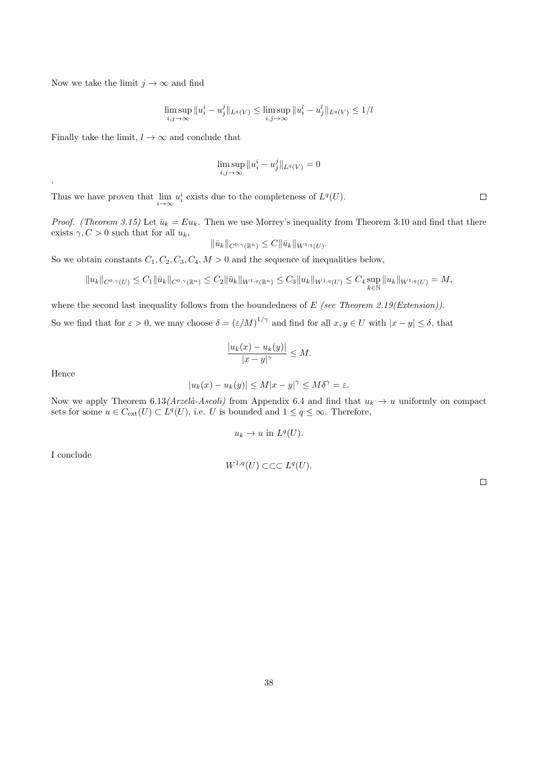Now we take the limit $j \to \infty$ and find

$$\limsup_{i,j\to\infty} \|u_i^i - u_j^j\|_{L^q(V)} \le \limsup_{i,j\to\infty} \|u_i^l - u_j^l\|_{L^q(V)} \le 1/l$$

Finally take the limit, $l \to \infty$ and conclude that

$$\limsup_{i,j\to\infty} \|u_i^i - u_j^j\|_{L^q(V)} = 0$$

.

Thus we have proven that $\lim_{i\to\infty} u_i^i$ exists due to the completeness of $L^q(U)$. □

*Proof. (Theorem 3.15)* Let $\bar{u}_k = Eu_k$. Then we use Morrey's inequality from Theorem 3.10 and find that there exists $\gamma, C > 0$ such that for all $u_k$,

$$\|\bar{u}_k\|_{C^{0,\gamma}(\mathbb{R}^n)} \le C\|\bar{u}_k\|_{W^{1,q}(U)}.$$

So we obtain constants $C_1, C_2, C_3, C_4, M > 0$ and the sequence of inequalities below,

$$\|u_k\|_{C^{0,\gamma}(U)} \le C_1\|\bar{u}_k\|_{C^{0,\gamma}(\mathbb{R}^n)} \le C_2\|\bar{u}_k\|_{W^{1,q}(\mathbb{R}^n)} \le C_3\|u_k\|_{W^{1,q}(U)} \le C_4 \sup_{k\in\mathbb{N}} \|u_k\|_{W^{1,q}(U)} = M,$$

where the second last inequality follows from the boundedness of $E$ *(see Theorem 2.19(Extension))*.

So we find that for $\varepsilon > 0$, we may choose $\delta = (\varepsilon/M)^{1/\gamma}$ and find for all $x, y \in U$ with $|x - y| \le \delta$, that

$$\frac{|u_k(x) - u_k(y)|}{|x - y|^\gamma} \le M.$$

Hence

$$|u_k(x) - u_k(y)| \le M|x - y|^\gamma \le M\delta^\gamma = \varepsilon.$$

Now we apply Theorem 6.13*(Arzelà-Ascoli)* from Appendix 6.4 and find that $u_k \to u$ uniformly on compact sets for some $u \in C_{\text{ext}}(U) \subset L^q(U)$, i.e. $U$ is bounded and $1 \le q \le \infty$. Therefore,

$$u_k \to u \text{ in } L^q(U).$$

I conclude

$$W^{1,q}(U) \subset\subset\subset L^q(U).$$

□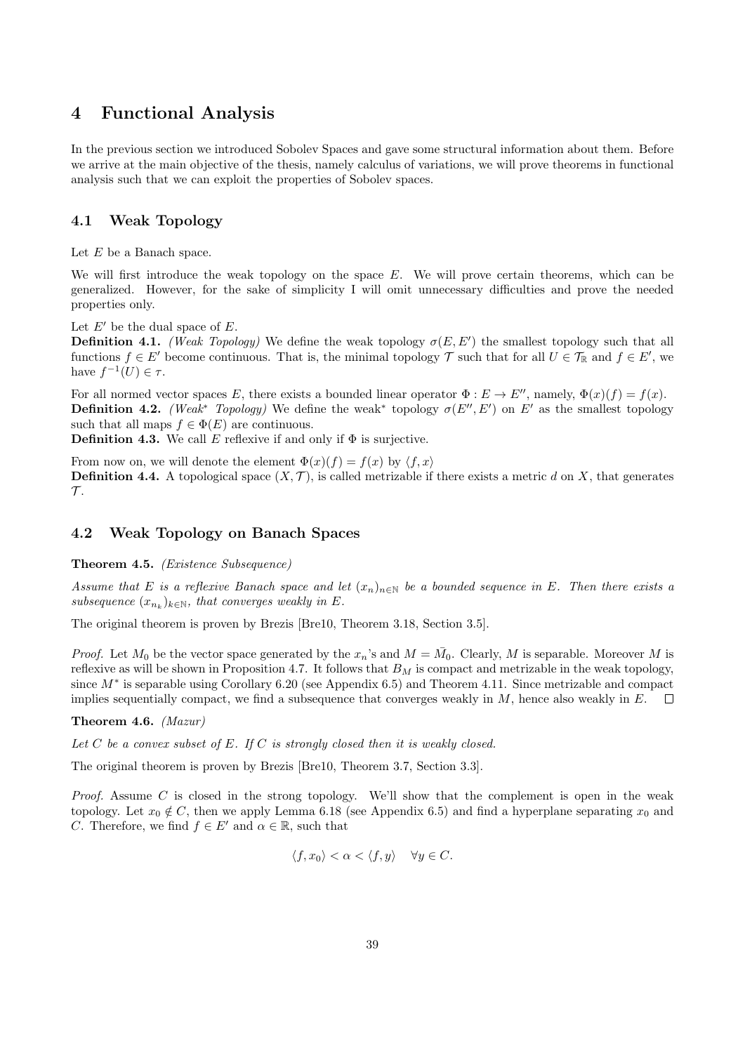# 4 Functional Analysis

In the previous section we introduced Sobolev Spaces and gave some structural information about them. Before we arrive at the main objective of the thesis, namely calculus of variations, we will prove theorems in functional analysis such that we can exploit the properties of Sobolev spaces.

## 4.1 Weak Topology

Let $E$ be a Banach space.

We will first introduce the weak topology on the space $E$. We will prove certain theorems, which can be generalized. However, for the sake of simplicity I will omit unnecessary difficulties and prove the needed properties only.

Let $E'$ be the dual space of $E$.

**Definition 4.1.** *(Weak Topology)* We define the weak topology $\sigma(E, E')$ the smallest topology such that all functions $f \in E'$ become continuous. That is, the minimal topology $\mathcal{T}$ such that for all $U \in \mathcal{T}_{\mathbb{R}}$ and $f \in E'$, we have $f^{-1}(U) \in \tau$.

For all normed vector spaces $E$, there exists a bounded linear operator $\Phi : E \to E''$, namely, $\Phi(x)(f) = f(x)$.

**Definition 4.2.** *(Weak\* Topology)* We define the weak\* topology $\sigma(E'', E')$ on $E'$ as the smallest topology such that all maps $f \in \Phi(E)$ are continuous.

**Definition 4.3.** We call $E$ reflexive if and only if $\Phi$ is surjective.

From now on, we will denote the element $\Phi(x)(f) = f(x)$ by $\langle f, x\rangle$

**Definition 4.4.** A topological space $(X, \mathcal{T})$, is called metrizable if there exists a metric $d$ on $X$, that generates $\mathcal{T}$.

## 4.2 Weak Topology on Banach Spaces

**Theorem 4.5.** *(Existence Subsequence)*

*Assume that $E$ is a reflexive Banach space and let $(x_n)_{n\in\mathbb{N}}$ be a bounded sequence in $E$. Then there exists a subsequence $(x_{n_k})_{k\in\mathbb{N}}$, that converges weakly in $E$.*

The original theorem is proven by Brezis [Bre10, Theorem 3.18, Section 3.5].

*Proof.* Let $M_0$ be the vector space generated by the $x_n$'s and $M = \bar{M}_0$. Clearly, $M$ is separable. Moreover $M$ is reflexive as will be shown in Proposition 4.7. It follows that $B_M$ is compact and metrizable in the weak topology, since $M^*$ is separable using Corollary 6.20 (see Appendix 6.5) and Theorem 4.11. Since metrizable and compact implies sequentially compact, we find a subsequence that converges weakly in $M$, hence also weakly in $E$. □

**Theorem 4.6.** *(Mazur)*

*Let $C$ be a convex subset of $E$. If $C$ is strongly closed then it is weakly closed.*

The original theorem is proven by Brezis [Bre10, Theorem 3.7, Section 3.3].

*Proof.* Assume $C$ is closed in the strong topology. We'll show that the complement is open in the weak topology. Let $x_0 \notin C$, then we apply Lemma 6.18 (see Appendix 6.5) and find a hyperplane separating $x_0$ and $C$. Therefore, we find $f \in E'$ and $\alpha \in \mathbb{R}$, such that

$$\langle f, x_0\rangle < \alpha < \langle f, y\rangle \quad \forall y \in C.$$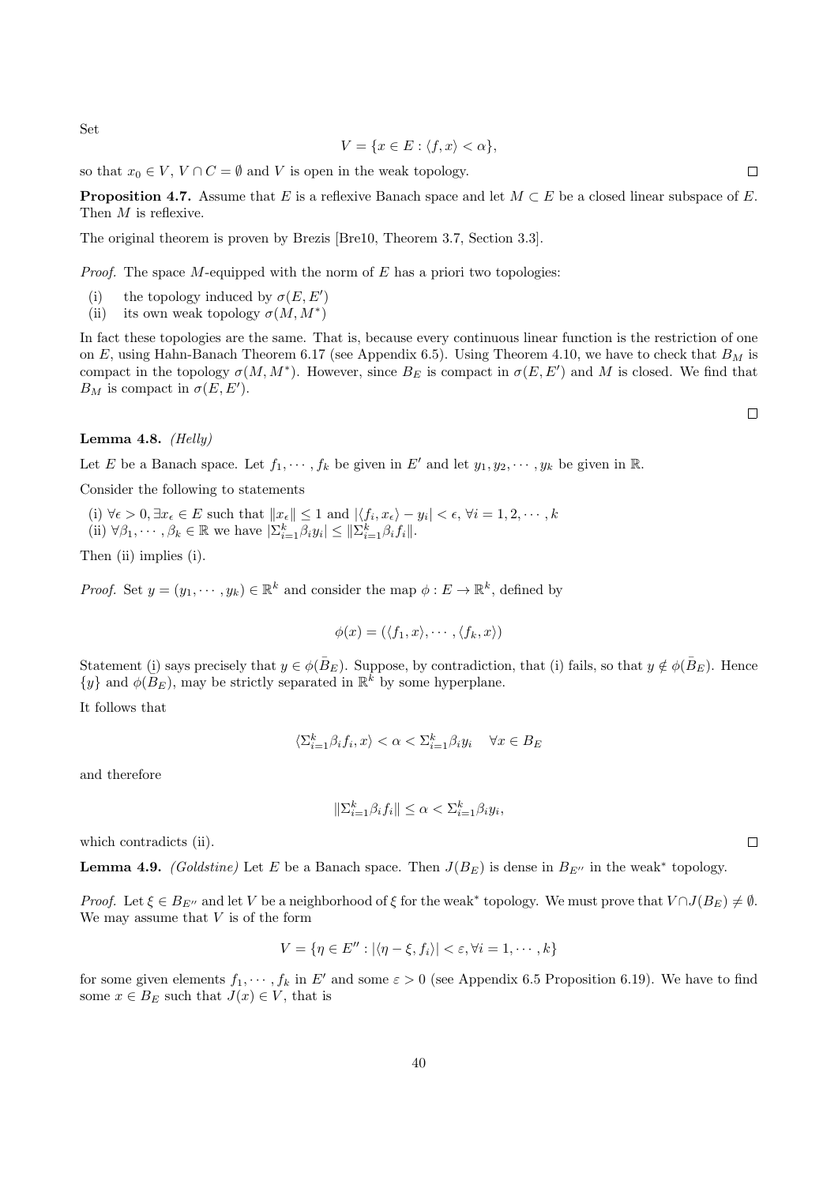Set

$$V = \{x \in E : \langle f, x \rangle < \alpha\},$$

so that $x_0 \in V$, $V \cap C = \emptyset$ and $V$ is open in the weak topology. ☐

**Proposition 4.7.** Assume that $E$ is a reflexive Banach space and let $M \subset E$ be a closed linear subspace of $E$. Then $M$ is reflexive.

The original theorem is proven by Brezis [Bre10, Theorem 3.7, Section 3.3].

*Proof.* The space $M$-equipped with the norm of $E$ has a priori two topologies:

(i) the topology induced by $\sigma(E, E')$
(ii) its own weak topology $\sigma(M, M^*)$

In fact these topologies are the same. That is, because every continuous linear function is the restriction of one on $E$, using Hahn-Banach Theorem 6.17 (see Appendix 6.5). Using Theorem 4.10, we have to check that $B_M$ is compact in the topology $\sigma(M, M^*)$. However, since $B_E$ is compact in $\sigma(E, E')$ and $M$ is closed. We find that $B_M$ is compact in $\sigma(E, E')$.

☐

**Lemma 4.8.** *(Helly)*

Let $E$ be a Banach space. Let $f_1, \cdots, f_k$ be given in $E'$ and let $y_1, y_2, \cdots, y_k$ be given in $\mathbb{R}$.

Consider the following to statements

(i) $\forall \epsilon > 0, \exists x_\epsilon \in E$ such that $\|x_\epsilon\| \leq 1$ and $|\langle f_i, x_\epsilon \rangle - y_i| < \epsilon$, $\forall i = 1, 2, \cdots, k$
(ii) $\forall \beta_1, \cdots, \beta_k \in \mathbb{R}$ we have $|\Sigma_{i=1}^k \beta_i y_i| \leq \|\Sigma_{i=1}^k \beta_i f_i\|$.

Then (ii) implies (i).

*Proof.* Set $y = (y_1, \cdots, y_k) \in \mathbb{R}^k$ and consider the map $\phi : E \to \mathbb{R}^k$, defined by

$$\phi(x) = (\langle f_1, x \rangle, \cdots, \langle f_k, x \rangle)$$

Statement (i) says precisely that $y \in \phi(\bar{B}_E)$. Suppose, by contradiction, that (i) fails, so that $y \notin \phi(\bar{B}_E)$. Hence $\{y\}$ and $\phi(\bar{B}_E)$, may be strictly separated in $\mathbb{R}^k$ by some hyperplane.

It follows that

$$\langle \Sigma_{i=1}^k \beta_i f_i, x \rangle < \alpha < \Sigma_{i=1}^k \beta_i y_i \quad \forall x \in B_E$$

and therefore

$$\|\Sigma_{i=1}^k \beta_i f_i\| \leq \alpha < \Sigma_{i=1}^k \beta_i y_i,$$

which contradicts (ii). ☐

**Lemma 4.9.** *(Goldstine)* Let $E$ be a Banach space. Then $J(B_E)$ is dense in $B_{E''}$ in the weak* topology.

*Proof.* Let $\xi \in B_{E''}$ and let $V$ be a neighborhood of $\xi$ for the weak* topology. We must prove that $V \cap J(B_E) \neq \emptyset$. We may assume that $V$ is of the form

$$V = \{\eta \in E'' : |\langle \eta - \xi, f_i \rangle| < \varepsilon, \forall i = 1, \cdots, k\}$$

for some given elements $f_1, \cdots, f_k$ in $E'$ and some $\varepsilon > 0$ (see Appendix 6.5 Proposition 6.19). We have to find some $x \in B_E$ such that $J(x) \in V$, that is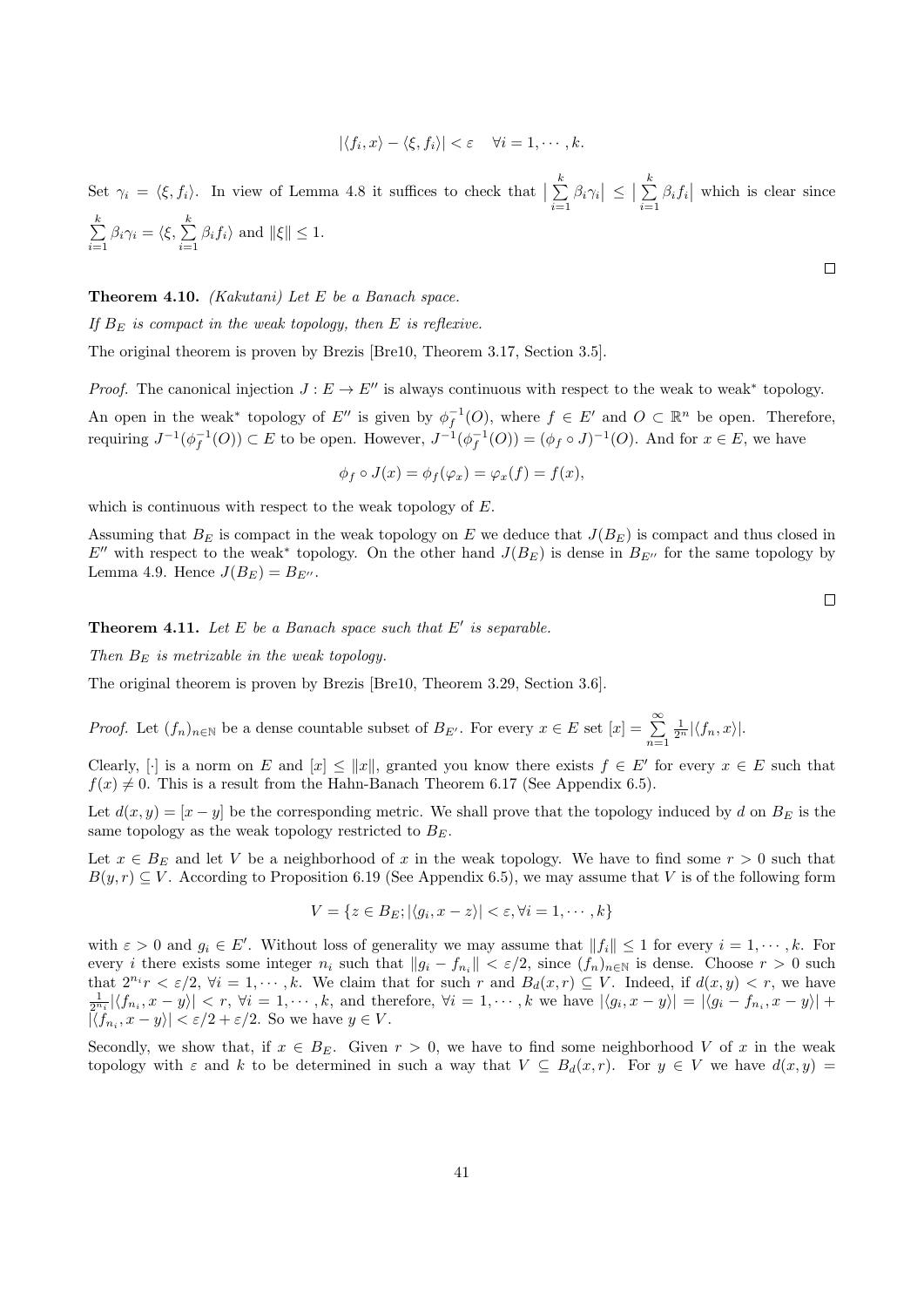$$|\langle f_i, x\rangle - \langle \xi, f_i\rangle| < \varepsilon \quad \forall i = 1, \cdots, k.$$

Set $\gamma_i = \langle \xi, f_i\rangle$. In view of Lemma 4.8 it suffices to check that $\big|\sum_{i=1}^{k} \beta_i \gamma_i\big| \leq \big|\sum_{i=1}^{k} \beta_i f_i\big|$ which is clear since $\sum_{i=1}^{k} \beta_i \gamma_i = \langle \xi, \sum_{i=1}^{k} \beta_i f_i\rangle$ and $\|\xi\| \leq 1$.

□

**Theorem 4.10.** *(Kakutani) Let $E$ be a Banach space.*

*If $B_E$ is compact in the weak topology, then $E$ is reflexive.*

The original theorem is proven by Brezis [Bre10, Theorem 3.17, Section 3.5].

*Proof.* The canonical injection $J : E \to E''$ is always continuous with respect to the weak to weak* topology.

An open in the weak* topology of $E''$ is given by $\phi_f^{-1}(O)$, where $f \in E'$ and $O \subset \mathbb{R}^n$ be open. Therefore, requiring $J^{-1}(\phi_f^{-1}(O)) \subset E$ to be open. However, $J^{-1}(\phi_f^{-1}(O)) = (\phi_f \circ J)^{-1}(O)$. And for $x \in E$, we have

$$\phi_f \circ J(x) = \phi_f(\varphi_x) = \varphi_x(f) = f(x),$$

which is continuous with respect to the weak topology of $E$.

Assuming that $B_E$ is compact in the weak topology on $E$ we deduce that $J(B_E)$ is compact and thus closed in $E''$ with respect to the weak* topology. On the other hand $J(B_E)$ is dense in $B_{E''}$ for the same topology by Lemma 4.9. Hence $J(B_E) = B_{E''}$.

□

**Theorem 4.11.** *Let $E$ be a Banach space such that $E'$ is separable.*

*Then $B_E$ is metrizable in the weak topology.*

The original theorem is proven by Brezis [Bre10, Theorem 3.29, Section 3.6].

*Proof.* Let $(f_n)_{n\in\mathbb{N}}$ be a dense countable subset of $B_{E'}$. For every $x \in E$ set $[x] = \sum_{n=1}^{\infty} \frac{1}{2^n}|\langle f_n, x\rangle|$.

Clearly, $[\cdot]$ is a norm on $E$ and $[x] \leq \|x\|$, granted you know there exists $f \in E'$ for every $x \in E$ such that $f(x) \neq 0$. This is a result from the Hahn-Banach Theorem 6.17 (See Appendix 6.5).

Let $d(x, y) = [x - y]$ be the corresponding metric. We shall prove that the topology induced by $d$ on $B_E$ is the same topology as the weak topology restricted to $B_E$.

Let $x \in B_E$ and let $V$ be a neighborhood of $x$ in the weak topology. We have to find some $r > 0$ such that $B(y, r) \subseteq V$. According to Proposition 6.19 (See Appendix 6.5), we may assume that $V$ is of the following form

$$V = \{z \in B_E; |\langle g_i, x - z\rangle| < \varepsilon, \forall i = 1, \cdots, k\}$$

with $\varepsilon > 0$ and $g_i \in E'$. Without loss of generality we may assume that $\|f_i\| \leq 1$ for every $i = 1, \cdots, k$. For every $i$ there exists some integer $n_i$ such that $\|g_i - f_{n_i}\| < \varepsilon/2$, since $(f_n)_{n\in\mathbb{N}}$ is dense. Choose $r > 0$ such that $2^{n_i} r < \varepsilon/2$, $\forall i = 1, \cdots, k$. We claim that for such $r$ and $B_d(x, r) \subseteq V$. Indeed, if $d(x, y) < r$, we have $\frac{1}{2^{n_i}}|\langle f_{n_i}, x - y\rangle| < r$, $\forall i = 1, \cdots, k$, and therefore, $\forall i = 1, \cdots, k$ we have $|\langle g_i, x - y\rangle| = |\langle g_i - f_{n_i}, x - y\rangle| + |\langle f_{n_i}, x - y\rangle| < \varepsilon/2 + \varepsilon/2$. So we have $y \in V$.

Secondly, we show that, if $x \in B_E$. Given $r > 0$, we have to find some neighborhood $V$ of $x$ in the weak topology with $\varepsilon$ and $k$ to be determined in such a way that $V \subseteq B_d(x, r)$. For $y \in V$ we have $d(x, y) =$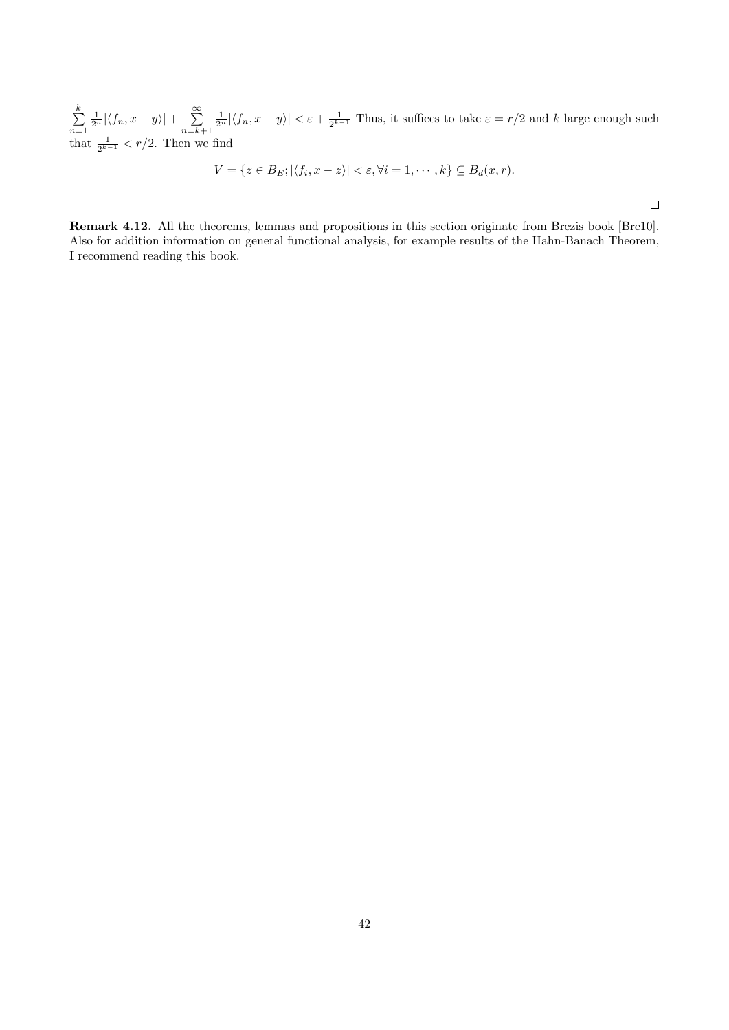$\sum\limits_{n=1}^{k} \frac{1}{2^n}|\langle f_n, x-y\rangle| + \sum\limits_{n=k+1}^{\infty} \frac{1}{2^n}|\langle f_n, x-y\rangle| < \varepsilon + \frac{1}{2^{k-1}}$ Thus, it suffices to take $\varepsilon = r/2$ and $k$ large enough such that $\frac{1}{2^{k-1}} < r/2$. Then we find

$$V = \{z \in B_E; |\langle f_i, x-z\rangle| < \varepsilon, \forall i = 1, \cdots, k\} \subseteq B_d(x, r).$$

□

**Remark 4.12.** All the theorems, lemmas and propositions in this section originate from Brezis book [Bre10]. Also for addition information on general functional analysis, for example results of the Hahn-Banach Theorem, I recommend reading this book.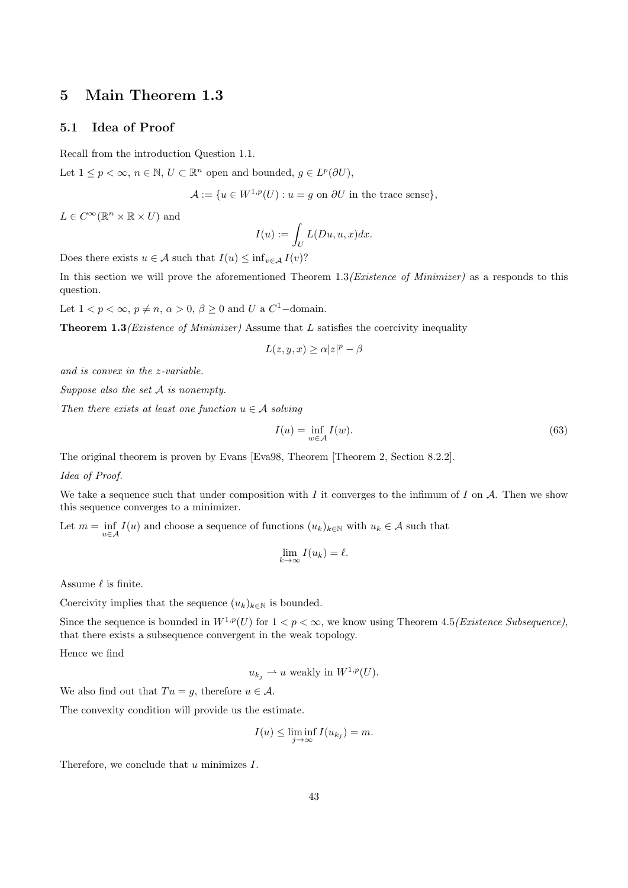# 5 Main Theorem 1.3

## 5.1 Idea of Proof

Recall from the introduction Question 1.1.

Let $1 \leq p < \infty$, $n \in \mathbb{N}$, $U \subset \mathbb{R}^n$ open and bounded, $g \in L^p(\partial U)$,

$$\mathcal{A} := \{u \in W^{1,p}(U) : u = g \text{ on } \partial U \text{ in the trace sense}\},$$

$L \in C^\infty(\mathbb{R}^n \times \mathbb{R} \times U)$ and

$$I(u) := \int_U L(Du, u, x) dx.$$

Does there exists $u \in \mathcal{A}$ such that $I(u) \leq \inf_{v \in \mathcal{A}} I(v)$?

In this section we will prove the aforementioned Theorem 1.3*(Existence of Minimizer)* as a responds to this question.

Let $1 < p < \infty$, $p \neq n$, $\alpha > 0$, $\beta \geq 0$ and $U$ a $C^1-$domain.

**Theorem 1.3***(Existence of Minimizer)* Assume that $L$ satisfies the coercivity inequality

$$L(z, y, x) \geq \alpha |z|^p - \beta$$

*and is convex in the z-variable.*

*Suppose also the set $\mathcal{A}$ is nonempty.*

*Then there exists at least one function $u \in \mathcal{A}$ solving*

$$I(u) = \inf_{w \in \mathcal{A}} I(w). \tag{63}$$

The original theorem is proven by Evans [Eva98, Theorem [Theorem 2, Section 8.2.2].

*Idea of Proof.*

We take a sequence such that under composition with $I$ it converges to the infimum of $I$ on $\mathcal{A}$. Then we show this sequence converges to a minimizer.

Let $m = \inf\limits_{u \in \mathcal{A}} I(u)$ and choose a sequence of functions $(u_k)_{k \in \mathbb{N}}$ with $u_k \in \mathcal{A}$ such that

$$\lim_{k \to \infty} I(u_k) = \ell.$$

Assume $\ell$ is finite.

Coercivity implies that the sequence $(u_k)_{k \in \mathbb{N}}$ is bounded.

Since the sequence is bounded in $W^{1,p}(U)$ for $1 < p < \infty$, we know using Theorem 4.5*(Existence Subsequence)*, that there exists a subsequence convergent in the weak topology.

Hence we find

$$u_{k_j} \rightharpoonup u \text{ weakly in } W^{1,p}(U).$$

We also find out that $Tu = g$, therefore $u \in \mathcal{A}$.

The convexity condition will provide us the estimate.

$$I(u) \leq \liminf_{j \to \infty} I(u_{k_j}) = m.$$

Therefore, we conclude that $u$ minimizes $I$.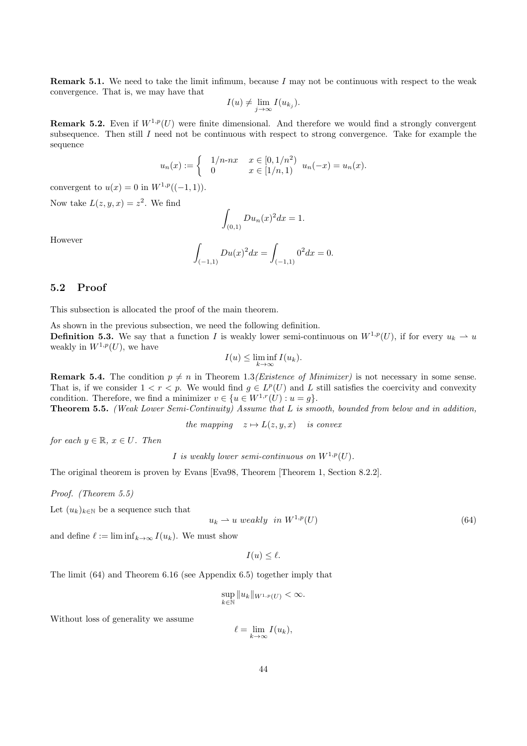**Remark 5.1.** We need to take the limit infimum, because $I$ may not be continuous with respect to the weak convergence. That is, we may have that

$$I(u) \neq \lim_{j\to\infty} I(u_{k_j}).$$

**Remark 5.2.** Even if $W^{1,p}(U)$ were finite dimensional. And therefore we would find a strongly convergent subsequence. Then still $I$ need not be continuous with respect to strong convergence. Take for example the sequence

$$u_n(x) := \begin{cases} 1/n\text{-}nx & x \in [0, 1/n^2) \\ 0 & x \in [1/n, 1) \end{cases} \quad u_n(-x) = u_n(x).$$

convergent to $u(x) = 0$ in $W^{1,p}((-1,1))$.

Now take $L(z, y, x) = z^2$. We find

$$\int_{(0,1)} Du_n(x)^2 dx = 1.$$

However

$$\int_{(-1,1)} Du(x)^2 dx = \int_{(-1,1)} 0^2 dx = 0.$$

## 5.2 Proof

This subsection is allocated the proof of the main theorem.

As shown in the previous subsection, we need the following definition.

**Definition 5.3.** We say that a function $I$ is weakly lower semi-continuous on $W^{1,p}(U)$, if for every $u_k \rightharpoonup u$ weakly in $W^{1,p}(U)$, we have

$$I(u) \leq \liminf_{k\to\infty} I(u_k).$$

**Remark 5.4.** The condition $p \neq n$ in Theorem 1.3*(Existence of Minimizer)* is not necessary in some sense. That is, if we consider $1 < r < p$. We would find $g \in L^p(U)$ and $L$ still satisfies the coercivity and convexity condition. Therefore, we find a minimizer $v \in \{u \in W^{1,r}(U) : u = g\}$.

**Theorem 5.5.** *(Weak Lower Semi-Continuity) Assume that $L$ is smooth, bounded from below and in addition,*

$$\textit{the mapping} \quad z \mapsto L(z, y, x) \quad \textit{is convex}$$

*for each $y \in \mathbb{R}$, $x \in U$. Then*

$$I \textit{ is weakly lower semi-continuous on } W^{1,p}(U).$$

The original theorem is proven by Evans [Eva98, Theorem [Theorem 1, Section 8.2.2].

*Proof. (Theorem 5.5)*

Let $(u_k)_{k\in\mathbb{N}}$ be a sequence such that

$$u_k \rightharpoonup u \textit{ weakly in } W^{1,p}(U) \tag{64}$$

and define $\ell := \liminf_{k\to\infty} I(u_k)$. We must show

$$I(u) \leq \ell.$$

The limit (64) and Theorem 6.16 (see Appendix 6.5) together imply that

$$\sup_{k\in\mathbb{N}} \|u_k\|_{W^{1,p}(U)} < \infty.$$

Without loss of generality we assume

$$\ell = \lim_{k\to\infty} I(u_k),$$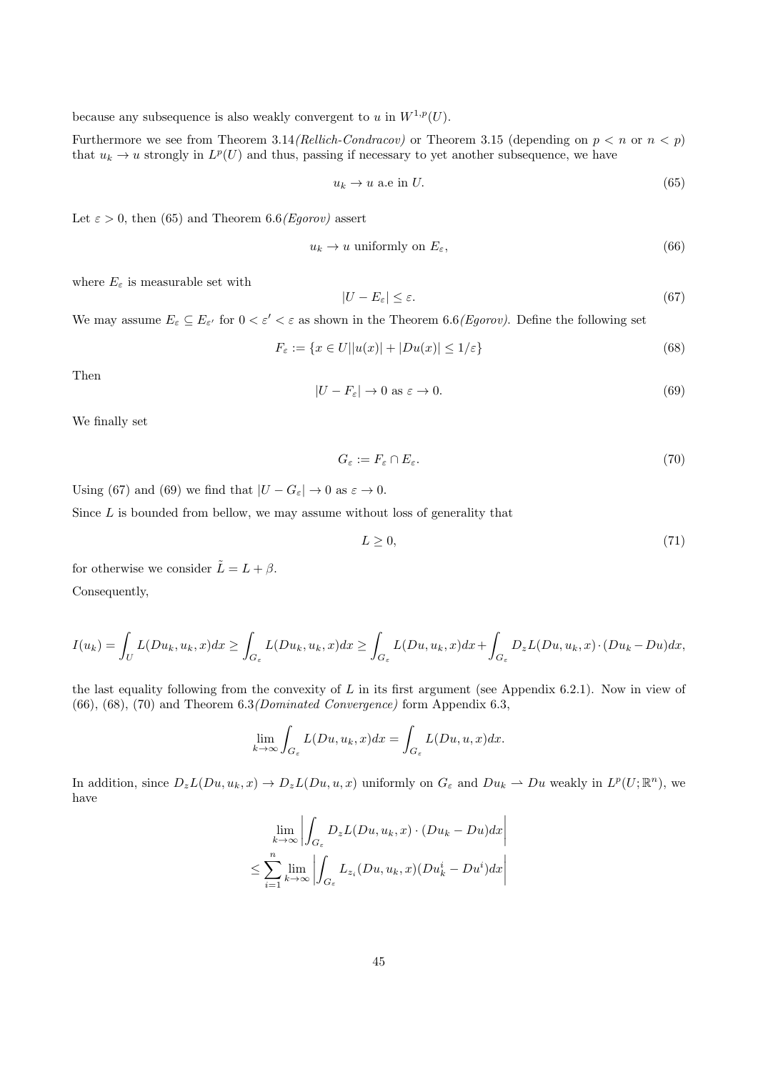because any subsequence is also weakly convergent to $u$ in $W^{1,p}(U)$.

Furthermore we see from Theorem 3.14*(Rellich-Condracov)* or Theorem 3.15 (depending on $p < n$ or $n < p$) that $u_k \to u$ strongly in $L^p(U)$ and thus, passing if necessary to yet another subsequence, we have

$$u_k \to u \text{ a.e in } U. \tag{65}$$

Let $\varepsilon > 0$, then (65) and Theorem 6.6*(Egorov)* assert

$$u_k \to u \text{ uniformly on } E_\varepsilon, \tag{66}$$

where $E_\varepsilon$ is measurable set with

$$|U - E_\varepsilon| \leq \varepsilon. \tag{67}$$

We may assume $E_\varepsilon \subseteq E_{\varepsilon'}$ for $0 < \varepsilon' < \varepsilon$ as shown in the Theorem 6.6*(Egorov)*. Define the following set

$$F_\varepsilon := \{x \in U | |u(x)| + |Du(x)| \leq 1/\varepsilon\} \tag{68}$$

Then

$$|U - F_\varepsilon| \to 0 \text{ as } \varepsilon \to 0. \tag{69}$$

We finally set

$$G_\varepsilon := F_\varepsilon \cap E_\varepsilon. \tag{70}$$

Using (67) and (69) we find that $|U - G_\varepsilon| \to 0$ as $\varepsilon \to 0$.

Since $L$ is bounded from bellow, we may assume without loss of generality that

$$L \geq 0, \tag{71}$$

for otherwise we consider $\tilde{L} = L + \beta$.

Consequently,

$$I(u_k) = \int_U L(Du_k, u_k, x)dx \geq \int_{G_\varepsilon} L(Du_k, u_k, x)dx \geq \int_{G_\varepsilon} L(Du, u_k, x)dx + \int_{G_\varepsilon} D_z L(Du, u_k, x) \cdot (Du_k - Du)dx,$$

the last equality following from the convexity of $L$ in its first argument (see Appendix 6.2.1). Now in view of (66), (68), (70) and Theorem 6.3*(Dominated Convergence)* form Appendix 6.3,

$$\lim_{k\to\infty} \int_{G_\varepsilon} L(Du, u_k, x)dx = \int_{G_\varepsilon} L(Du, u, x)dx.$$

In addition, since $D_z L(Du, u_k, x) \to D_z L(Du, u, x)$ uniformly on $G_\varepsilon$ and $Du_k \rightharpoonup Du$ weakly in $L^p(U; \mathbb{R}^n)$, we have

$$\begin{aligned} &\lim_{k\to\infty} \left| \int_{G_\varepsilon} D_z L(Du, u_k, x) \cdot (Du_k - Du)dx \right| \\ \leq &\sum_{i=1}^{n} \lim_{k\to\infty} \left| \int_{G_\varepsilon} L_{z_i}(Du, u_k, x)(Du_k^i - Du^i)dx \right| \end{aligned}$$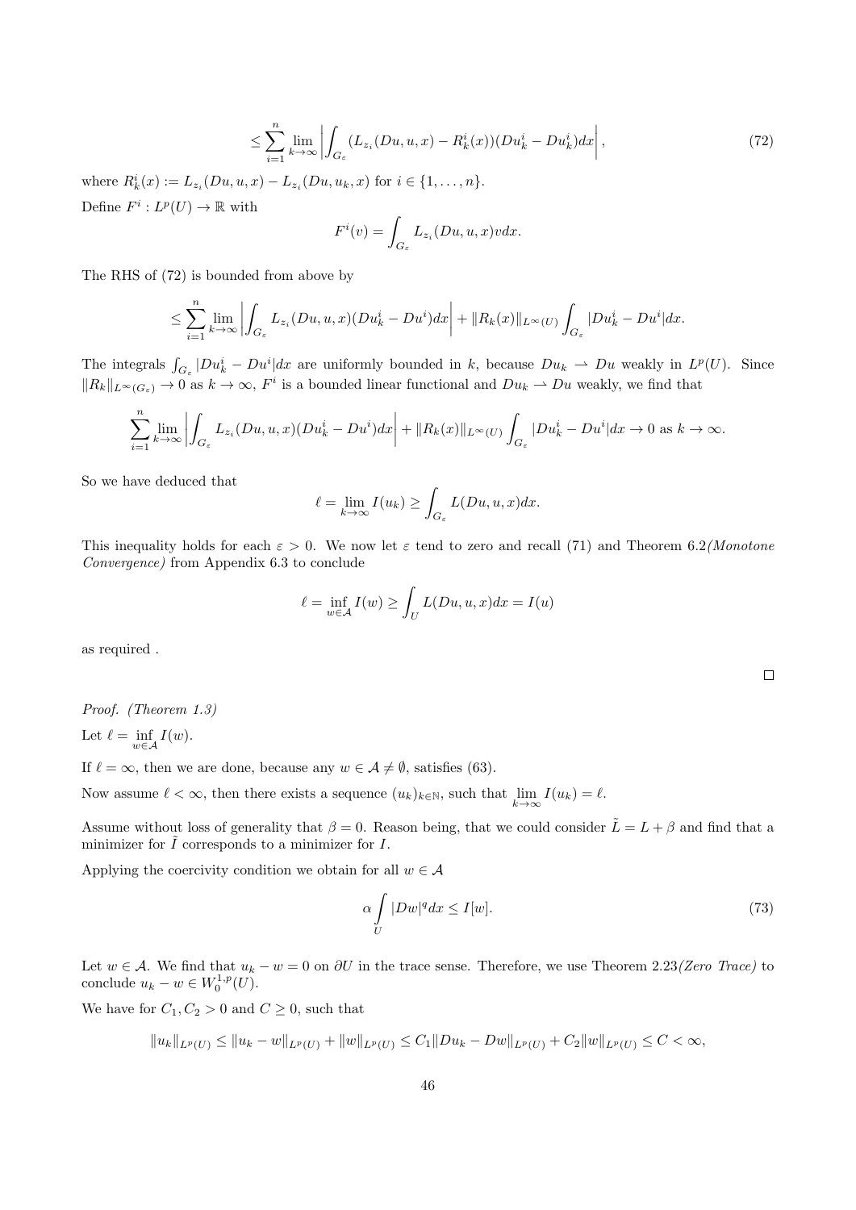$$\leq \sum_{i=1}^{n} \lim_{k\to\infty} \left| \int_{G_\varepsilon} (L_{z_i}(Du, u, x) - R_k^i(x))(Du_k^i - Du_k^i) dx \right|, \tag{72}$$

where $R_k^i(x) := L_{z_i}(Du, u, x) - L_{z_i}(Du, u_k, x)$ for $i \in \{1, \ldots, n\}$.

Define $F^i : L^p(U) \to \mathbb{R}$ with

$$F^i(v) = \int_{G_\varepsilon} L_{z_i}(Du, u, x) v dx.$$

The RHS of (72) is bounded from above by

$$\leq \sum_{i=1}^{n} \lim_{k\to\infty} \left| \int_{G_\varepsilon} L_{z_i}(Du, u, x)(Du_k^i - Du^i) dx \right| + \|R_k(x)\|_{L^\infty(U)} \int_{G_\varepsilon} |Du_k^i - Du^i| dx.$$

The integrals $\int_{G_\varepsilon} |Du_k^i - Du^i| dx$ are uniformly bounded in $k$, because $Du_k \rightharpoonup Du$ weakly in $L^p(U)$. Since $\|R_k\|_{L^\infty(G_\varepsilon)} \to 0$ as $k \to \infty$, $F^i$ is a bounded linear functional and $Du_k \rightharpoonup Du$ weakly, we find that

$$\sum_{i=1}^{n} \lim_{k\to\infty} \left| \int_{G_\varepsilon} L_{z_i}(Du, u, x)(Du_k^i - Du^i) dx \right| + \|R_k(x)\|_{L^\infty(U)} \int_{G_\varepsilon} |Du_k^i - Du^i| dx \to 0 \text{ as } k \to \infty.$$

So we have deduced that

$$\ell = \lim_{k\to\infty} I(u_k) \geq \int_{G_\varepsilon} L(Du, u, x) dx.$$

This inequality holds for each $\varepsilon > 0$. We now let $\varepsilon$ tend to zero and recall (71) and Theorem 6.2*(Monotone Convergence)* from Appendix 6.3 to conclude

$$\ell = \inf_{w \in \mathcal{A}} I(w) \geq \int_U L(Du, u, x) dx = I(u)$$

as required .

$\square$

*Proof. (Theorem 1.3)*

Let $\ell = \inf_{w \in \mathcal{A}} I(w)$.

If $\ell = \infty$, then we are done, because any $w \in \mathcal{A} \neq \emptyset$, satisfies (63).

Now assume $\ell < \infty$, then there exists a sequence $(u_k)_{k\in\mathbb{N}}$, such that $\lim_{k\to\infty} I(u_k) = \ell$.

Assume without loss of generality that $\beta = 0$. Reason being, that we could consider $\tilde{L} = L + \beta$ and find that a minimizer for $\tilde{I}$ corresponds to a minimizer for $I$.

Applying the coercivity condition we obtain for all $w \in \mathcal{A}$

$$\alpha \int_U |Dw|^q dx \leq I[w]. \tag{73}$$

Let $w \in \mathcal{A}$. We find that $u_k - w = 0$ on $\partial U$ in the trace sense. Therefore, we use Theorem 2.23*(Zero Trace)* to conclude $u_k - w \in W_0^{1,p}(U)$.

We have for $C_1, C_2 > 0$ and $C \geq 0$, such that

$$\|u_k\|_{L^p(U)} \leq \|u_k - w\|_{L^p(U)} + \|w\|_{L^p(U)} \leq C_1 \|Du_k - Dw\|_{L^p(U)} + C_2 \|w\|_{L^p(U)} \leq C < \infty,$$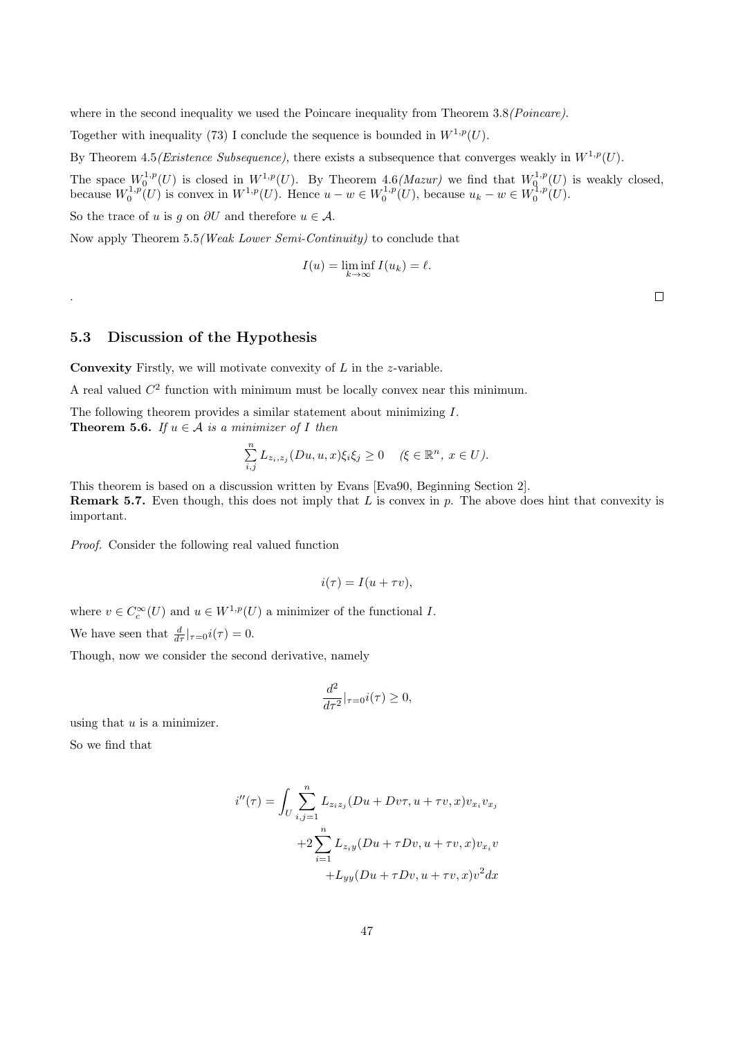where in the second inequality we used the Poincare inequality from Theorem 3.8*(Poincare)*.

Together with inequality (73) I conclude the sequence is bounded in $W^{1,p}(U)$.

By Theorem 4.5*(Existence Subsequence)*, there exists a subsequence that converges weakly in $W^{1,p}(U)$.

The space $W_0^{1,p}(U)$ is closed in $W^{1,p}(U)$. By Theorem 4.6*(Mazur)* we find that $W_0^{1,p}(U)$ is weakly closed, because $W_0^{1,p}(U)$ is convex in $W^{1,p}(U)$. Hence $u - w \in W_0^{1,p}(U)$, because $u_k - w \in W_0^{1,p}(U)$.

So the trace of $u$ is $g$ on $\partial U$ and therefore $u \in \mathcal{A}$.

Now apply Theorem 5.5*(Weak Lower Semi-Continuity)* to conclude that

$$I(u) = \liminf_{k \to \infty} I(u_k) = \ell.$$

. □

### 5.3 Discussion of the Hypothesis

**Convexity** Firstly, we will motivate convexity of $L$ in the $z$-variable.

A real valued $C^2$ function with minimum must be locally convex near this minimum.

The following theorem provides a similar statement about minimizing $I$.

**Theorem 5.6.** *If $u \in \mathcal{A}$ is a minimizer of $I$ then*

$$\sum_{i,j}^{n} L_{z_i,z_j}(Du, u, x)\xi_i \xi_j \geq 0 \quad (\xi \in \mathbb{R}^n,\ x \in U).$$

This theorem is based on a discussion written by Evans [Eva90, Beginning Section 2].

**Remark 5.7.** Even though, this does not imply that $L$ is convex in $p$. The above does hint that convexity is important.

*Proof.* Consider the following real valued function

$$i(\tau) = I(u + \tau v),$$

where $v \in C_c^\infty(U)$ and $u \in W^{1,p}(U)$ a minimizer of the functional $I$.

We have seen that $\frac{d}{d\tau}|_{\tau=0} i(\tau) = 0$.

Though, now we consider the second derivative, namely

$$\frac{d^2}{d\tau^2}|_{\tau=0} i(\tau) \geq 0,$$

using that $u$ is a minimizer.

So we find that

$$\begin{aligned} i''(\tau) = \int_U \sum_{i,j=1}^{n} & L_{z_i z_j}(Du + Dv\tau, u + \tau v, x) v_{x_i} v_{x_j} \\ & + 2\sum_{i=1}^{n} L_{z_i y}(Du + \tau Dv, u + \tau v, x) v_{x_i} v \\ & + L_{yy}(Du + \tau Dv, u + \tau v, x) v^2 dx \end{aligned}$$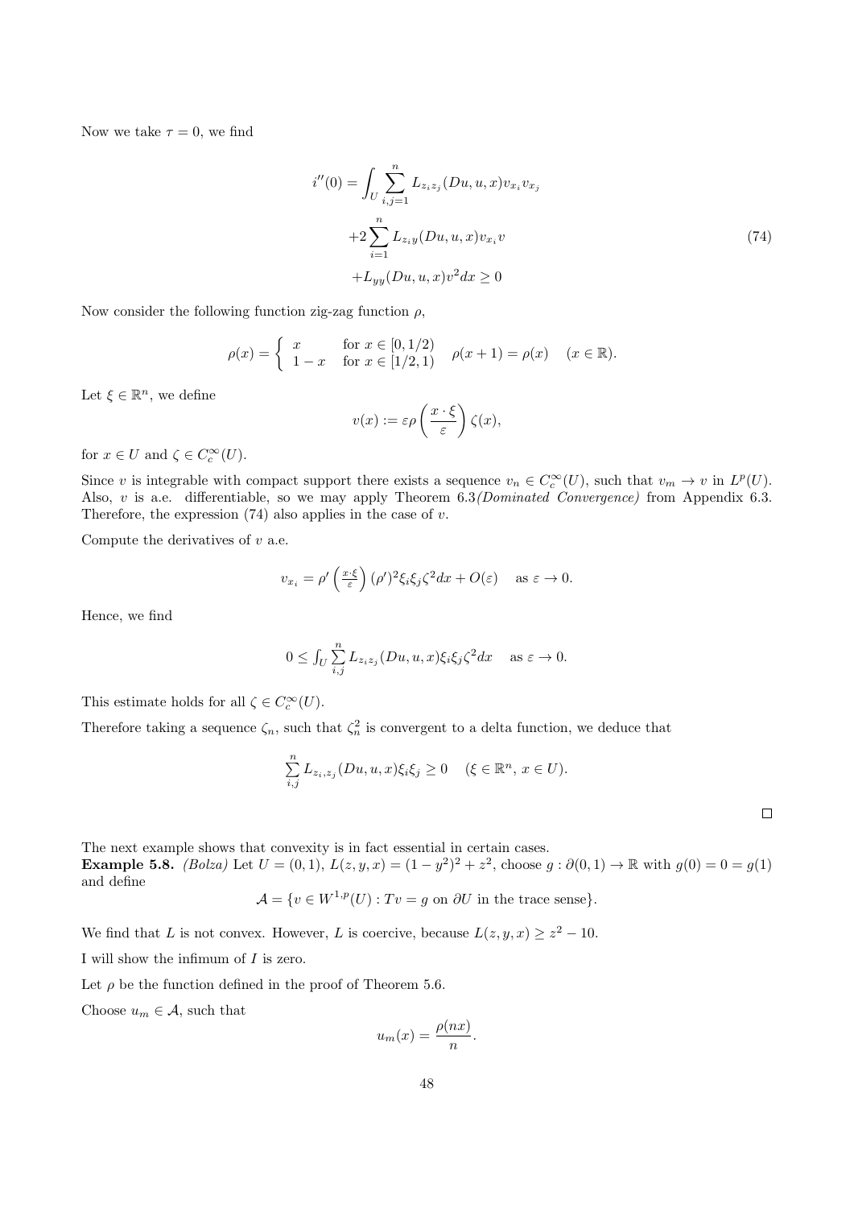Now we take $\tau = 0$, we find

$$
\begin{aligned}
i''(0) = \int_U \sum_{i,j=1}^{n} & L_{z_i z_j}(Du, u, x) v_{x_i} v_{x_j} \\
& +2 \sum_{i=1}^{n} L_{z_i y}(Du, u, x) v_{x_i} v \\
& +L_{yy}(Du, u, x) v^2 dx \geq 0
\end{aligned}
\tag{74}
$$

Now consider the following function zig-zag function $\rho$,

$$
\rho(x) = \begin{cases} x & \text{for } x \in [0, 1/2) \\ 1 - x & \text{for } x \in [1/2, 1) \end{cases} \quad \rho(x+1) = \rho(x) \quad (x \in \mathbb{R}).
$$

Let $\xi \in \mathbb{R}^n$, we define

$$
v(x) := \varepsilon \rho\left(\frac{x \cdot \xi}{\varepsilon}\right) \zeta(x),
$$

for $x \in U$ and $\zeta \in C_c^\infty(U)$.

Since $v$ is integrable with compact support there exists a sequence $v_n \in C_c^\infty(U)$, such that $v_m \to v$ in $L^p(U)$. Also, $v$ is a.e. differentiable, so we may apply Theorem 6.3 *(Dominated Convergence)* from Appendix 6.3. Therefore, the expression (74) also applies in the case of $v$.

Compute the derivatives of $v$ a.e.

$$
v_{x_i} = \rho'\left(\tfrac{x \cdot \xi}{\varepsilon}\right) (\rho')^2 \xi_i \xi_j \zeta^2 dx + O(\varepsilon) \quad \text{as } \varepsilon \to 0.
$$

Hence, we find

$$
0 \leq \int_U \sum_{i,j}^{n} L_{z_i z_j}(Du, u, x) \xi_i \xi_j \zeta^2 dx \quad \text{as } \varepsilon \to 0.
$$

This estimate holds for all $\zeta \in C_c^\infty(U)$.

Therefore taking a sequence $\zeta_n$, such that $\zeta_n^2$ is convergent to a delta function, we deduce that

$$
\sum_{i,j}^{n} L_{z_i, z_j}(Du, u, x) \xi_i \xi_j \geq 0 \quad (\xi \in \mathbb{R}^n,\, x \in U).
$$

□

The next example shows that convexity is in fact essential in certain cases.

**Example 5.8.** *(Bolza)* Let $U = (0,1)$, $L(z, y, x) = (1 - y^2)^2 + z^2$, choose $g : \partial(0,1) \to \mathbb{R}$ with $g(0) = 0 = g(1)$ and define

$$
\mathcal{A} = \{v \in W^{1,p}(U) : Tv = g \text{ on } \partial U \text{ in the trace sense}\}.
$$

We find that $L$ is not convex. However, $L$ is coercive, because $L(z, y, x) \geq z^2 - 10$.

I will show the infimum of $I$ is zero.

Let $\rho$ be the function defined in the proof of Theorem 5.6.

Choose $u_m \in \mathcal{A}$, such that

$$
u_m(x) = \frac{\rho(nx)}{n}.
$$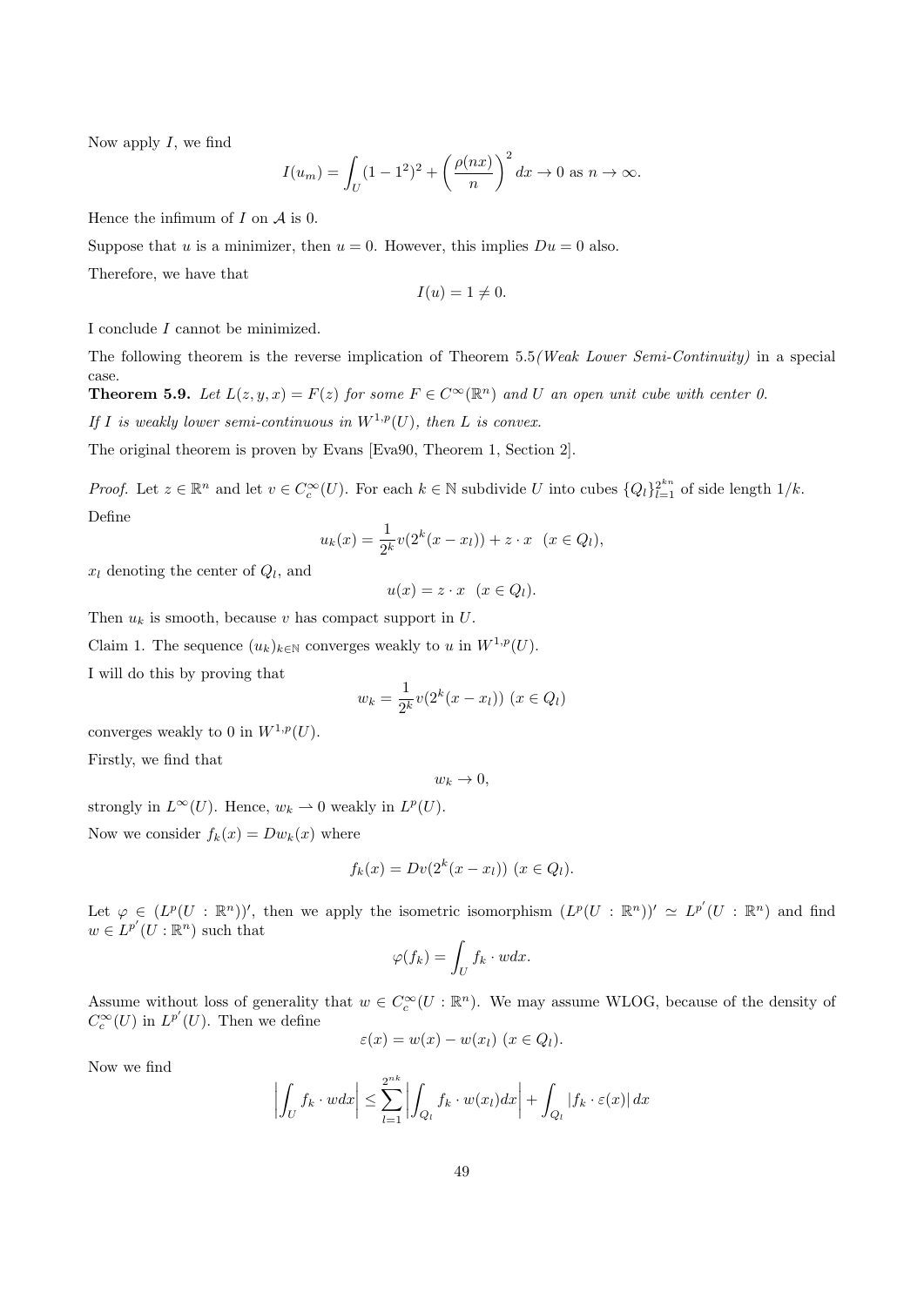Now apply $I$, we find

$$I(u_m) = \int_U (1-1^2)^2 + \left(\frac{\rho(nx)}{n}\right)^2 dx \to 0 \text{ as } n \to \infty.$$

Hence the infimum of $I$ on $\mathcal{A}$ is 0.

Suppose that $u$ is a minimizer, then $u = 0$. However, this implies $Du = 0$ also.

Therefore, we have that

$$I(u) = 1 \neq 0.$$

I conclude $I$ cannot be minimized.

The following theorem is the reverse implication of Theorem 5.5 *(Weak Lower Semi-Continuity)* in a special case.

**Theorem 5.9.** *Let $L(z, y, x) = F(z)$ for some $F \in C^\infty(\mathbb{R}^n)$ and $U$ an open unit cube with center 0.*

*If $I$ is weakly lower semi-continuous in $W^{1,p}(U)$, then $L$ is convex.*

The original theorem is proven by Evans [Eva90, Theorem 1, Section 2].

*Proof.* Let $z \in \mathbb{R}^n$ and let $v \in C_c^\infty(U)$. For each $k \in \mathbb{N}$ subdivide $U$ into cubes $\{Q_l\}_{l=1}^{2^{kn}}$ of side length $1/k$.

Define

$$u_k(x) = \frac{1}{2^k} v(2^k(x - x_l)) + z \cdot x \quad (x \in Q_l),$$

$x_l$ denoting the center of $Q_l$, and

$$u(x) = z \cdot x \quad (x \in Q_l).$$

Then $u_k$ is smooth, because $v$ has compact support in $U$.

Claim 1. The sequence $(u_k)_{k \in \mathbb{N}}$ converges weakly to $u$ in $W^{1,p}(U)$.

I will do this by proving that

$$w_k = \frac{1}{2^k} v(2^k(x - x_l)) \ (x \in Q_l)$$

converges weakly to 0 in $W^{1,p}(U)$.

Firstly, we find that

$$w_k \to 0,$$

strongly in $L^\infty(U)$. Hence, $w_k \rightharpoonup 0$ weakly in $L^p(U)$.

Now we consider $f_k(x) = Dw_k(x)$ where

$$f_k(x) = Dv(2^k(x - x_l)) \ (x \in Q_l).$$

Let $\varphi \in (L^p(U : \mathbb{R}^n))'$, then we apply the isometric isomorphism $(L^p(U : \mathbb{R}^n))' \simeq L^{p'}(U : \mathbb{R}^n)$ and find $w \in L^{p'}(U : \mathbb{R}^n)$ such that

$$\varphi(f_k) = \int_U f_k \cdot w dx.$$

Assume without loss of generality that $w \in C_c^\infty(U : \mathbb{R}^n)$. We may assume WLOG, because of the density of $C_c^\infty(U)$ in $L^{p'}(U)$. Then we define

$$\varepsilon(x) = w(x) - w(x_l) \ (x \in Q_l).$$

Now we find

$$\left| \int_U f_k \cdot w dx \right| \leq \sum_{l=1}^{2^{nk}} \left| \int_{Q_l} f_k \cdot w(x_l) dx \right| + \int_{Q_l} |f_k \cdot \varepsilon(x)| \, dx$$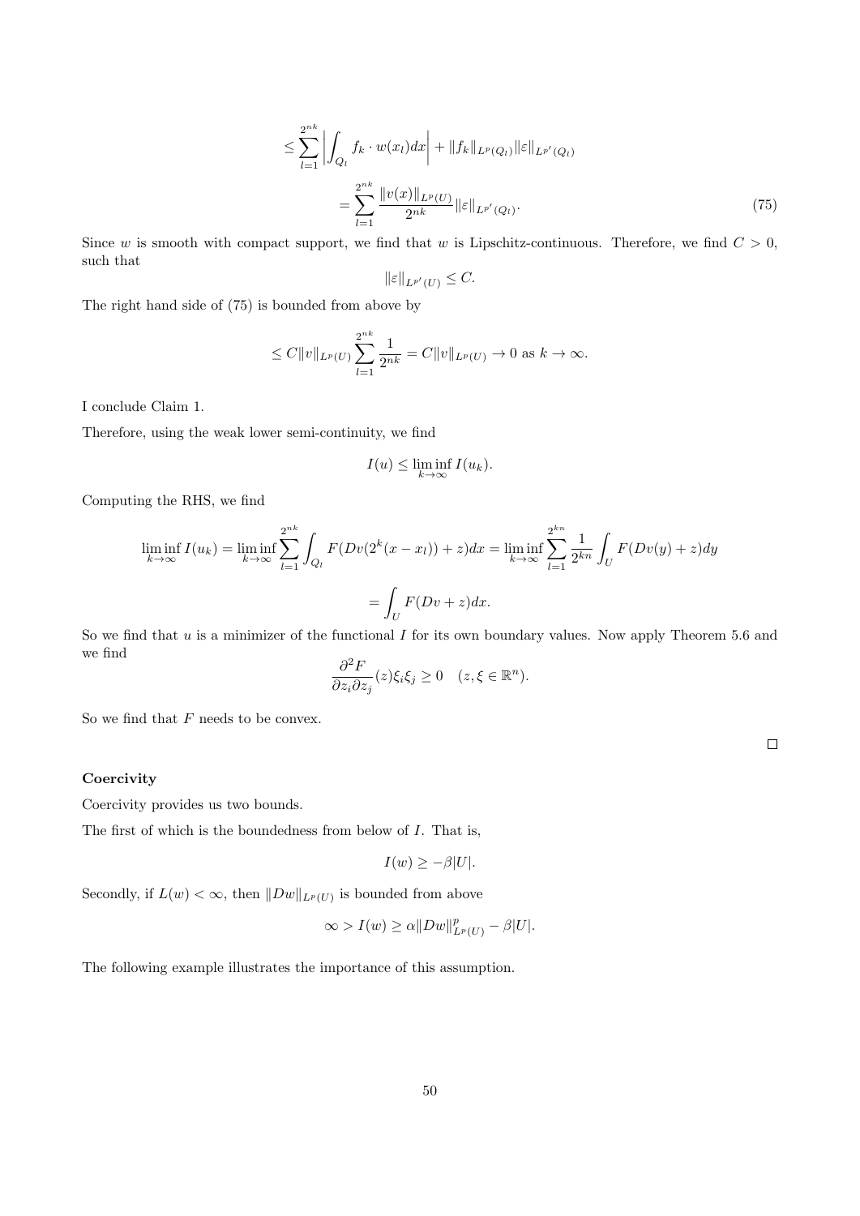$$
\begin{aligned}
&\leq \sum_{l=1}^{2^{nk}} \left| \int_{Q_l} f_k \cdot w(x_l) dx \right| + \|f_k\|_{L^p(Q_l)} \|\varepsilon\|_{L^{p'}(Q_l)} \\
&= \sum_{l=1}^{2^{nk}} \frac{\|v(x)\|_{L^p(U)}}{2^{nk}} \|\varepsilon\|_{L^{p'}(Q_l)}.
\end{aligned} \tag{75}
$$

Since $w$ is smooth with compact support, we find that $w$ is Lipschitz-continuous. Therefore, we find $C > 0$, such that

$$
\|\varepsilon\|_{L^{p'}(U)} \leq C.
$$

The right hand side of (75) is bounded from above by

$$
\leq C\|v\|_{L^p(U)} \sum_{l=1}^{2^{nk}} \frac{1}{2^{nk}} = C\|v\|_{L^p(U)} \to 0 \text{ as } k \to \infty.
$$

I conclude Claim 1.

Therefore, using the weak lower semi-continuity, we find

$$
I(u) \leq \liminf_{k \to \infty} I(u_k).
$$

Computing the RHS, we find

$$
\liminf_{k\to\infty} I(u_k) = \liminf_{k\to\infty} \sum_{l=1}^{2^{nk}} \int_{Q_l} F(Dv(2^k(x - x_l)) + z) dx = \liminf_{k\to\infty} \sum_{l=1}^{2^{kn}} \frac{1}{2^{kn}} \int_U F(Dv(y) + z) dy
$$

$$
= \int_U F(Dv + z) dx.
$$

So we find that $u$ is a minimizer of the functional $I$ for its own boundary values. Now apply Theorem 5.6 and we find

$$
\frac{\partial^2 F}{\partial z_i \partial z_j}(z) \xi_i \xi_j \geq 0 \quad (z, \xi \in \mathbb{R}^n).
$$

So we find that $F$ needs to be convex.

□

**Coercivity**

Coercivity provides us two bounds.

The first of which is the boundedness from below of $I$. That is,

$$
I(w) \geq -\beta|U|.
$$

Secondly, if $L(w) < \infty$, then $\|Dw\|_{L^p(U)}$ is bounded from above

$$
\infty > I(w) \geq \alpha \|Dw\|_{L^p(U)}^p - \beta|U|.
$$

The following example illustrates the importance of this assumption.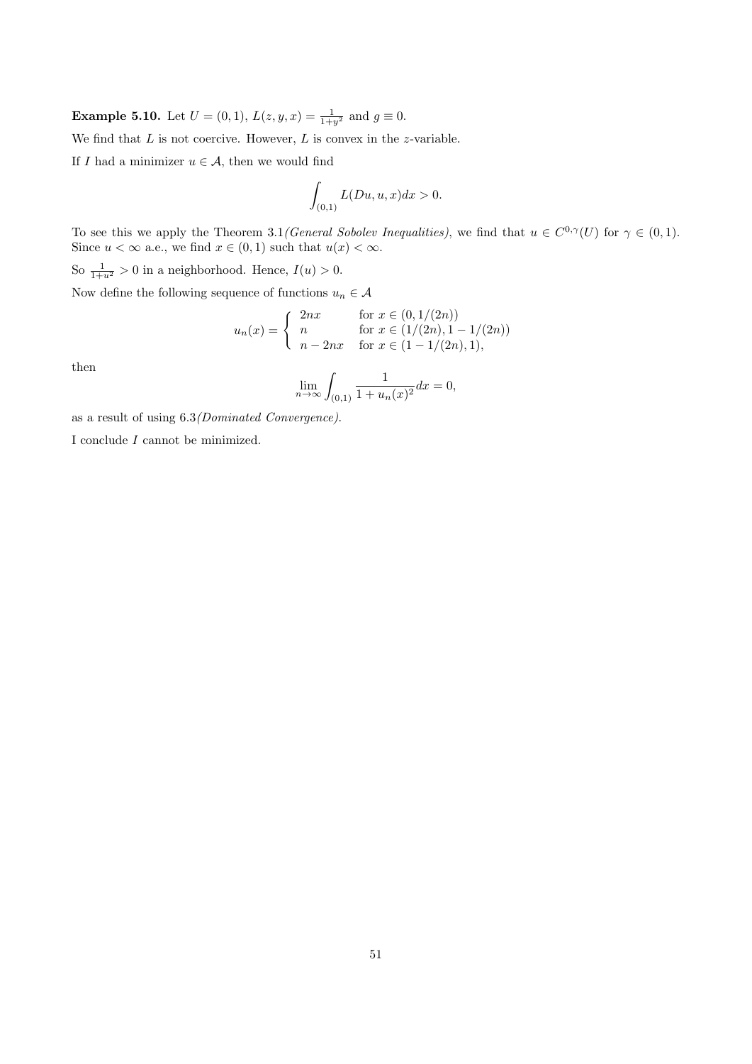**Example 5.10.** Let $U = (0,1)$, $L(z,y,x) = \frac{1}{1+y^2}$ and $g \equiv 0$.

We find that $L$ is not coercive. However, $L$ is convex in the $z$-variable.

If $I$ had a minimizer $u \in \mathcal{A}$, then we would find

$$\int_{(0,1)} L(Du, u, x)dx > 0.$$

To see this we apply the Theorem 3.1*(General Sobolev Inequalities)*, we find that $u \in C^{0,\gamma}(U)$ for $\gamma \in (0,1)$. Since $u < \infty$ a.e., we find $x \in (0,1)$ such that $u(x) < \infty$.

So $\frac{1}{1+u^2} > 0$ in a neighborhood. Hence, $I(u) > 0$.

Now define the following sequence of functions $u_n \in \mathcal{A}$

$$u_n(x) = \begin{cases} 2nx & \text{for } x \in (0, 1/(2n)) \\ n & \text{for } x \in (1/(2n), 1 - 1/(2n)) \\ n - 2nx & \text{for } x \in (1 - 1/(2n), 1), \end{cases}$$

then

$$\lim_{n\to\infty} \int_{(0,1)} \frac{1}{1+u_n(x)^2}dx = 0,$$

as a result of using 6.3*(Dominated Convergence)*.

I conclude $I$ cannot be minimized.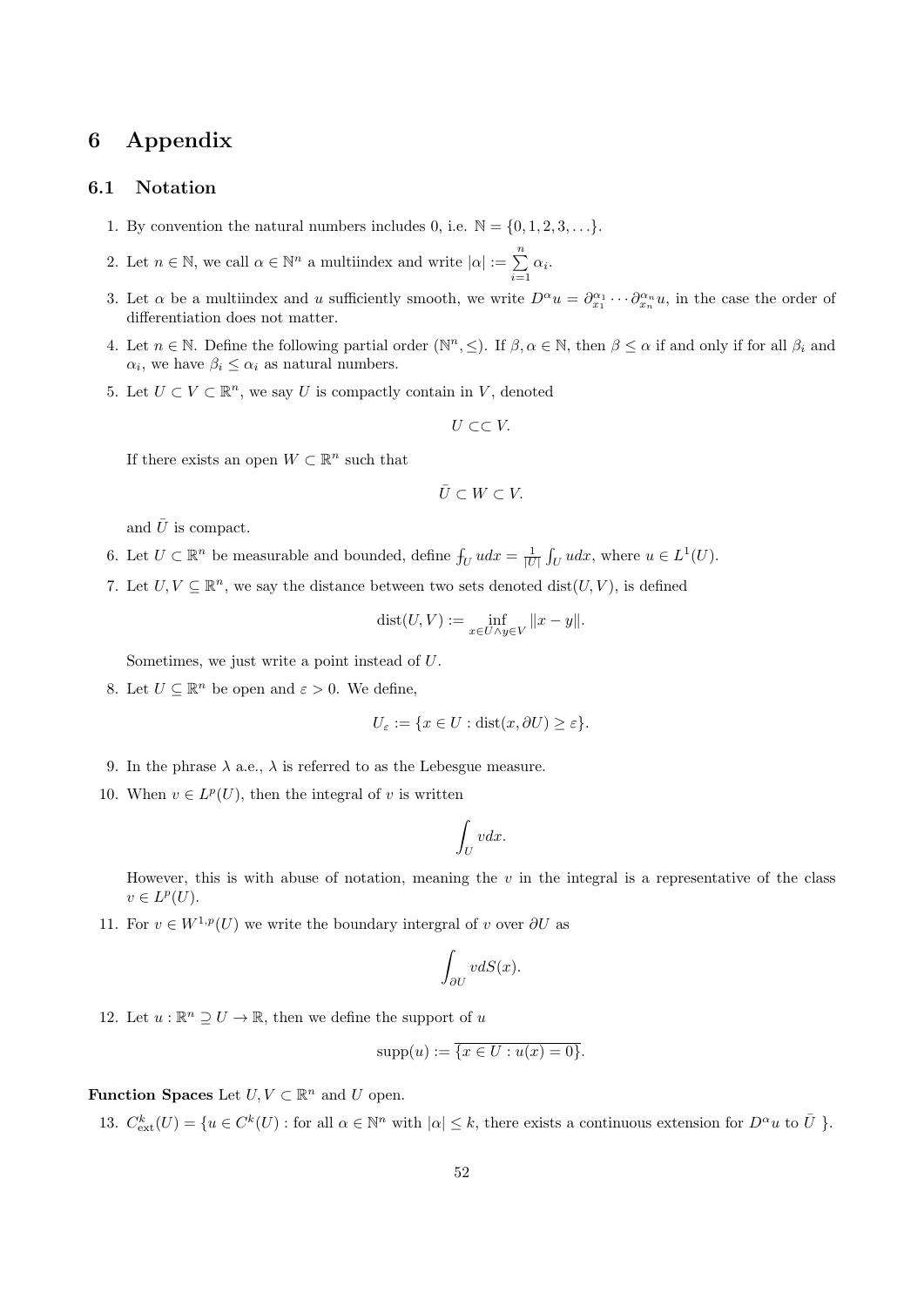# 6 Appendix

## 6.1 Notation

1. By convention the natural numbers includes 0, i.e. $\mathbb{N} = \{0, 1, 2, 3, \ldots\}$.
2. Let $n \in \mathbb{N}$, we call $\alpha \in \mathbb{N}^n$ a multiindex and write $|\alpha| := \sum_{i=1}^{n} \alpha_i$.
3. Let $\alpha$ be a multiindex and $u$ sufficiently smooth, we write $D^\alpha u = \partial_{x_1}^{\alpha_1} \cdots \partial_{x_n}^{\alpha_n} u$, in the case the order of differentiation does not matter.
4. Let $n \in \mathbb{N}$. Define the following partial order $(\mathbb{N}^n, \leq)$. If $\beta, \alpha \in \mathbb{N}$, then $\beta \leq \alpha$ if and only if for all $\beta_i$ and $\alpha_i$, we have $\beta_i \leq \alpha_i$ as natural numbers.
5. Let $U \subset V \subset \mathbb{R}^n$, we say $U$ is compactly contain in $V$, denoted
$$U \subset\subset V.$$
If there exists an open $W \subset \mathbb{R}^n$ such that
$$\bar{U} \subset W \subset V.$$
and $\bar{U}$ is compact.
6. Let $U \subset \mathbb{R}^n$ be measurable and bounded, define $⨍_U u dx = \frac{1}{|U|} \int_U u dx$, where $u \in L^1(U)$.
7. Let $U, V \subseteq \mathbb{R}^n$, we say the distance between two sets denoted $\operatorname{dist}(U, V)$, is defined
$$\operatorname{dist}(U, V) := \inf_{x \in U \wedge y \in V} \|x - y\|.$$
Sometimes, we just write a point instead of $U$.
8. Let $U \subseteq \mathbb{R}^n$ be open and $\varepsilon > 0$. We define,
$$U_\varepsilon := \{x \in U : \operatorname{dist}(x, \partial U) \geq \varepsilon\}.$$
9. In the phrase $\lambda$ a.e., $\lambda$ is referred to as the Lebesgue measure.
10. When $v \in L^p(U)$, then the integral of $v$ is written
$$\int_U v dx.$$
However, this is with abuse of notation, meaning the $v$ in the integral is a representative of the class $v \in L^p(U)$.
11. For $v \in W^{1,p}(U)$ we write the boundary intergral of $v$ over $\partial U$ as
$$\int_{\partial U} v dS(x).$$
12. Let $u : \mathbb{R}^n \supseteq U \to \mathbb{R}$, then we define the support of $u$
$$\operatorname{supp}(u) := \overline{\{x \in U : u(x) = 0\}}.$$

**Function Spaces** Let $U, V \subset \mathbb{R}^n$ and $U$ open.

13. $C^k_{\text{ext}}(U) = \{u \in C^k(U) :$ for all $\alpha \in \mathbb{N}^n$ with $|\alpha| \leq k$, there exists a continuous extension for $D^\alpha u$ to $\bar{U}$ $\}$.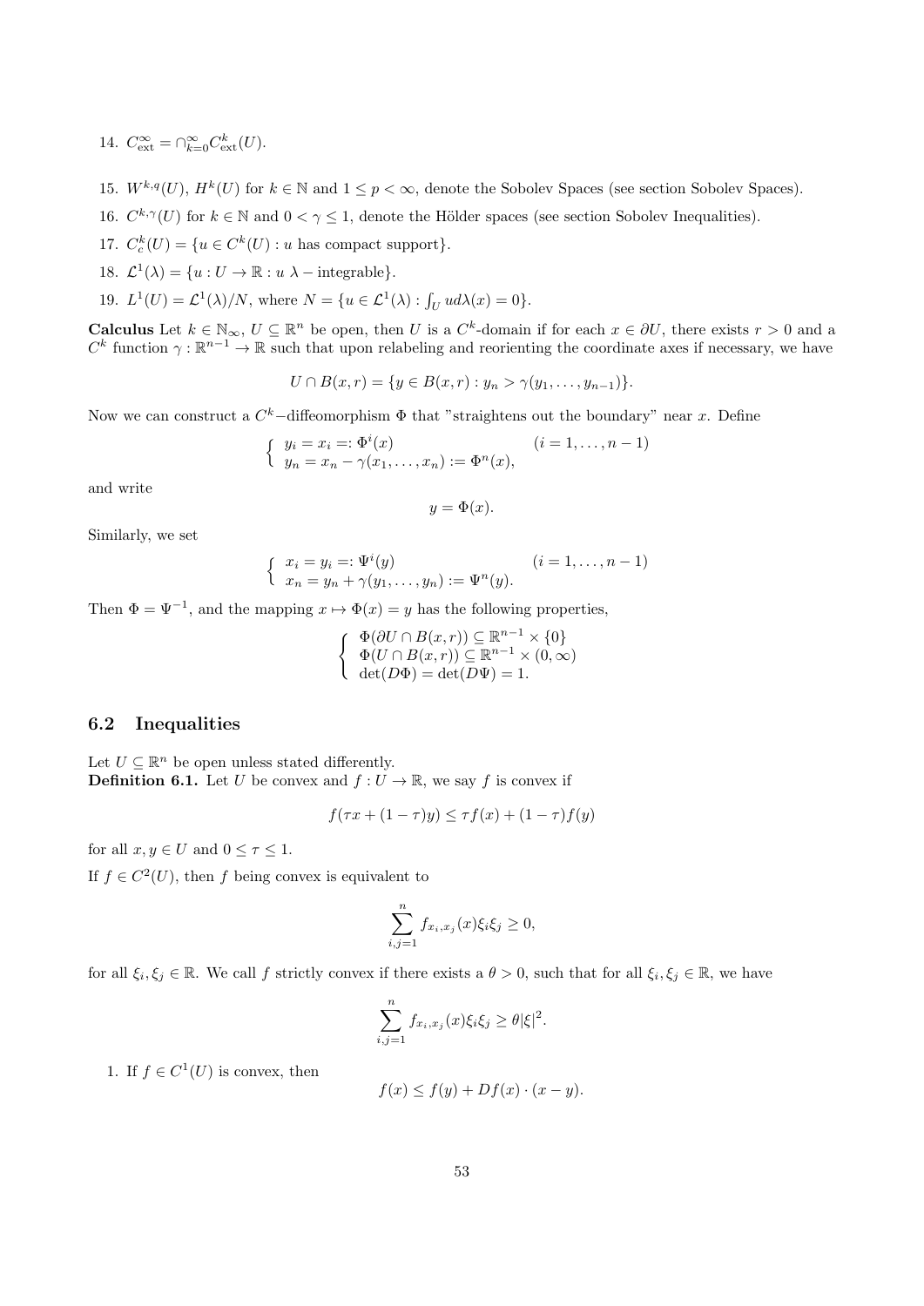14. $C^\infty_{\text{ext}} = \cap_{k=0}^{\infty} C^k_{\text{ext}}(U)$.

15. $W^{k,q}(U)$, $H^k(U)$ for $k \in \mathbb{N}$ and $1 \leq p < \infty$, denote the Sobolev Spaces (see section Sobolev Spaces).

16. $C^{k,\gamma}(U)$ for $k \in \mathbb{N}$ and $0 < \gamma \leq 1$, denote the Hölder spaces (see section Sobolev Inequalities).

17. $C^k_c(U) = \{u \in C^k(U) : u \text{ has compact support}\}$.

18. $\mathcal{L}^1(\lambda) = \{u : U \to \mathbb{R} : u\ \lambda-\text{integrable}\}$.

19. $L^1(U) = \mathcal{L}^1(\lambda)/N$, where $N = \{u \in \mathcal{L}^1(\lambda) : \int_U u d\lambda(x) = 0\}$.

**Calculus** Let $k \in \mathbb{N}_\infty$, $U \subseteq \mathbb{R}^n$ be open, then $U$ is a $C^k$-domain if for each $x \in \partial U$, there exists $r > 0$ and a $C^k$ function $\gamma : \mathbb{R}^{n-1} \to \mathbb{R}$ such that upon relabeling and reorienting the coordinate axes if necessary, we have

$$U \cap B(x,r) = \{y \in B(x,r) : y_n > \gamma(y_1, \ldots, y_{n-1})\}.$$

Now we can construct a $C^k-$diffeomorphism $\Phi$ that "straightens out the boundary" near $x$. Define

$$\begin{cases} y_i = x_i =: \Phi^i(x) & (i = 1, \ldots, n-1) \\ y_n = x_n - \gamma(x_1, \ldots, x_n) := \Phi^n(x), \end{cases}$$

and write

$$y = \Phi(x).$$

Similarly, we set

$$\begin{cases} x_i = y_i =: \Psi^i(y) & (i = 1, \ldots, n-1) \\ x_n = y_n + \gamma(y_1, \ldots, y_n) := \Psi^n(y). \end{cases}$$

Then $\Phi = \Psi^{-1}$, and the mapping $x \mapsto \Phi(x) = y$ has the following properties,

$$\begin{cases} \Phi(\partial U \cap B(x,r)) \subseteq \mathbb{R}^{n-1} \times \{0\} \\ \Phi(U \cap B(x,r)) \subseteq \mathbb{R}^{n-1} \times (0, \infty) \\ \det(D\Phi) = \det(D\Psi) = 1. \end{cases}$$

## 6.2 Inequalities

Let $U \subseteq \mathbb{R}^n$ be open unless stated differently.

**Definition 6.1.** Let $U$ be convex and $f : U \to \mathbb{R}$, we say $f$ is convex if

$$f(\tau x + (1-\tau)y) \leq \tau f(x) + (1-\tau) f(y)$$

for all $x, y \in U$ and $0 \leq \tau \leq 1$.

If $f \in C^2(U)$, then $f$ being convex is equivalent to

$$\sum_{i,j=1}^{n} f_{x_i, x_j}(x) \xi_i \xi_j \geq 0,$$

for all $\xi_i, \xi_j \in \mathbb{R}$. We call $f$ strictly convex if there exists a $\theta > 0$, such that for all $\xi_i, \xi_j \in \mathbb{R}$, we have

$$\sum_{i,j=1}^{n} f_{x_i, x_j}(x) \xi_i \xi_j \geq \theta |\xi|^2.$$

1. If $f \in C^1(U)$ is convex, then
$$f(x) \leq f(y) + Df(x) \cdot (x - y).$$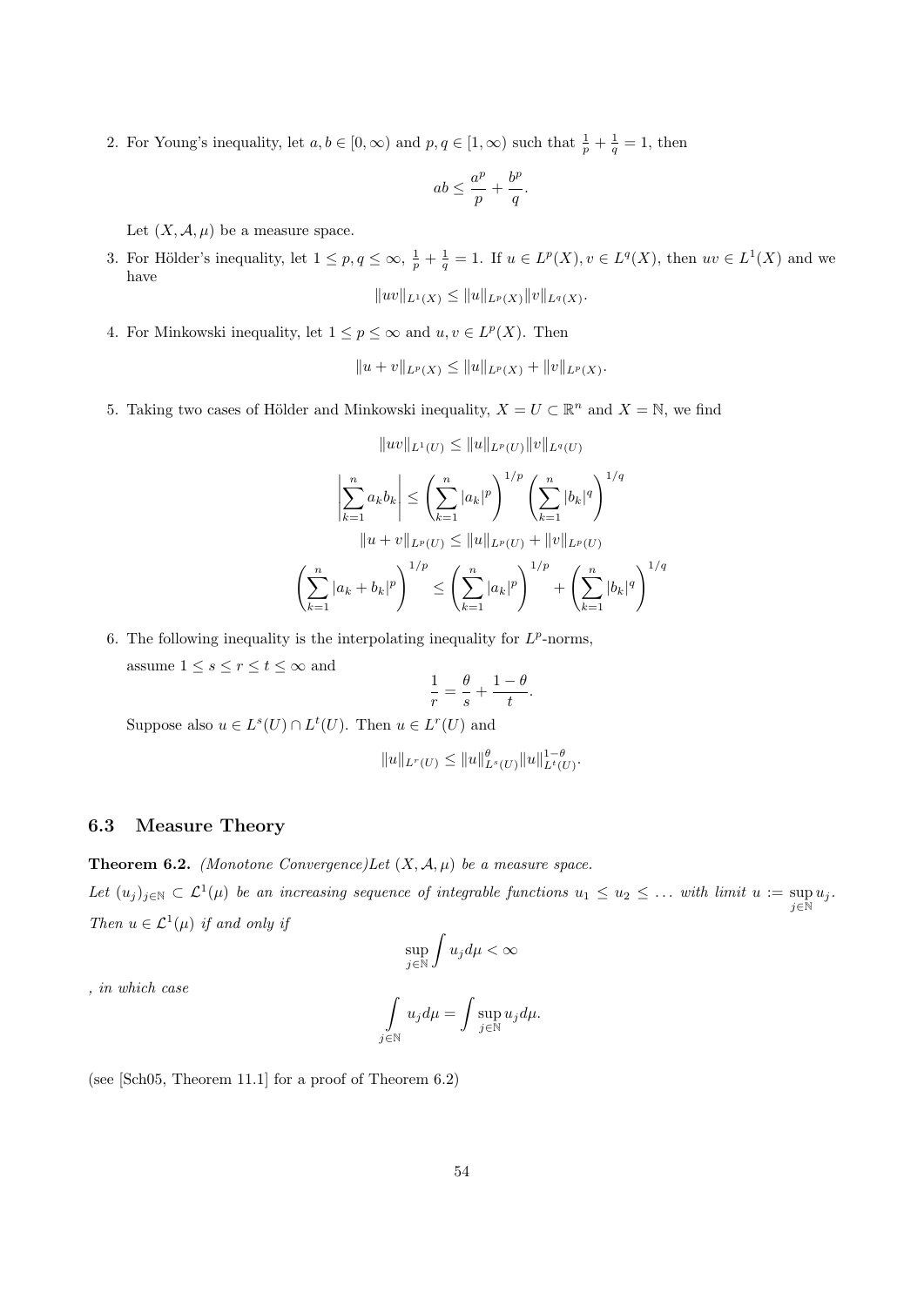2. For Young's inequality, let $a, b \in [0, \infty)$ and $p, q \in [1, \infty)$ such that $\frac{1}{p} + \frac{1}{q} = 1$, then

$$ab \leq \frac{a^p}{p} + \frac{b^p}{q}.$$

Let $(X, \mathcal{A}, \mu)$ be a measure space.

3. For Hölder's inequality, let $1 \leq p, q \leq \infty$, $\frac{1}{p} + \frac{1}{q} = 1$. If $u \in L^p(X), v \in L^q(X)$, then $uv \in L^1(X)$ and we have

$$\|uv\|_{L^1(X)} \leq \|u\|_{L^p(X)} \|v\|_{L^q(X)}.$$

4. For Minkowski inequality, let $1 \leq p \leq \infty$ and $u, v \in L^p(X)$. Then

$$\|u + v\|_{L^p(X)} \leq \|u\|_{L^p(X)} + \|v\|_{L^p(X)}.$$

5. Taking two cases of Hölder and Minkowski inequality, $X = U \subset \mathbb{R}^n$ and $X = \mathbb{N}$, we find

$$\|uv\|_{L^1(U)} \leq \|u\|_{L^p(U)} \|v\|_{L^q(U)}$$

$$\left| \sum_{k=1}^{n} a_k b_k \right| \leq \left( \sum_{k=1}^{n} |a_k|^p \right)^{1/p} \left( \sum_{k=1}^{n} |b_k|^q \right)^{1/q}$$

$$\|u + v\|_{L^p(U)} \leq \|u\|_{L^p(U)} + \|v\|_{L^p(U)}$$

$$\left( \sum_{k=1}^{n} |a_k + b_k|^p \right)^{1/p} \leq \left( \sum_{k=1}^{n} |a_k|^p \right)^{1/p} + \left( \sum_{k=1}^{n} |b_k|^q \right)^{1/q}$$

6. The following inequality is the interpolating inequality for $L^p$-norms,

assume $1 \leq s \leq r \leq t \leq \infty$ and

$$\frac{1}{r} = \frac{\theta}{s} + \frac{1 - \theta}{t}.$$

Suppose also $u \in L^s(U) \cap L^t(U)$. Then $u \in L^r(U)$ and

$$\|u\|_{L^r(U)} \leq \|u\|_{L^s(U)}^{\theta} \|u\|_{L^t(U)}^{1-\theta}.$$

### 6.3 Measure Theory

**Theorem 6.2.** *(Monotone Convergence)Let $(X, \mathcal{A}, \mu)$ be a measure space.*

*Let $(u_j)_{j \in \mathbb{N}} \subset \mathcal{L}^1(\mu)$ be an increasing sequence of integrable functions $u_1 \leq u_2 \leq \ldots$ with limit $u := \sup_{j \in \mathbb{N}} u_j$. Then $u \in \mathcal{L}^1(\mu)$ if and only if*

$$\sup_{j \in \mathbb{N}} \int u_j d\mu < \infty$$

*, in which case*

$$\int_{j \in \mathbb{N}} u_j d\mu = \int \sup_{j \in \mathbb{N}} u_j d\mu.$$

(see [Sch05, Theorem 11.1] for a proof of Theorem 6.2)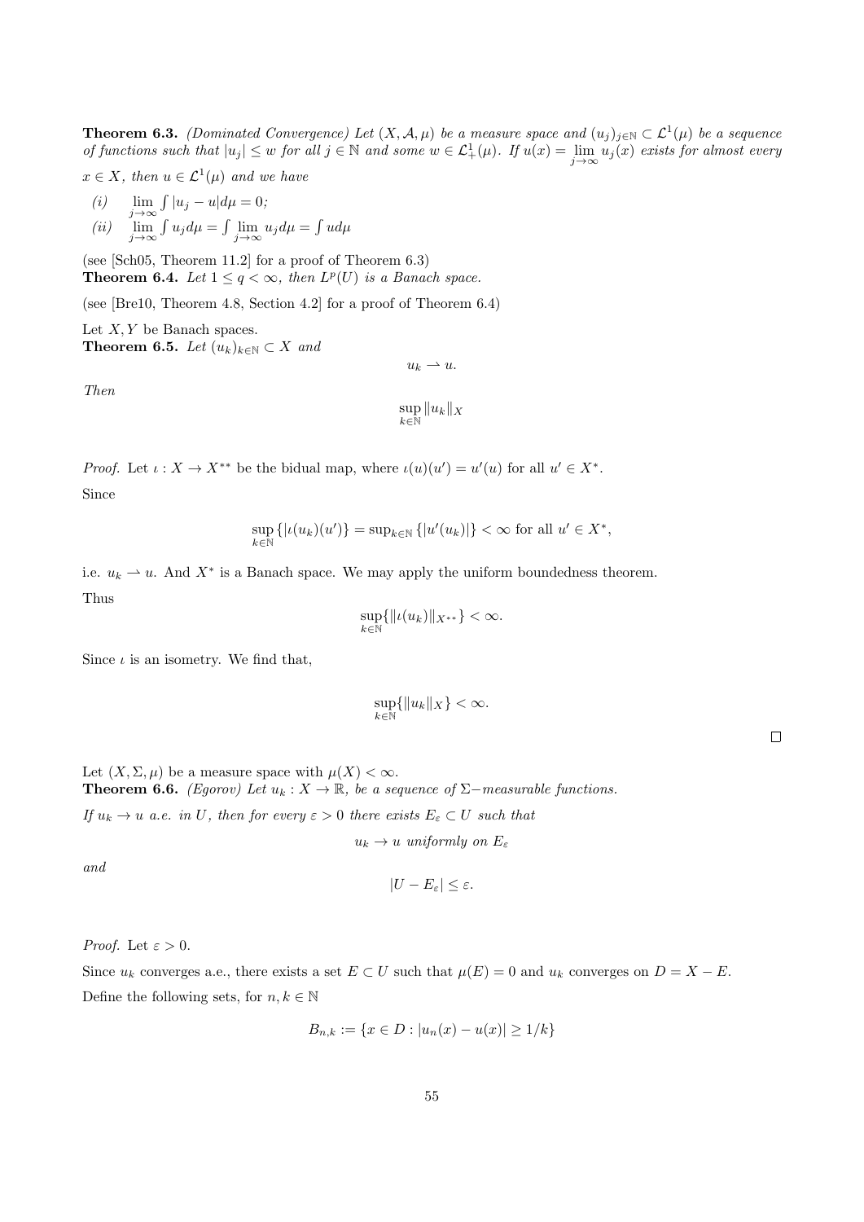**Theorem 6.3.** *(Dominated Convergence) Let $(X, \mathcal{A}, \mu)$ be a measure space and $(u_j)_{j\in\mathbb{N}} \subset \mathcal{L}^1(\mu)$ be a sequence of functions such that $|u_j| \leq w$ for all $j \in \mathbb{N}$ and some $w \in \mathcal{L}^1_+(\mu)$. If $u(x) = \lim_{j\to\infty} u_j(x)$ exists for almost every $x \in X$, then $u \in \mathcal{L}^1(\mu)$ and we have*

*(i)* $\lim_{j\to\infty} \int |u_j - u| d\mu = 0;$

*(ii)* $\lim_{j\to\infty} \int u_j d\mu = \int \lim_{j\to\infty} u_j d\mu = \int u d\mu$

(see [Sch05, Theorem 11.2] for a proof of Theorem 6.3)

**Theorem 6.4.** *Let $1 \leq q < \infty$, then $L^p(U)$ is a Banach space.*

(see [Bre10, Theorem 4.8, Section 4.2] for a proof of Theorem 6.4)

Let $X, Y$ be Banach spaces.

**Theorem 6.5.** *Let $(u_k)_{k\in\mathbb{N}} \subset X$ and*

$$u_k \rightharpoonup u.$$

*Then*

$$\sup_{k\in\mathbb{N}} \|u_k\|_X$$

*Proof.* Let $\iota : X \to X^{**}$ be the bidual map, where $\iota(u)(u') = u'(u)$ for all $u' \in X^*$.

Since

$$\sup_{k\in\mathbb{N}} \{|\iota(u_k)(u')\} = \sup_{k\in\mathbb{N}} \{|u'(u_k)|\} < \infty \text{ for all } u' \in X^*,$$

i.e. $u_k \rightharpoonup u$. And $X^*$ is a Banach space. We may apply the uniform boundedness theorem.

Thus

$$\sup_{k\in\mathbb{N}} \{\|\iota(u_k)\|_{X^{**}}\} < \infty.$$

Since $\iota$ is an isometry. We find that,

$$\sup_{k\in\mathbb{N}} \{\|u_k\|_X\} < \infty.$$

$\square$

Let $(X, \Sigma, \mu)$ be a measure space with $\mu(X) < \infty$.

**Theorem 6.6.** *(Egorov) Let $u_k : X \to \mathbb{R}$, be a sequence of $\Sigma-$measurable functions.*

*If $u_k \to u$ a.e. in $U$, then for every $\varepsilon > 0$ there exists $E_\varepsilon \subset U$ such that*

$$u_k \to u \text{ uniformly on } E_\varepsilon$$

*and*

$$|U - E_\varepsilon| \leq \varepsilon.$$

*Proof.* Let $\varepsilon > 0$.

Since $u_k$ converges a.e., there exists a set $E \subset U$ such that $\mu(E) = 0$ and $u_k$ converges on $D = X - E$.

Define the following sets, for $n, k \in \mathbb{N}$

$$B_{n,k} := \{x \in D : |u_n(x) - u(x)| \geq 1/k\}$$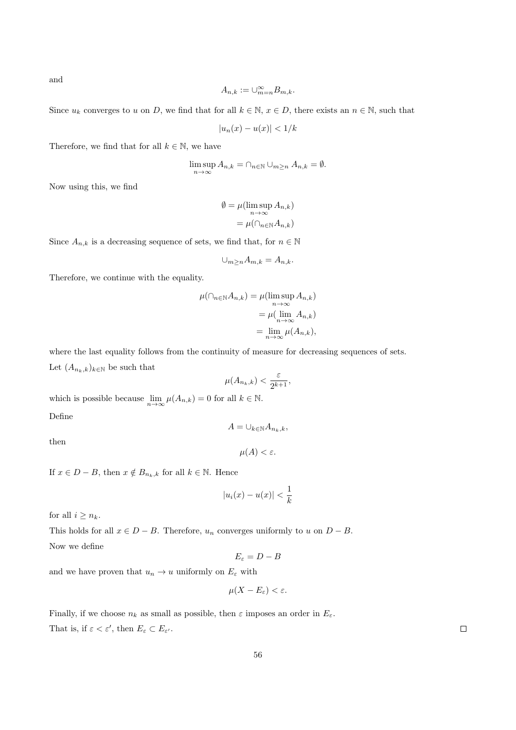and

$$A_{n,k} := \cup_{m=n}^{\infty} B_{m,k}.$$

Since $u_k$ converges to $u$ on $D$, we find that for all $k \in \mathbb{N}$, $x \in D$, there exists an $n \in \mathbb{N}$, such that

$$|u_n(x) - u(x)| < 1/k$$

Therefore, we find that for all $k \in \mathbb{N}$, we have

$$\limsup_{n\to\infty} A_{n,k} = \cap_{n\in\mathbb{N}} \cup_{m\geq n} A_{n,k} = \emptyset.$$

Now using this, we find

$$\begin{aligned}
\emptyset &= \mu(\limsup_{n\to\infty} A_{n,k}) \\
&= \mu(\cap_{n\in\mathbb{N}} A_{n,k})
\end{aligned}$$

Since $A_{n,k}$ is a decreasing sequence of sets, we find that, for $n \in \mathbb{N}$

$$\cup_{m\geq n} A_{m,k} = A_{n,k}.$$

Therefore, we continue with the equality.

$$\begin{aligned}
\mu(\cap_{n\in\mathbb{N}} A_{n,k}) &= \mu(\limsup_{n\to\infty} A_{n,k}) \\
&= \mu(\lim_{n\to\infty} A_{n,k}) \\
&= \lim_{n\to\infty} \mu(A_{n,k}),
\end{aligned}$$

where the last equality follows from the continuity of measure for decreasing sequences of sets.

Let $(A_{n_k,k})_{k\in\mathbb{N}}$ be such that

$$\mu(A_{n_k,k}) < \frac{\varepsilon}{2^{k+1}},$$

which is possible because $\lim_{n\to\infty} \mu(A_{n,k}) = 0$ for all $k \in \mathbb{N}$.

Define

$$A = \cup_{k\in\mathbb{N}} A_{n_k,k},$$

then

$$\mu(A) < \varepsilon.$$

If $x \in D - B$, then $x \notin B_{n_k,k}$ for all $k \in \mathbb{N}$. Hence

$$|u_i(x) - u(x)| < \frac{1}{k}$$

for all $i \geq n_k$.

This holds for all $x \in D - B$. Therefore, $u_n$ converges uniformly to $u$ on $D - B$.

Now we define

$$E_\varepsilon = D - B$$

and we have proven that $u_n \to u$ uniformly on $E_\varepsilon$ with

$$\mu(X - E_\varepsilon) < \varepsilon.$$

Finally, if we choose $n_k$ as small as possible, then $\varepsilon$ imposes an order in $E_\varepsilon$.

That is, if $\varepsilon < \varepsilon'$, then $E_\varepsilon \subset E_{\varepsilon'}$. □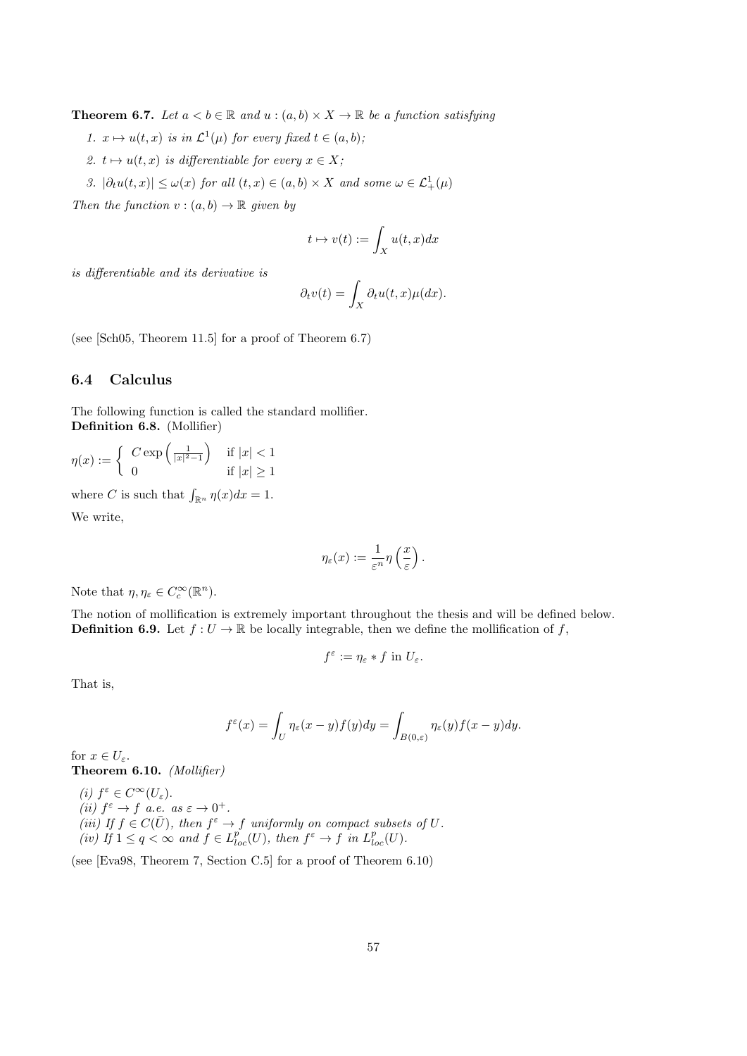**Theorem 6.7.** *Let $a < b \in \mathbb{R}$ and $u : (a,b) \times X \to \mathbb{R}$ be a function satisfying*

1. *$x \mapsto u(t,x)$ is in $\mathcal{L}^1(\mu)$ for every fixed $t \in (a,b)$;*
2. *$t \mapsto u(t,x)$ is differentiable for every $x \in X$;*
3. *$|\partial_t u(t,x)| \leq \omega(x)$ for all $(t,x) \in (a,b) \times X$ and some $\omega \in \mathcal{L}^1_+(\mu)$*

*Then the function $v : (a,b) \to \mathbb{R}$ given by*

$$t \mapsto v(t) := \int_X u(t,x)dx$$

*is differentiable and its derivative is*

$$\partial_t v(t) = \int_X \partial_t u(t,x)\mu(dx).$$

(see [Sch05, Theorem 11.5] for a proof of Theorem 6.7)

## 6.4 Calculus

The following function is called the standard mollifier.
**Definition 6.8.** (Mollifier)

$$\eta(x) := \begin{cases} C \exp\left(\frac{1}{|x|^2-1}\right) & \text{if } |x| < 1 \\ 0 & \text{if } |x| \geq 1 \end{cases}$$

where $C$ is such that $\int_{\mathbb{R}^n} \eta(x)dx = 1$.

We write,

$$\eta_\varepsilon(x) := \frac{1}{\varepsilon^n}\eta\left(\frac{x}{\varepsilon}\right).$$

Note that $\eta, \eta_\varepsilon \in C_c^\infty(\mathbb{R}^n)$.

The notion of mollification is extremely important throughout the thesis and will be defined below.
**Definition 6.9.** Let $f : U \to \mathbb{R}$ be locally integrable, then we define the mollification of $f$,

$$f^\varepsilon := \eta_\varepsilon * f \text{ in } U_\varepsilon.$$

That is,

$$f^\varepsilon(x) = \int_U \eta_\varepsilon(x-y)f(y)dy = \int_{B(0,\varepsilon)} \eta_\varepsilon(y)f(x-y)dy.$$

for $x \in U_\varepsilon$.
**Theorem 6.10.** *(Mollifier)*

*(i) $f^\varepsilon \in C^\infty(U_\varepsilon)$.*
*(ii) $f^\varepsilon \to f$ a.e. as $\varepsilon \to 0^+$.*
*(iii) If $f \in C(\bar{U})$, then $f^\varepsilon \to f$ uniformly on compact subsets of $U$.*
*(iv) If $1 \leq q < \infty$ and $f \in L^p_{loc}(U)$, then $f^\varepsilon \to f$ in $L^p_{loc}(U)$.*

(see [Eva98, Theorem 7, Section C.5] for a proof of Theorem 6.10)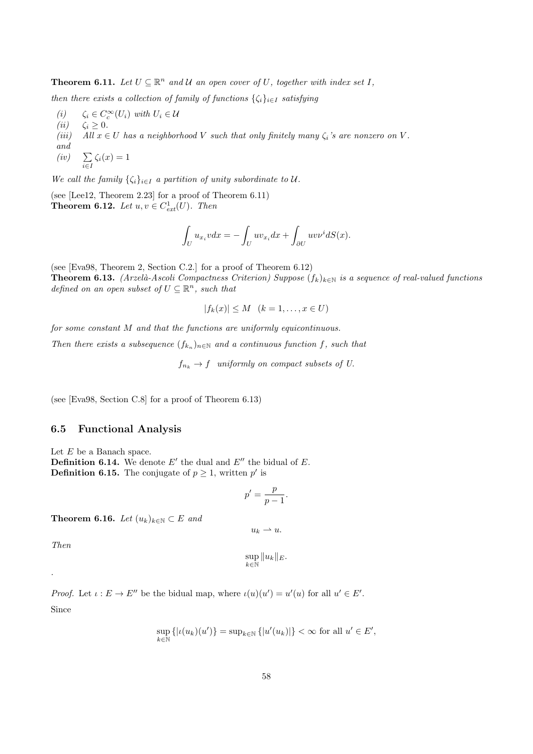**Theorem 6.11.** *Let $U \subseteq \mathbb{R}^n$ and $\mathcal{U}$ an open cover of $U$, together with index set $I$, then there exists a collection of family of functions $\{\zeta_i\}_{i\in I}$ satisfying*

*(i)* $\quad \zeta_i \in C_c^\infty(U_i)$ *with* $U_i \in \mathcal{U}$
*(ii)* $\quad \zeta_i \geq 0$.
*(iii)* $\quad$ *All $x \in U$ has a neighborhood $V$ such that only finitely many $\zeta_i$'s are nonzero on $V$.*
*and*
*(iv)* $\quad \sum_{i\in I} \zeta_i(x) = 1$

*We call the family $\{\zeta_i\}_{i\in I}$ a partition of unity subordinate to $\mathcal{U}$.*

(see [Lee12, Theorem 2.23] for a proof of Theorem 6.11)

**Theorem 6.12.** *Let $u, v \in C^1_{ext}(U)$. Then*

$$\int_U u_{x_i} v dx = -\int_U u v_{x_i} dx + \int_{\partial U} u v \nu^i dS(x).$$

(see [Eva98, Theorem 2, Section C.2.] for a proof of Theorem 6.12)

**Theorem 6.13.** *(Arzelà-Ascoli Compactness Criterion) Suppose $(f_k)_{k\in\mathbb{N}}$ is a sequence of real-valued functions defined on an open subset of $U \subseteq \mathbb{R}^n$, such that*

$$|f_k(x)| \leq M \quad (k = 1, \ldots, x \in U)$$

*for some constant $M$ and that the functions are uniformly equicontinuous.*

*Then there exists a subsequence $(f_{k_n})_{n\in\mathbb{N}}$ and a continuous function $f$, such that*

$$f_{n_k} \to f \quad \textit{uniformly on compact subsets of } U.$$

(see [Eva98, Section C.8] for a proof of Theorem 6.13)

## 6.5 Functional Analysis

Let $E$ be a Banach space.

**Definition 6.14.** We denote $E'$ the dual and $E''$ the bidual of $E$.

**Definition 6.15.** The conjugate of $p \geq 1$, written $p'$ is

$$p' = \frac{p}{p-1}.$$

**Theorem 6.16.** *Let $(u_k)_{k\in\mathbb{N}} \subset E$ and*

$$u_k \rightharpoonup u.$$

*Then*

$$\sup_{k\in\mathbb{N}} \|u_k\|_E.$$

.

*Proof.* Let $\iota : E \to E''$ be the bidual map, where $\iota(u)(u') = u'(u)$ for all $u' \in E'$.

Since

$$\sup_{k\in\mathbb{N}} \{|\iota(u_k)(u')\} = \sup_{k\in\mathbb{N}} \{|u'(u_k)|\} < \infty \text{ for all } u' \in E',$$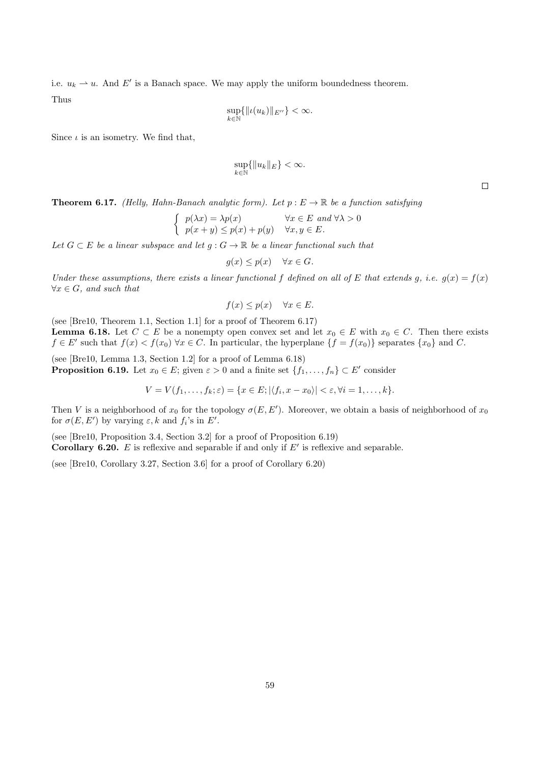i.e. $u_k \rightharpoonup u$. And $E'$ is a Banach space. We may apply the uniform boundedness theorem.

Thus

$$\sup_{k \in \mathbb{N}} \{ \|\iota(u_k)\|_{E''} \} < \infty.$$

Since $\iota$ is an isometry. We find that,

$$\sup_{k \in \mathbb{N}} \{ \|u_k\|_E \} < \infty.$$

□

**Theorem 6.17.** *(Helly, Hahn-Banach analytic form). Let $p : E \to \mathbb{R}$ be a function satisfying*

$$\begin{cases} p(\lambda x) = \lambda p(x) & \forall x \in E \text{ and } \forall \lambda > 0 \\ p(x + y) \le p(x) + p(y) & \forall x, y \in E. \end{cases}$$

*Let $G \subset E$ be a linear subspace and let $g : G \to \mathbb{R}$ be a linear functional such that*

$$g(x) \le p(x) \quad \forall x \in G.$$

*Under these assumptions, there exists a linear functional $f$ defined on all of $E$ that extends $g$, i.e. $g(x) = f(x)$ $\forall x \in G$, and such that*

$$f(x) \le p(x) \quad \forall x \in E.$$

(see [Bre10, Theorem 1.1, Section 1.1] for a proof of Theorem 6.17)

**Lemma 6.18.** Let $C \subset E$ be a nonempty open convex set and let $x_0 \in E$ with $x_0 \in C$. Then there exists $f \in E'$ such that $f(x) < f(x_0)$ $\forall x \in C$. In particular, the hyperplane $\{f = f(x_0)\}$ separates $\{x_0\}$ and $C$.

(see [Bre10, Lemma 1.3, Section 1.2] for a proof of Lemma 6.18)

**Proposition 6.19.** Let $x_0 \in E$; given $\varepsilon > 0$ and a finite set $\{f_1, \ldots, f_n\} \subset E'$ consider

$$V = V(f_1, \ldots, f_k; \varepsilon) = \{x \in E; |\langle f_i, x - x_0 \rangle| < \varepsilon, \forall i = 1, \ldots, k\}.$$

Then $V$ is a neighborhood of $x_0$ for the topology $\sigma(E, E')$. Moreover, we obtain a basis of neighborhood of $x_0$ for $\sigma(E, E')$ by varying $\varepsilon, k$ and $f_i$'s in $E'$.

(see [Bre10, Proposition 3.4, Section 3.2] for a proof of Proposition 6.19)

**Corollary 6.20.** $E$ is reflexive and separable if and only if $E'$ is reflexive and separable.

(see [Bre10, Corollary 3.27, Section 3.6] for a proof of Corollary 6.20)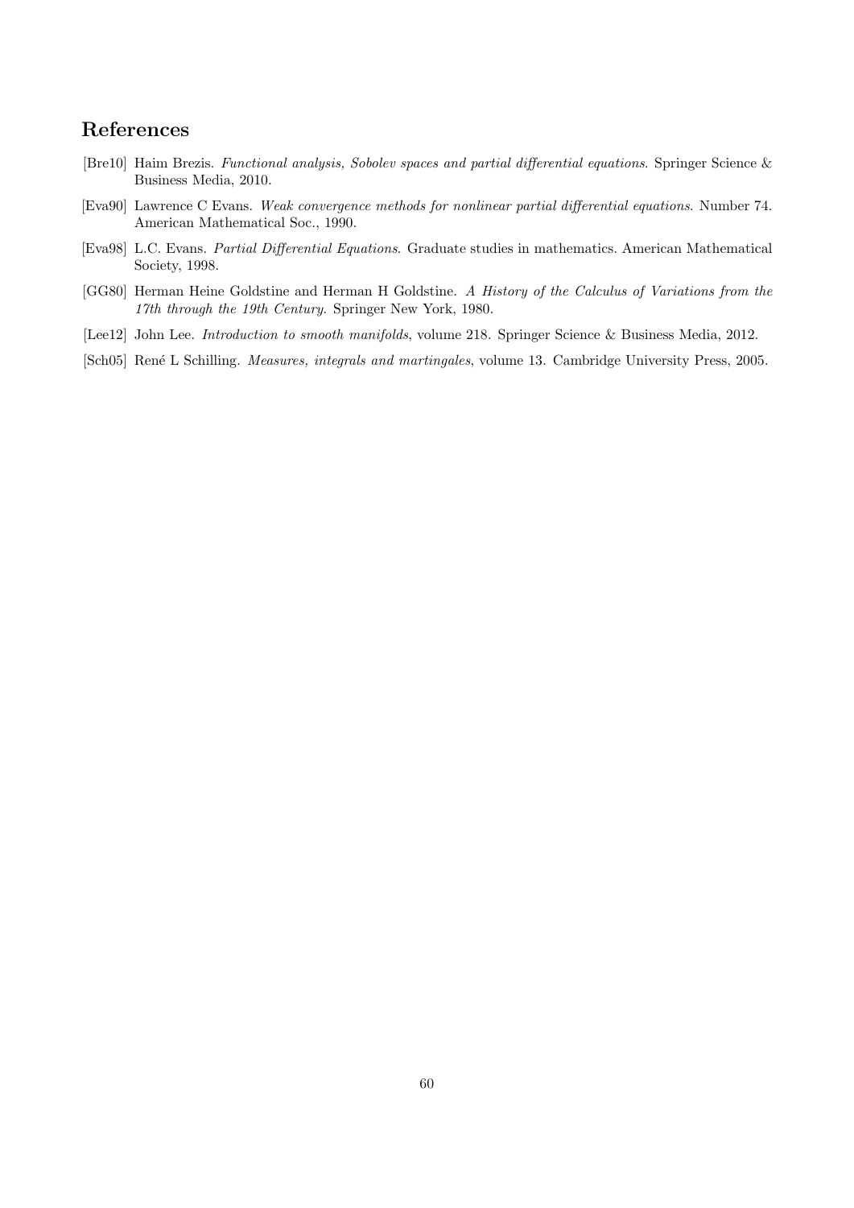## References

[Bre10] Haim Brezis. *Functional analysis, Sobolev spaces and partial differential equations*. Springer Science & Business Media, 2010.

[Eva90] Lawrence C Evans. *Weak convergence methods for nonlinear partial differential equations*. Number 74. American Mathematical Soc., 1990.

[Eva98] L.C. Evans. *Partial Differential Equations*. Graduate studies in mathematics. American Mathematical Society, 1998.

[GG80] Herman Heine Goldstine and Herman H Goldstine. *A History of the Calculus of Variations from the 17th through the 19th Century*. Springer New York, 1980.

[Lee12] John Lee. *Introduction to smooth manifolds*, volume 218. Springer Science & Business Media, 2012.

[Sch05] René L Schilling. *Measures, integrals and martingales*, volume 13. Cambridge University Press, 2005.